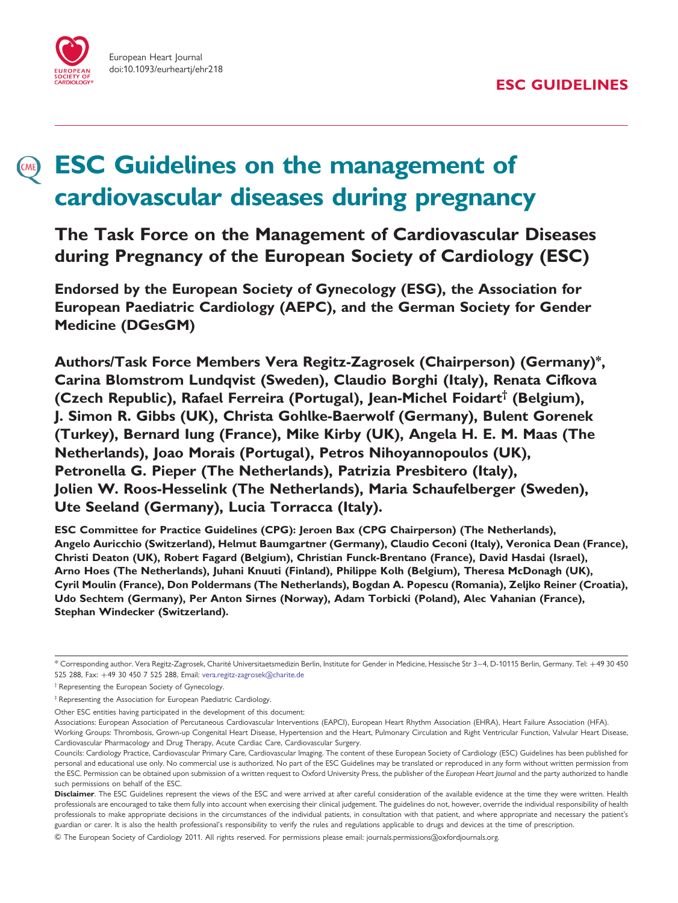ESC GUIDELINES

# ESC Guidelines on the management of cardiovascular diseases during pregnancy

## The Task Force on the Management of Cardiovascular Diseases during Pregnancy of the European Society of Cardiology (ESC)

**Endorsed by the European Society of Gynecology (ESG), the Association for European Paediatric Cardiology (AEPC), and the German Society for Gender Medicine (DGesGM)**

**Authors/Task Force Members Vera Regitz-Zagrosek (Chairperson) (Germany)*, Carina Blomstrom Lundqvist (Sweden), Claudio Borghi (Italy), Renata Cifkova (Czech Republic), Rafael Ferreira (Portugal), Jean-Michel Foidart[†] (Belgium), J. Simon R. Gibbs (UK), Christa Gohlke-Baerwolf (Germany), Bulent Gorenek (Turkey), Bernard Iung (France), Mike Kirby (UK), Angela H. E. M. Maas (The Netherlands), Joao Morais (Portugal), Petros Nihoyannopoulos (UK), Petronella G. Pieper (The Netherlands), Patrizia Presbitero (Italy), Jolien W. Roos-Hesselink (The Netherlands), Maria Schaufelberger (Sweden), Ute Seeland (Germany), Lucia Torracca (Italy).**

**ESC Committee for Practice Guidelines (CPG): Jeroen Bax (CPG Chairperson) (The Netherlands), Angelo Auricchio (Switzerland), Helmut Baumgartner (Germany), Claudio Ceconi (Italy), Veronica Dean (France), Christi Deaton (UK), Robert Fagard (Belgium), Christian Funck-Brentano (France), David Hasdai (Israel), Arno Hoes (The Netherlands), Juhani Knuuti (Finland), Philippe Kolh (Belgium), Theresa McDonagh (UK), Cyril Moulin (France), Don Poldermans (The Netherlands), Bogdan A. Popescu (Romania), Zeljko Reiner (Croatia), Udo Sechtem (Germany), Per Anton Sirnes (Norway), Adam Torbicki (Poland), Alec Vahanian (France), Stephan Windecker (Switzerland).**

\* Corresponding author. Vera Regitz-Zagrosek, Charité Universitaetsmedizin Berlin, Institute for Gender in Medicine, Hessische Str 3–4, D-10115 Berlin, Germany. Tel: +49 30 450 525 288, Fax: +49 30 450 7 525 288, Email: vera.regitz-zagrosek@charite.de

[†] Representing the European Society of Gynecology.

[‡] Representing the Association for European Paediatric Cardiology.

Other ESC entities having participated in the development of this document:

Associations: European Association of Percutaneous Cardiovascular Interventions (EAPCI), European Heart Rhythm Association (EHRA), Heart Failure Association (HFA).

Working Groups: Thrombosis, Grown-up Congenital Heart Disease, Hypertension and the Heart, Pulmonary Circulation and Right Ventricular Function, Valvular Heart Disease, Cardiovascular Pharmacology and Drug Therapy, Acute Cardiac Care, Cardiovascular Surgery.

Councils: Cardiology Practice, Cardiovascular Primary Care, Cardiovascular Imaging. The content of these European Society of Cardiology (ESC) Guidelines has been published for personal and educational use only. No commercial use is authorized. No part of the ESC Guidelines may be translated or reproduced in any form without written permission from the ESC. Permission can be obtained upon submission of a written request to Oxford University Press, the publisher of the *European Heart Journal* and the party authorized to handle such permissions on behalf of the ESC.

**Disclaimer**. The ESC Guidelines represent the views of the ESC and were arrived at after careful consideration of the available evidence at the time they were written. Health professionals are encouraged to take them fully into account when exercising their clinical judgement. The guidelines do not, however, override the individual responsibility of health professionals to make appropriate decisions in the circumstances of the individual patients, in consultation with that patient, and where appropriate and necessary the patient's guardian or carer. It is also the health professional's responsibility to verify the rules and regulations applicable to drugs and devices at the time of prescription.

© The European Society of Cardiology 2011. All rights reserved. For permissions please email: journals.permissions@oxfordjournals.org.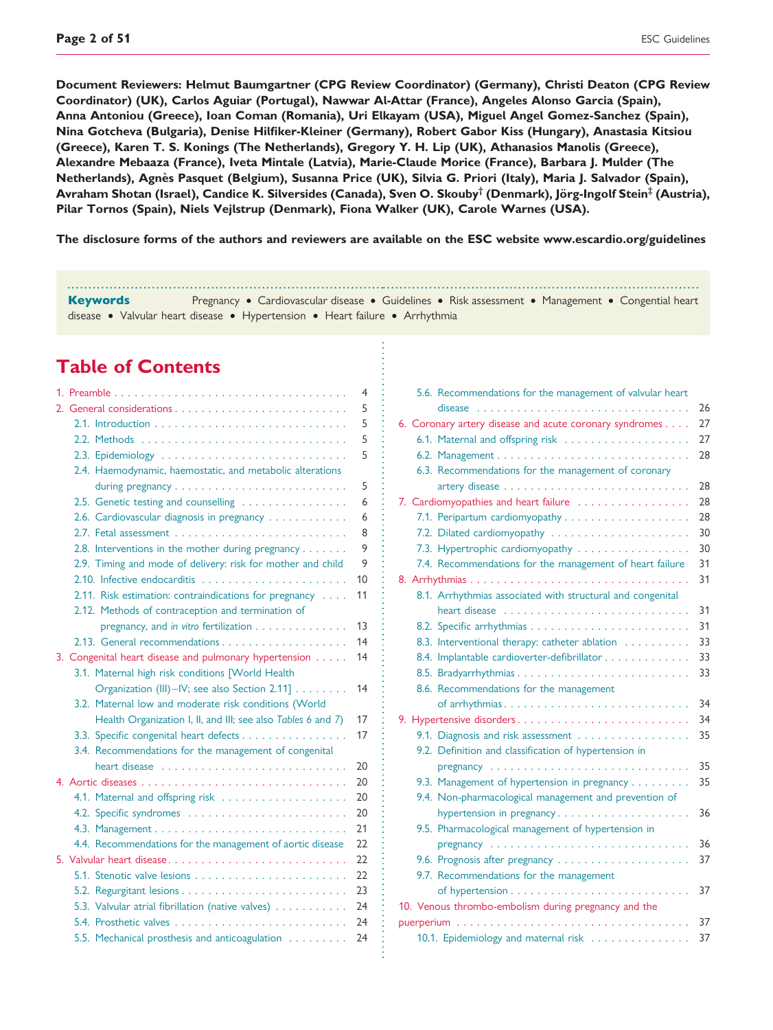**Document Reviewers: Helmut Baumgartner (CPG Review Coordinator) (Germany), Christi Deaton (CPG Review Coordinator) (UK), Carlos Aguiar (Portugal), Nawwar Al-Attar (France), Angeles Alonso Garcia (Spain), Anna Antoniou (Greece), Ioan Coman (Romania), Uri Elkayam (USA), Miguel Angel Gomez-Sanchez (Spain), Nina Gotcheva (Bulgaria), Denise Hilfiker-Kleiner (Germany), Robert Gabor Kiss (Hungary), Anastasia Kitsiou (Greece), Karen T. S. Konings (The Netherlands), Gregory Y. H. Lip (UK), Athanasios Manolis (Greece), Alexandre Mebaaza (France), Iveta Mintale (Latvia), Marie-Claude Morice (France), Barbara J. Mulder (The Netherlands), Agnès Pasquet (Belgium), Susanna Price (UK), Silvia G. Priori (Italy), Maria J. Salvador (Spain), Avraham Shotan (Israel), Candice K. Silversides (Canada), Sven O. Skouby† (Denmark), Jörg-Ingolf Stein‡ (Austria), Pilar Tornos (Spain), Niels Vejlstrup (Denmark), Fiona Walker (UK), Carole Warnes (USA).**

**The disclosure forms of the authors and reviewers are available on the ESC website www.escardio.org/guidelines**

**Keywords** Pregnancy • Cardiovascular disease • Guidelines • Risk assessment • Management • Congenital heart disease • Valvular heart disease • Hypertension • Heart failure • Arrhythmia

# Table of Contents

1. Preamble . . . 4
2. General considerations . . . 5
   - 2.1. Introduction . . . 5
   - 2.2. Methods . . . 5
   - 2.3. Epidemiology . . . 5
   - 2.4. Haemodynamic, haemostatic, and metabolic alterations during pregnancy . . . 5
   - 2.5. Genetic testing and counselling . . . 6
   - 2.6. Cardiovascular diagnosis in pregnancy . . . 6
   - 2.7. Fetal assessment . . . 8
   - 2.8. Interventions in the mother during pregnancy . . . 9
   - 2.9. Timing and mode of delivery: risk for mother and child . . . 9
   - 2.10. Infective endocarditis . . . 10
   - 2.11. Risk estimation: contraindications for pregnancy . . . 11
   - 2.12. Methods of contraception and termination of pregnancy, and *in vitro* fertilization . . . 13
   - 2.13. General recommendations . . . 14
3. Congenital heart disease and pulmonary hypertension . . . 14
   - 3.1. Maternal high risk conditions [World Health Organization (III)–IV; see also Section 2.11] . . . 14
   - 3.2. Maternal low and moderate risk conditions (World Health Organization I, II, and III; see also *Tables* 6 and 7) . . . 17
   - 3.3. Specific congenital heart defects . . . 17
   - 3.4. Recommendations for the management of congenital heart disease . . . 20
4. Aortic diseases . . . 20
   - 4.1. Maternal and offspring risk . . . 20
   - 4.2. Specific syndromes . . . 20
   - 4.3. Management . . . 21
   - 4.4. Recommendations for the management of aortic disease . . . 22
5. Valvular heart disease . . . 22
   - 5.1. Stenotic valve lesions . . . 22
   - 5.2. Regurgitant lesions . . . 23
   - 5.3. Valvular atrial fibrillation (native valves) . . . 24
   - 5.4. Prosthetic valves . . . 24
   - 5.5. Mechanical prosthesis and anticoagulation . . . 24
   - 5.6. Recommendations for the management of valvular heart disease . . . 26
6. Coronary artery disease and acute coronary syndromes . . . 27
   - 6.1. Maternal and offspring risk . . . 27
   - 6.2. Management . . . 28
   - 6.3. Recommendations for the management of coronary artery disease . . . 28
7. Cardiomyopathies and heart failure . . . 28
   - 7.1. Peripartum cardiomyopathy . . . 28
   - 7.2. Dilated cardiomyopathy . . . 30
   - 7.3. Hypertrophic cardiomyopathy . . . 30
   - 7.4. Recommendations for the management of heart failure . . . 31
8. Arrhythmias . . . 31
   - 8.1. Arrhythmias associated with structural and congenital heart disease . . . 31
   - 8.2. Specific arrhythmias . . . 31
   - 8.3. Interventional therapy: catheter ablation . . . 33
   - 8.4. Implantable cardioverter-defibrillator . . . 33
   - 8.5. Bradyarrhythmias . . . 33
   - 8.6. Recommendations for the management of arrhythmias . . . 34
9. Hypertensive disorders . . . 34
   - 9.1. Diagnosis and risk assessment . . . 35
   - 9.2. Definition and classification of hypertension in pregnancy . . . 35
   - 9.3. Management of hypertension in pregnancy . . . 35
   - 9.4. Non-pharmacological management and prevention of hypertension in pregnancy . . . 36
   - 9.5. Pharmacological management of hypertension in pregnancy . . . 36
   - 9.6. Prognosis after pregnancy . . . 37
   - 9.7. Recommendations for the management of hypertension . . . 37
10. Venous thrombo-embolism during pregnancy and the puerperium . . . 37
    - 10.1. Epidemiology and maternal risk . . . 37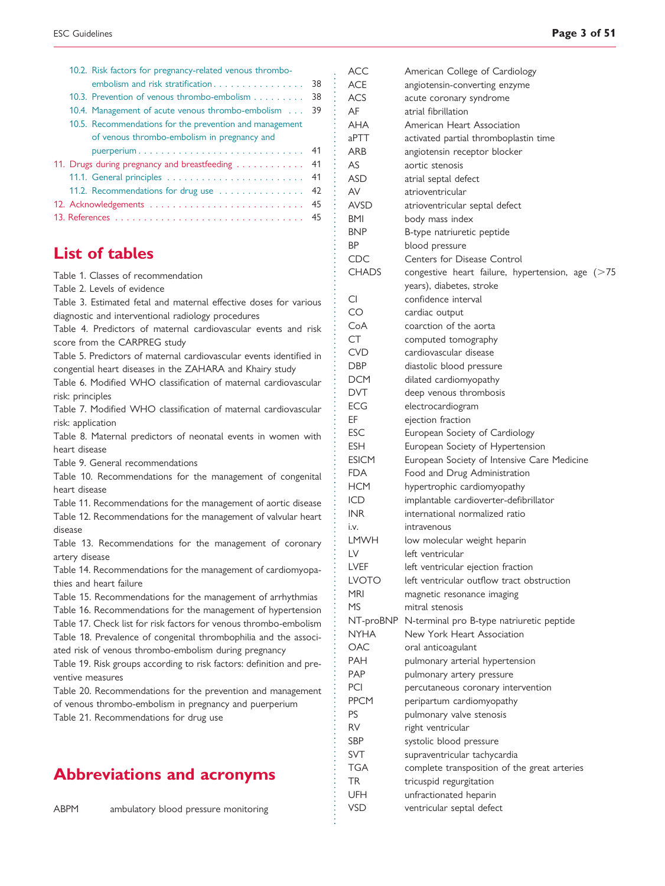10.2. Risk factors for pregnancy-related venous thrombo-embolism and risk stratification . . . . . . . . . . . . . . . . 38
10.3. Prevention of venous thrombo-embolism . . . . . . . . . 38
10.4. Management of acute venous thrombo-embolism . . . 39
10.5. Recommendations for the prevention and management of venous thrombo-embolism in pregnancy and puerperium . . . . . . . . . . . . . . . . . . . . . . . . . . . . . 41
11. Drugs during pregnancy and breastfeeding . . . . . . . . . . . . 41
11.1. General principles . . . . . . . . . . . . . . . . . . . . . . . . . 41
11.2. Recommendations for drug use . . . . . . . . . . . . . . . 42
12. Acknowledgements . . . . . . . . . . . . . . . . . . . . . . . . . . . 45
13. References . . . . . . . . . . . . . . . . . . . . . . . . . . . . . . . . . 45

## List of tables

Table 1. Classes of recommendation
Table 2. Levels of evidence
Table 3. Estimated fetal and maternal effective doses for various diagnostic and interventional radiology procedures
Table 4. Predictors of maternal cardiovascular events and risk score from the CARPREG study
Table 5. Predictors of maternal cardiovascular events identified in congential heart diseases in the ZAHARA and Khairy study
Table 6. Modified WHO classification of maternal cardiovascular risk: principles
Table 7. Modified WHO classification of maternal cardiovascular risk: application
Table 8. Maternal predictors of neonatal events in women with heart disease
Table 9. General recommendations
Table 10. Recommendations for the management of congenital heart disease
Table 11. Recommendations for the management of aortic disease
Table 12. Recommendations for the management of valvular heart disease
Table 13. Recommendations for the management of coronary artery disease
Table 14. Recommendations for the management of cardiomyopathies and heart failure
Table 15. Recommendations for the management of arrhythmias
Table 16. Recommendations for the management of hypertension
Table 17. Check list for risk factors for venous thrombo-embolism
Table 18. Prevalence of congenital thrombophilia and the associated risk of venous thrombo-embolism during pregnancy
Table 19. Risk groups according to risk factors: definition and preventive measures
Table 20. Recommendations for the prevention and management of venous thrombo-embolism in pregnancy and puerperium
Table 21. Recommendations for drug use

## Abbreviations and acronyms

| | |
|---|---|
| ABPM | ambulatory blood pressure monitoring |
| ACC | American College of Cardiology |
| ACE | angiotensin-converting enzyme |
| ACS | acute coronary syndrome |
| AF | atrial fibrillation |
| AHA | American Heart Association |
| aPTT | activated partial thromboplastin time |
| ARB | angiotensin receptor blocker |
| AS | aortic stenosis |
| ASD | atrial septal defect |
| AV | atrioventricular |
| AVSD | atrioventricular septal defect |
| BMI | body mass index |
| BNP | B-type natriuretic peptide |
| BP | blood pressure |
| CDC | Centers for Disease Control |
| CHADS | congestive heart failure, hypertension, age (>75 years), diabetes, stroke |
| CI | confidence interval |
| CO | cardiac output |
| CoA | coarction of the aorta |
| CT | computed tomography |
| CVD | cardiovascular disease |
| DBP | diastolic blood pressure |
| DCM | dilated cardiomyopathy |
| DVT | deep venous thrombosis |
| ECG | electrocardiogram |
| EF | ejection fraction |
| ESC | European Society of Cardiology |
| ESH | European Society of Hypertension |
| ESICM | European Society of Intensive Care Medicine |
| FDA | Food and Drug Administration |
| HCM | hypertrophic cardiomyopathy |
| ICD | implantable cardioverter-defibrillator |
| INR | international normalized ratio |
| i.v. | intravenous |
| LMWH | low molecular weight heparin |
| LV | left ventricular |
| LVEF | left ventricular ejection fraction |
| LVOTO | left ventricular outflow tract obstruction |
| MRI | magnetic resonance imaging |
| MS | mitral stenosis |
| NT-proBNP | N-terminal pro B-type natriuretic peptide |
| NYHA | New York Heart Association |
| OAC | oral anticoagulant |
| PAH | pulmonary arterial hypertension |
| PAP | pulmonary artery pressure |
| PCI | percutaneous coronary intervention |
| PPCM | peripartum cardiomyopathy |
| PS | pulmonary valve stenosis |
| RV | right ventricular |
| SBP | systolic blood pressure |
| SVT | supraventricular tachycardia |
| TGA | complete transposition of the great arteries |
| TR | tricuspid regurgitation |
| UFH | unfractionated heparin |
| VSD | ventricular septal defect |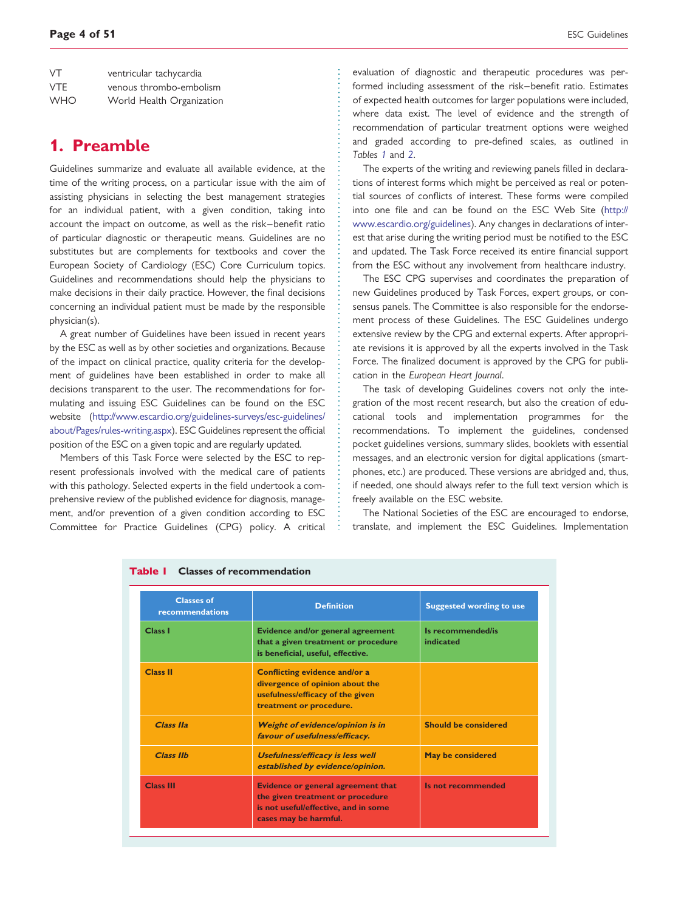| | |
|---|---|
| VT | ventricular tachycardia |
| VTE | venous thrombo-embolism |
| WHO | World Health Organization |

# 1. Preamble

Guidelines summarize and evaluate all available evidence, at the time of the writing process, on a particular issue with the aim of assisting physicians in selecting the best management strategies for an individual patient, with a given condition, taking into account the impact on outcome, as well as the risk–benefit ratio of particular diagnostic or therapeutic means. Guidelines are no substitutes but are complements for textbooks and cover the European Society of Cardiology (ESC) Core Curriculum topics. Guidelines and recommendations should help the physicians to make decisions in their daily practice. However, the final decisions concerning an individual patient must be made by the responsible physician(s).

A great number of Guidelines have been issued in recent years by the ESC as well as by other societies and organizations. Because of the impact on clinical practice, quality criteria for the development of guidelines have been established in order to make all decisions transparent to the user. The recommendations for formulating and issuing ESC Guidelines can be found on the ESC website (http://www.escardio.org/guidelines-surveys/esc-guidelines/about/Pages/rules-writing.aspx). ESC Guidelines represent the official position of the ESC on a given topic and are regularly updated.

Members of this Task Force were selected by the ESC to represent professionals involved with the medical care of patients with this pathology. Selected experts in the field undertook a comprehensive review of the published evidence for diagnosis, management, and/or prevention of a given condition according to ESC Committee for Practice Guidelines (CPG) policy. A critical evaluation of diagnostic and therapeutic procedures was performed including assessment of the risk–benefit ratio. Estimates of expected health outcomes for larger populations were included, where data exist. The level of evidence and the strength of recommendation of particular treatment options were weighed and graded according to pre-defined scales, as outlined in *Tables 1* and *2*.

The experts of the writing and reviewing panels filled in declarations of interest forms which might be perceived as real or potential sources of conflicts of interest. These forms were compiled into one file and can be found on the ESC Web Site (http://www.escardio.org/guidelines). Any changes in declarations of interest that arise during the writing period must be notified to the ESC and updated. The Task Force received its entire financial support from the ESC without any involvement from healthcare industry.

The ESC CPG supervises and coordinates the preparation of new Guidelines produced by Task Forces, expert groups, or consensus panels. The Committee is also responsible for the endorsement process of these Guidelines. The ESC Guidelines undergo extensive review by the CPG and external experts. After appropriate revisions it is approved by all the experts involved in the Task Force. The finalized document is approved by the CPG for publication in the *European Heart Journal*.

The task of developing Guidelines covers not only the integration of the most recent research, but also the creation of educational tools and implementation programmes for the recommendations. To implement the guidelines, condensed pocket guidelines versions, summary slides, booklets with essential messages, and an electronic version for digital applications (smartphones, etc.) are produced. These versions are abridged and, thus, if needed, one should always refer to the full text version which is freely available on the ESC website.

The National Societies of the ESC are encouraged to endorse, translate, and implement the ESC Guidelines. Implementation

**Table 1 Classes of recommendation**

| Classes of recommendations | Definition | Suggested wording to use |
|---|---|---|
| **Class I** | **Evidence and/or general agreement that a given treatment or procedure is beneficial, useful, effective.** | **Is recommended/is indicated** |
| **Class II** | **Conflicting evidence and/or a divergence of opinion about the usefulness/efficacy of the given treatment or procedure.** | |
| ***Class IIa*** | ***Weight of evidence/opinion is in favour of usefulness/efficacy.*** | **Should be considered** |
| ***Class IIb*** | ***Usefulness/efficacy is less well established by evidence/opinion.*** | **May be considered** |
| **Class III** | **Evidence or general agreement that the given treatment or procedure is not useful/effective, and in some cases may be harmful.** | **Is not recommended** |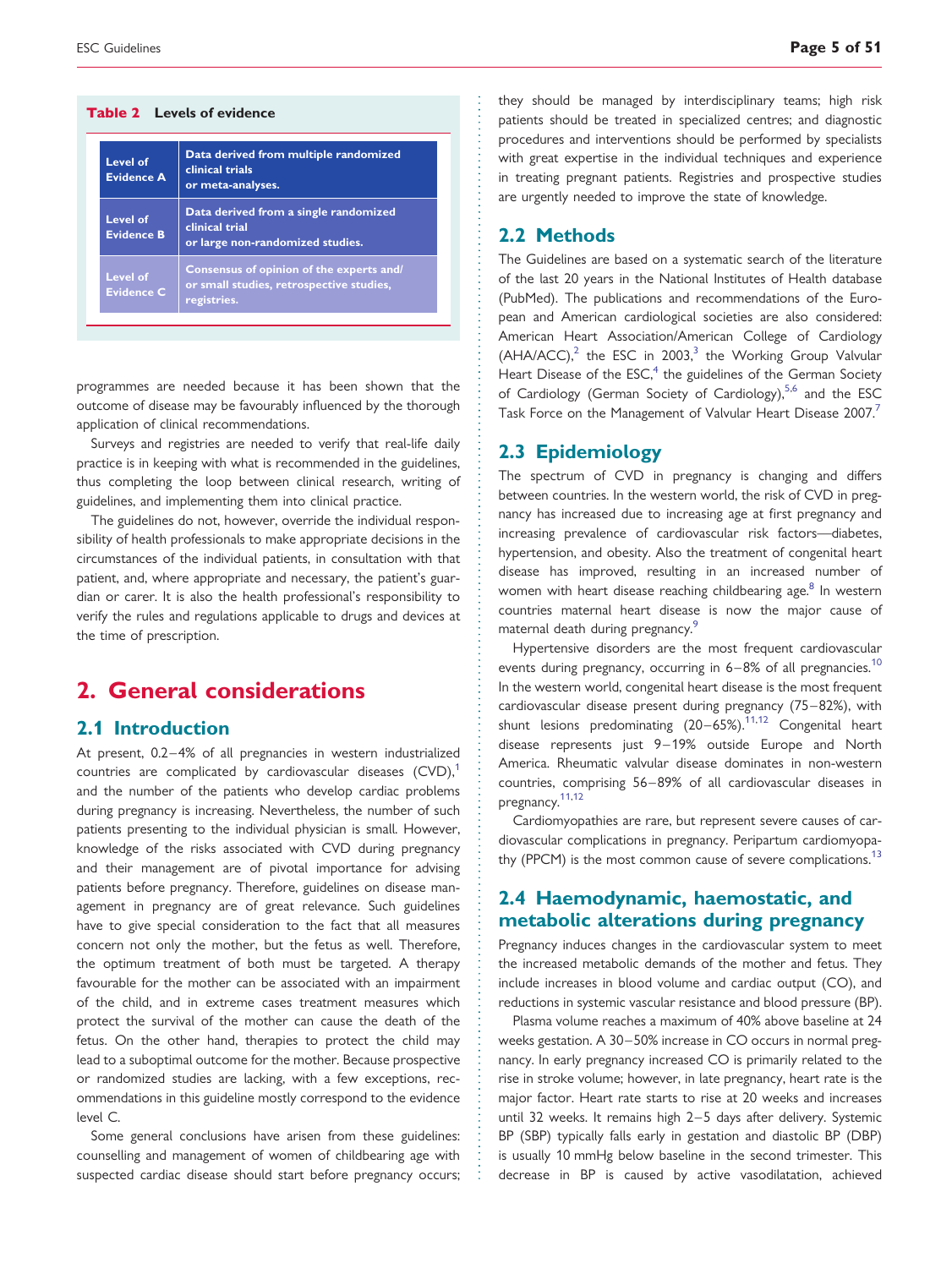**Table 2 Levels of evidence**

| | |
|---|---|
| Level of Evidence A | Data derived from multiple randomized clinical trials or meta-analyses. |
| Level of Evidence B | Data derived from a single randomized clinical trial or large non-randomized studies. |
| Level of Evidence C | Consensus of opinion of the experts and/or small studies, retrospective studies, registries. |

programmes are needed because it has been shown that the outcome of disease may be favourably influenced by the thorough application of clinical recommendations.

Surveys and registries are needed to verify that real-life daily practice is in keeping with what is recommended in the guidelines, thus completing the loop between clinical research, writing of guidelines, and implementing them into clinical practice.

The guidelines do not, however, override the individual responsibility of health professionals to make appropriate decisions in the circumstances of the individual patients, in consultation with that patient, and, where appropriate and necessary, the patient's guardian or carer. It is also the health professional's responsibility to verify the rules and regulations applicable to drugs and devices at the time of prescription.

# 2. General considerations

## 2.1 Introduction

At present, 0.2–4% of all pregnancies in western industrialized countries are complicated by cardiovascular diseases (CVD),[1] and the number of the patients who develop cardiac problems during pregnancy is increasing. Nevertheless, the number of such patients presenting to the individual physician is small. However, knowledge of the risks associated with CVD during pregnancy and their management are of pivotal importance for advising patients before pregnancy. Therefore, guidelines on disease management in pregnancy are of great relevance. Such guidelines have to give special consideration to the fact that all measures concern not only the mother, but the fetus as well. Therefore, the optimum treatment of both must be targeted. A therapy favourable for the mother can be associated with an impairment of the child, and in extreme cases treatment measures which protect the survival of the mother can cause the death of the fetus. On the other hand, therapies to protect the child may lead to a suboptimal outcome for the mother. Because prospective or randomized studies are lacking, with a few exceptions, recommendations in this guideline mostly correspond to the evidence level C.

Some general conclusions have arisen from these guidelines: counselling and management of women of childbearing age with suspected cardiac disease should start before pregnancy occurs; they should be managed by interdisciplinary teams; high risk patients should be treated in specialized centres; and diagnostic procedures and interventions should be performed by specialists with great expertise in the individual techniques and experience in treating pregnant patients. Registries and prospective studies are urgently needed to improve the state of knowledge.

## 2.2 Methods

The Guidelines are based on a systematic search of the literature of the last 20 years in the National Institutes of Health database (PubMed). The publications and recommendations of the European and American cardiological societies are also considered: American Heart Association/American College of Cardiology (AHA/ACC),[2] the ESC in 2003,[3] the Working Group Valvular Heart Disease of the ESC,[4] the guidelines of the German Society of Cardiology (German Society of Cardiology),[5,6] and the ESC Task Force on the Management of Valvular Heart Disease 2007.[7]

## 2.3 Epidemiology

The spectrum of CVD in pregnancy is changing and differs between countries. In the western world, the risk of CVD in pregnancy has increased due to increasing age at first pregnancy and increasing prevalence of cardiovascular risk factors—diabetes, hypertension, and obesity. Also the treatment of congenital heart disease has improved, resulting in an increased number of women with heart disease reaching childbearing age.[8] In western countries maternal heart disease is now the major cause of maternal death during pregnancy.[9]

Hypertensive disorders are the most frequent cardiovascular events during pregnancy, occurring in 6–8% of all pregnancies.[10] In the western world, congenital heart disease is the most frequent cardiovascular disease present during pregnancy (75–82%), with shunt lesions predominating (20–65%).[11,12] Congenital heart disease represents just 9–19% outside Europe and North America. Rheumatic valvular disease dominates in non-western countries, comprising 56–89% of all cardiovascular diseases in pregnancy.[11,12]

Cardiomyopathies are rare, but represent severe causes of cardiovascular complications in pregnancy. Peripartum cardiomyopathy (PPCM) is the most common cause of severe complications.[13]

## 2.4 Haemodynamic, haemostatic, and metabolic alterations during pregnancy

Pregnancy induces changes in the cardiovascular system to meet the increased metabolic demands of the mother and fetus. They include increases in blood volume and cardiac output (CO), and reductions in systemic vascular resistance and blood pressure (BP).

Plasma volume reaches a maximum of 40% above baseline at 24 weeks gestation. A 30–50% increase in CO occurs in normal pregnancy. In early pregnancy increased CO is primarily related to the rise in stroke volume; however, in late pregnancy, heart rate is the major factor. Heart rate starts to rise at 20 weeks and increases until 32 weeks. It remains high 2–5 days after delivery. Systemic BP (SBP) typically falls early in gestation and diastolic BP (DBP) is usually 10 mmHg below baseline in the second trimester. This decrease in BP is caused by active vasodilatation, achieved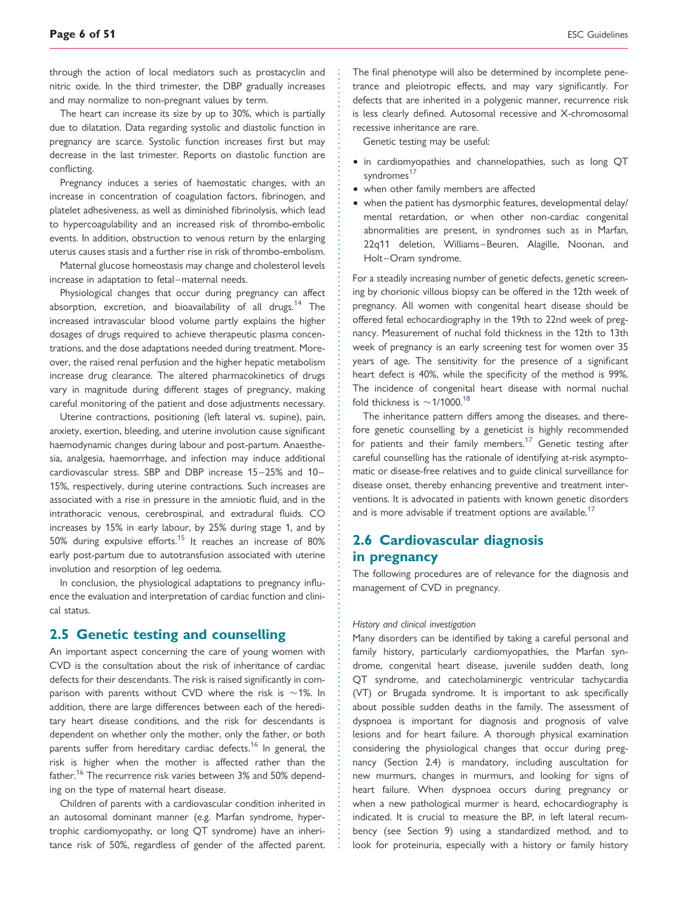through the action of local mediators such as prostacyclin and nitric oxide. In the third trimester, the DBP gradually increases and may normalize to non-pregnant values by term.

The heart can increase its size by up to 30%, which is partially due to dilatation. Data regarding systolic and diastolic function in pregnancy are scarce. Systolic function increases first but may decrease in the last trimester. Reports on diastolic function are conflicting.

Pregnancy induces a series of haemostatic changes, with an increase in concentration of coagulation factors, fibrinogen, and platelet adhesiveness, as well as diminished fibrinolysis, which lead to hypercoagulability and an increased risk of thrombo-embolic events. In addition, obstruction to venous return by the enlarging uterus causes stasis and a further rise in risk of thrombo-embolism.

Maternal glucose homeostasis may change and cholesterol levels increase in adaptation to fetal–maternal needs.

Physiological changes that occur during pregnancy can affect absorption, excretion, and bioavailability of all drugs.[14] The increased intravascular blood volume partly explains the higher dosages of drugs required to achieve therapeutic plasma concentrations, and the dose adaptations needed during treatment. Moreover, the raised renal perfusion and the higher hepatic metabolism increase drug clearance. The altered pharmacokinetics of drugs vary in magnitude during different stages of pregnancy, making careful monitoring of the patient and dose adjustments necessary.

Uterine contractions, positioning (left lateral vs. supine), pain, anxiety, exertion, bleeding, and uterine involution cause significant haemodynamic changes during labour and post-partum. Anaesthesia, analgesia, haemorrhage, and infection may induce additional cardiovascular stress. SBP and DBP increase 15–25% and 10–15%, respectively, during uterine contractions. Such increases are associated with a rise in pressure in the amniotic fluid, and in the intrathoracic venous, cerebrospinal, and extradural fluids. CO increases by 15% in early labour, by 25% during stage 1, and by 50% during expulsive efforts.[15] It reaches an increase of 80% early post-partum due to autotransfusion associated with uterine involution and resorption of leg oedema.

In conclusion, the physiological adaptations to pregnancy influence the evaluation and interpretation of cardiac function and clinical status.

## 2.5 Genetic testing and counselling

An important aspect concerning the care of young women with CVD is the consultation about the risk of inheritance of cardiac defects for their descendants. The risk is raised significantly in comparison with parents without CVD where the risk is ~1%. In addition, there are large differences between each of the hereditary heart disease conditions, and the risk for descendants is dependent on whether only the mother, only the father, or both parents suffer from hereditary cardiac defects.[16] In general, the risk is higher when the mother is affected rather than the father.[16] The recurrence risk varies between 3% and 50% depending on the type of maternal heart disease.

Children of parents with a cardiovascular condition inherited in an autosomal dominant manner (e.g. Marfan syndrome, hypertrophic cardiomyopathy, or long QT syndrome) have an inheritance risk of 50%, regardless of gender of the affected parent. The final phenotype will also be determined by incomplete penetrance and pleiotropic effects, and may vary significantly. For defects that are inherited in a polygenic manner, recurrence risk is less clearly defined. Autosomal recessive and X-chromosomal recessive inheritance are rare.

Genetic testing may be useful:

- in cardiomyopathies and channelopathies, such as long QT syndromes[17]
- when other family members are affected
- when the patient has dysmorphic features, developmental delay/mental retardation, or when other non-cardiac congenital abnormalities are present, in syndromes such as in Marfan, 22q11 deletion, Williams–Beuren, Alagille, Noonan, and Holt–Oram syndrome.

For a steadily increasing number of genetic defects, genetic screening by chorionic villous biopsy can be offered in the 12th week of pregnancy. All women with congenital heart disease should be offered fetal echocardiography in the 19th to 22nd week of pregnancy. Measurement of nuchal fold thickness in the 12th to 13th week of pregnancy is an early screening test for women over 35 years of age. The sensitivity for the presence of a significant heart defect is 40%, while the specificity of the method is 99%. The incidence of congenital heart disease with normal nuchal fold thickness is ~1/1000.[18]

The inheritance pattern differs among the diseases, and therefore genetic counselling by a geneticist is highly recommended for patients and their family members.[17] Genetic testing after careful counselling has the rationale of identifying at-risk asymptomatic or disease-free relatives and to guide clinical surveillance for disease onset, thereby enhancing preventive and treatment interventions. It is advocated in patients with known genetic disorders and is more advisable if treatment options are available.[17]

## 2.6 Cardiovascular diagnosis in pregnancy

The following procedures are of relevance for the diagnosis and management of CVD in pregnancy.

*History and clinical investigation*

Many disorders can be identified by taking a careful personal and family history, particularly cardiomyopathies, the Marfan syndrome, congenital heart disease, juvenile sudden death, long QT syndrome, and catecholaminergic ventricular tachycardia (VT) or Brugada syndrome. It is important to ask specifically about possible sudden deaths in the family. The assessment of dyspnoea is important for diagnosis and prognosis of valve lesions and for heart failure. A thorough physical examination considering the physiological changes that occur during pregnancy (Section 2.4) is mandatory, including auscultation for new murmurs, changes in murmurs, and looking for signs of heart failure. When dyspnoea occurs during pregnancy or when a new pathological murmur is heard, echocardiography is indicated. It is crucial to measure the BP, in left lateral recumbency (see Section 9) using a standardized method, and to look for proteinuria, especially with a history or family history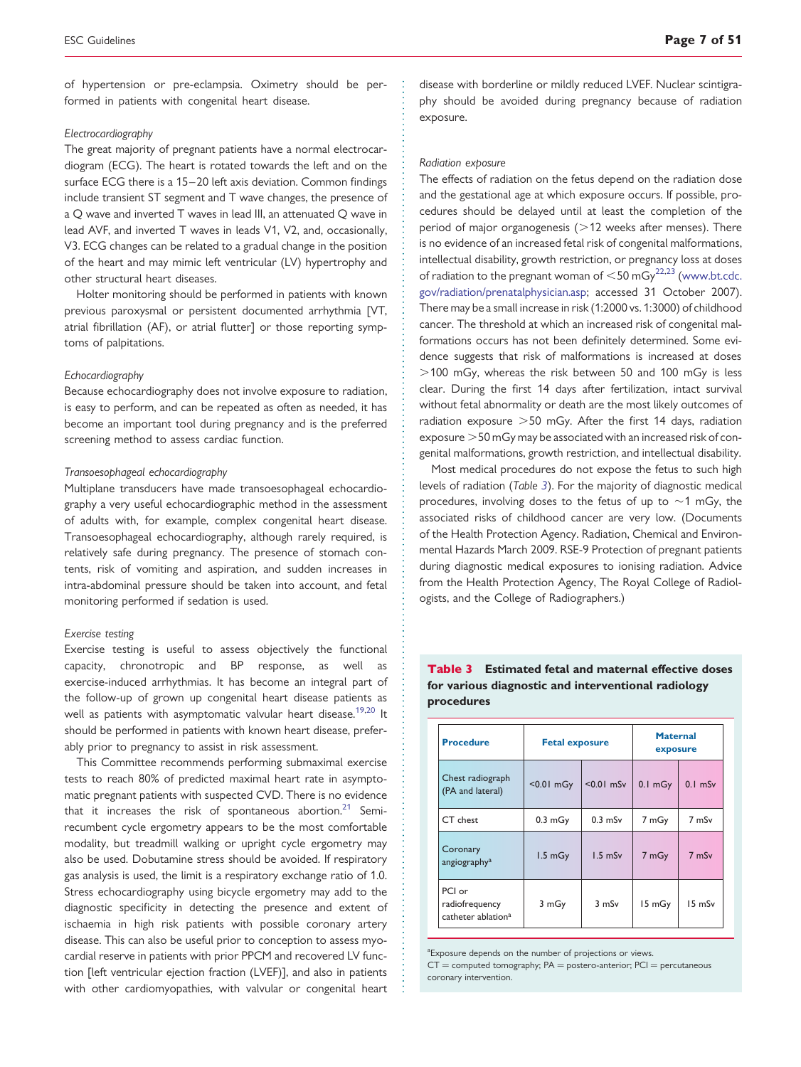of hypertension or pre-eclampsia. Oximetry should be performed in patients with congenital heart disease.

*Electrocardiography*

The great majority of pregnant patients have a normal electrocardiogram (ECG). The heart is rotated towards the left and on the surface ECG there is a 15–20 left axis deviation. Common findings include transient ST segment and T wave changes, the presence of a Q wave and inverted T waves in lead III, an attenuated Q wave in lead AVF, and inverted T waves in leads V1, V2, and, occasionally, V3. ECG changes can be related to a gradual change in the position of the heart and may mimic left ventricular (LV) hypertrophy and other structural heart diseases.

Holter monitoring should be performed in patients with known previous paroxysmal or persistent documented arrhythmia [VT, atrial fibrillation (AF), or atrial flutter] or those reporting symptoms of palpitations.

*Echocardiography*

Because echocardiography does not involve exposure to radiation, is easy to perform, and can be repeated as often as needed, it has become an important tool during pregnancy and is the preferred screening method to assess cardiac function.

*Transoesophageal echocardiography*

Multiplane transducers have made transoesophageal echocardiography a very useful echocardiographic method in the assessment of adults with, for example, complex congenital heart disease. Transoesophageal echocardiography, although rarely required, is relatively safe during pregnancy. The presence of stomach contents, risk of vomiting and aspiration, and sudden increases in intra-abdominal pressure should be taken into account, and fetal monitoring performed if sedation is used.

*Exercise testing*

Exercise testing is useful to assess objectively the functional capacity, chronotropic and BP response, as well as exercise-induced arrhythmias. It has become an integral part of the follow-up of grown up congenital heart disease patients as well as patients with asymptomatic valvular heart disease.[19,20] It should be performed in patients with known heart disease, preferably prior to pregnancy to assist in risk assessment.

This Committee recommends performing submaximal exercise tests to reach 80% of predicted maximal heart rate in asymptomatic pregnant patients with suspected CVD. There is no evidence that it increases the risk of spontaneous abortion.[21] Semi-recumbent cycle ergometry appears to be the most comfortable modality, but treadmill walking or upright cycle ergometry may also be used. Dobutamine stress should be avoided. If respiratory gas analysis is used, the limit is a respiratory exchange ratio of 1.0. Stress echocardiography using bicycle ergometry may add to the diagnostic specificity in detecting the presence and extent of ischaemia in high risk patients with possible coronary artery disease. This can also be useful prior to conception to assess myocardial reserve in patients with prior PPCM and recovered LV function [left ventricular ejection fraction (LVEF)], and also in patients with other cardiomyopathies, with valvular or congenital heart disease with borderline or mildly reduced LVEF. Nuclear scintigraphy should be avoided during pregnancy because of radiation exposure.

*Radiation exposure*

The effects of radiation on the fetus depend on the radiation dose and the gestational age at which exposure occurs. If possible, procedures should be delayed until at least the completion of the period of major organogenesis (>12 weeks after menses). There is no evidence of an increased fetal risk of congenital malformations, intellectual disability, growth restriction, or pregnancy loss at doses of radiation to the pregnant woman of <50 mGy[22,23] (www.bt.cdc.gov/radiation/prenatalphysician.asp; accessed 31 October 2007). There may be a small increase in risk (1:2000 vs. 1:3000) of childhood cancer. The threshold at which an increased risk of congenital malformations occurs has not been definitely determined. Some evidence suggests that risk of malformations is increased at doses >100 mGy, whereas the risk between 50 and 100 mGy is less clear. During the first 14 days after fertilization, intact survival without fetal abnormality or death are the most likely outcomes of radiation exposure >50 mGy. After the first 14 days, radiation exposure >50 mGy may be associated with an increased risk of congenital malformations, growth restriction, and intellectual disability.

Most medical procedures do not expose the fetus to such high levels of radiation (*Table 3*). For the majority of diagnostic medical procedures, involving doses to the fetus of up to ~1 mGy, the associated risks of childhood cancer are very low. (Documents of the Health Protection Agency. Radiation, Chemical and Environmental Hazards March 2009. RSE-9 Protection of pregnant patients during diagnostic medical exposures to ionising radiation. Advice from the Health Protection Agency, The Royal College of Radiologists, and the College of Radiographers.)

**Table 3 Estimated fetal and maternal effective doses for various diagnostic and interventional radiology procedures**

| Procedure | Fetal exposure | | Maternal exposure | |
|---|---|---|---|---|
| Chest radiograph (PA and lateral) | <0.01 mGy | <0.01 mSv | 0.1 mGy | 0.1 mSv |
| CT chest | 0.3 mGy | 0.3 mSv | 7 mGy | 7 mSv |
| Coronary angiography[a] | 1.5 mGy | 1.5 mSv | 7 mGy | 7 mSv |
| PCI or radiofrequency catheter ablation[a] | 3 mGy | 3 mSv | 15 mGy | 15 mSv |

[a]Exposure depends on the number of projections or views.
CT = computed tomography; PA = postero-anterior; PCI = percutaneous coronary intervention.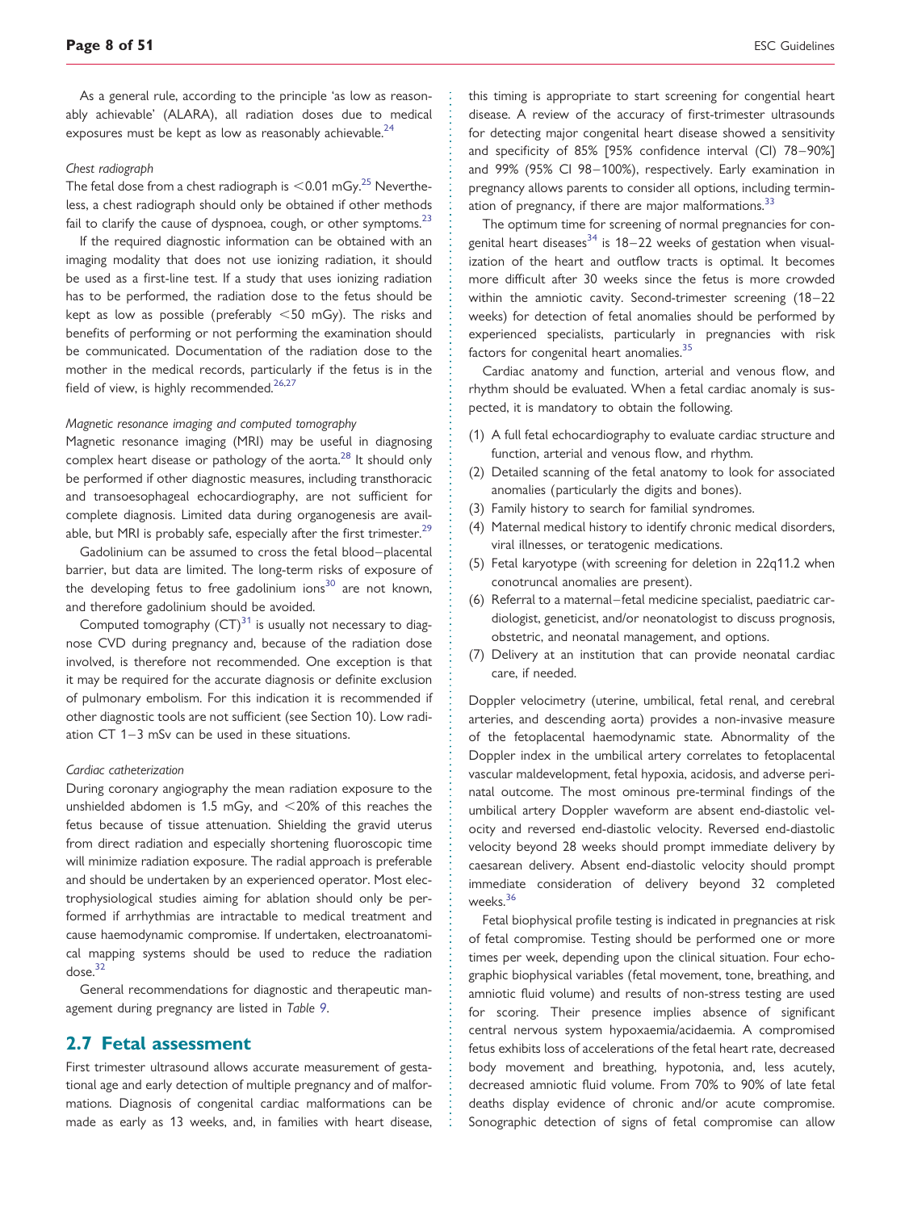As a general rule, according to the principle 'as low as reasonably achievable' (ALARA), all radiation doses due to medical exposures must be kept as low as reasonably achievable.[24]

*Chest radiograph*

The fetal dose from a chest radiograph is <0.01 mGy.[25] Nevertheless, a chest radiograph should only be obtained if other methods fail to clarify the cause of dyspnoea, cough, or other symptoms.[23]

If the required diagnostic information can be obtained with an imaging modality that does not use ionizing radiation, it should be used as a first-line test. If a study that uses ionizing radiation has to be performed, the radiation dose to the fetus should be kept as low as possible (preferably <50 mGy). The risks and benefits of performing or not performing the examination should be communicated. Documentation of the radiation dose to the mother in the medical records, particularly if the fetus is in the field of view, is highly recommended.[26,27]

*Magnetic resonance imaging and computed tomography*

Magnetic resonance imaging (MRI) may be useful in diagnosing complex heart disease or pathology of the aorta.[28] It should only be performed if other diagnostic measures, including transthoracic and transoesophageal echocardiography, are not sufficient for complete diagnosis. Limited data during organogenesis are available, but MRI is probably safe, especially after the first trimester.[29]

Gadolinium can be assumed to cross the fetal blood–placental barrier, but data are limited. The long-term risks of exposure of the developing fetus to free gadolinium ions[30] are not known, and therefore gadolinium should be avoided.

Computed tomography (CT)[31] is usually not necessary to diagnose CVD during pregnancy and, because of the radiation dose involved, is therefore not recommended. One exception is that it may be required for the accurate diagnosis or definite exclusion of pulmonary embolism. For this indication it is recommended if other diagnostic tools are not sufficient (see Section 10). Low radiation CT 1–3 mSv can be used in these situations.

*Cardiac catheterization*

During coronary angiography the mean radiation exposure to the unshielded abdomen is 1.5 mGy, and <20% of this reaches the fetus because of tissue attenuation. Shielding the gravid uterus from direct radiation and especially shortening fluoroscopic time will minimize radiation exposure. The radial approach is preferable and should be undertaken by an experienced operator. Most electrophysiological studies aiming for ablation should only be performed if arrhythmias are intractable to medical treatment and cause haemodynamic compromise. If undertaken, electroanatomical mapping systems should be used to reduce the radiation dose.[32]

General recommendations for diagnostic and therapeutic management during pregnancy are listed in *Table 9*.

## 2.7 Fetal assessment

First trimester ultrasound allows accurate measurement of gestational age and early detection of multiple pregnancy and of malformations. Diagnosis of congenital cardiac malformations can be made as early as 13 weeks, and, in families with heart disease, this timing is appropriate to start screening for congenital heart disease. A review of the accuracy of first-trimester ultrasounds for detecting major congenital heart disease showed a sensitivity and specificity of 85% [95% confidence interval (CI) 78–90%] and 99% (95% CI 98–100%), respectively. Early examination in pregnancy allows parents to consider all options, including termination of pregnancy, if there are major malformations.[33]

The optimum time for screening of normal pregnancies for congenital heart diseases[34] is 18–22 weeks of gestation when visualization of the heart and outflow tracts is optimal. It becomes more difficult after 30 weeks since the fetus is more crowded within the amniotic cavity. Second-trimester screening (18–22 weeks) for detection of fetal anomalies should be performed by experienced specialists, particularly in pregnancies with risk factors for congenital heart anomalies.[35]

Cardiac anatomy and function, arterial and venous flow, and rhythm should be evaluated. When a fetal cardiac anomaly is suspected, it is mandatory to obtain the following.

1. A full fetal echocardiography to evaluate cardiac structure and function, arterial and venous flow, and rhythm.
2. Detailed scanning of the fetal anatomy to look for associated anomalies (particularly the digits and bones).
3. Family history to search for familial syndromes.
4. Maternal medical history to identify chronic medical disorders, viral illnesses, or teratogenic medications.
5. Fetal karyotype (with screening for deletion in 22q11.2 when conotruncal anomalies are present).
6. Referral to a maternal–fetal medicine specialist, paediatric cardiologist, geneticist, and/or neonatologist to discuss prognosis, obstetric, and neonatal management, and options.
7. Delivery at an institution that can provide neonatal cardiac care, if needed.

Doppler velocimetry (uterine, umbilical, fetal renal, and cerebral arteries, and descending aorta) provides a non-invasive measure of the fetoplacental haemodynamic state. Abnormality of the Doppler index in the umbilical artery correlates to fetoplacental vascular maldevelopment, fetal hypoxia, acidosis, and adverse perinatal outcome. The most ominous pre-terminal findings of the umbilical artery Doppler waveform are absent end-diastolic velocity and reversed end-diastolic velocity. Reversed end-diastolic velocity beyond 28 weeks should prompt immediate delivery by caesarean delivery. Absent end-diastolic velocity should prompt immediate consideration of delivery beyond 32 completed weeks.[36]

Fetal biophysical profile testing is indicated in pregnancies at risk of fetal compromise. Testing should be performed one or more times per week, depending upon the clinical situation. Four echographic biophysical variables (fetal movement, tone, breathing, and amniotic fluid volume) and results of non-stress testing are used for scoring. Their presence implies absence of significant central nervous system hypoxaemia/acidaemia. A compromised fetus exhibits loss of accelerations of the fetal heart rate, decreased body movement and breathing, hypotonia, and, less acutely, decreased amniotic fluid volume. From 70% to 90% of late fetal deaths display evidence of chronic and/or acute compromise. Sonographic detection of signs of fetal compromise can allow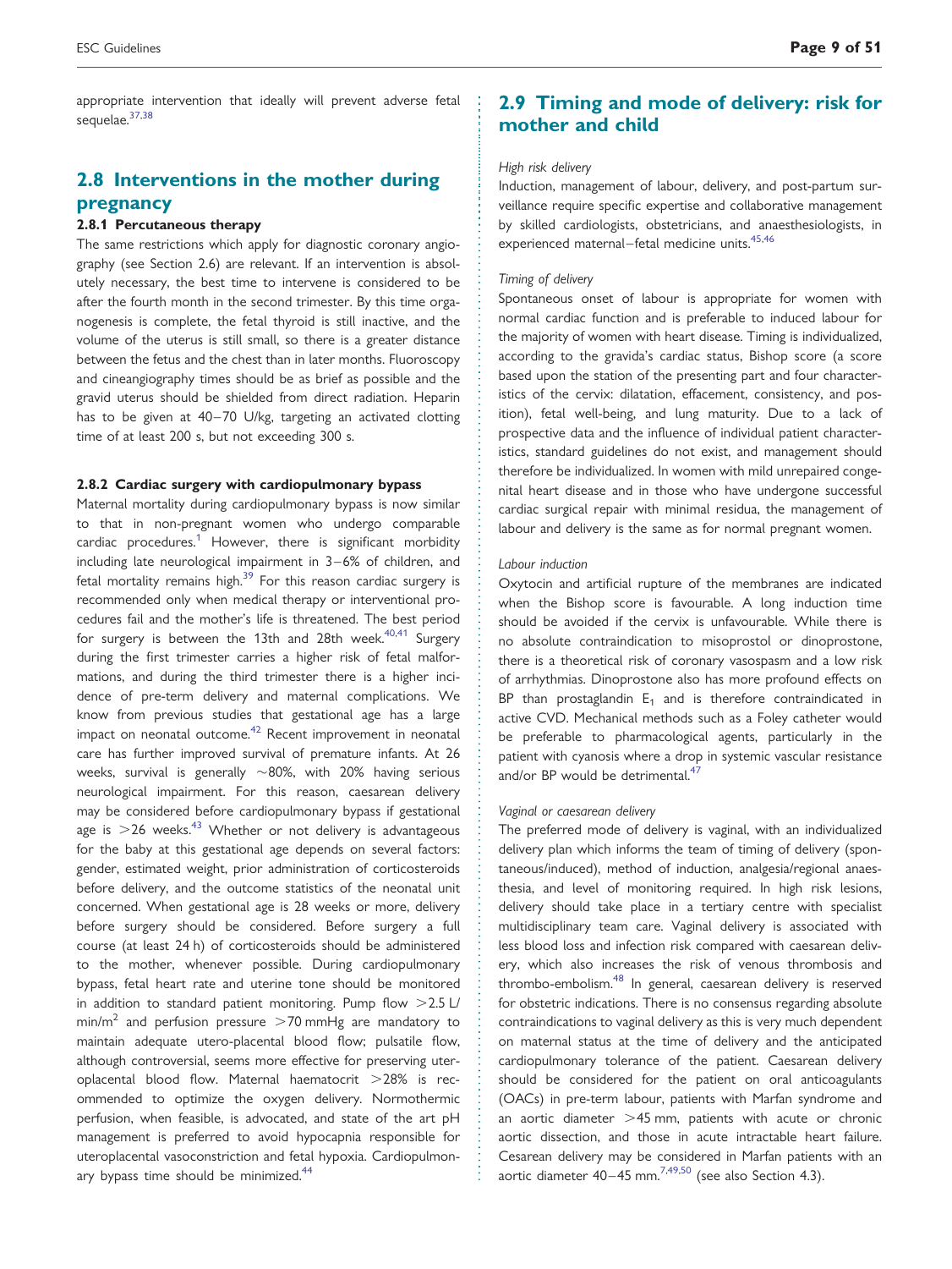appropriate intervention that ideally will prevent adverse fetal sequelae.[37,38]

## 2.8 Interventions in the mother during pregnancy

### 2.8.1 Percutaneous therapy

The same restrictions which apply for diagnostic coronary angiography (see Section 2.6) are relevant. If an intervention is absolutely necessary, the best time to intervene is considered to be after the fourth month in the second trimester. By this time organogenesis is complete, the fetal thyroid is still inactive, and the volume of the uterus is still small, so there is a greater distance between the fetus and the chest than in later months. Fluoroscopy and cineangiography times should be as brief as possible and the gravid uterus should be shielded from direct radiation. Heparin has to be given at 40–70 U/kg, targeting an activated clotting time of at least 200 s, but not exceeding 300 s.

### 2.8.2 Cardiac surgery with cardiopulmonary bypass

Maternal mortality during cardiopulmonary bypass is now similar to that in non-pregnant women who undergo comparable cardiac procedures.[1] However, there is significant morbidity including late neurological impairment in 3–6% of children, and fetal mortality remains high.[39] For this reason cardiac surgery is recommended only when medical therapy or interventional procedures fail and the mother's life is threatened. The best period for surgery is between the 13th and 28th week.[40,41] Surgery during the first trimester carries a higher risk of fetal malformations, and during the third trimester there is a higher incidence of pre-term delivery and maternal complications. We know from previous studies that gestational age has a large impact on neonatal outcome.[42] Recent improvement in neonatal care has further improved survival of premature infants. At 26 weeks, survival is generally ~80%, with 20% having serious neurological impairment. For this reason, caesarean delivery may be considered before cardiopulmonary bypass if gestational age is >26 weeks.[43] Whether or not delivery is advantageous for the baby at this gestational age depends on several factors: gender, estimated weight, prior administration of corticosteroids before delivery, and the outcome statistics of the neonatal unit concerned. When gestational age is 28 weeks or more, delivery before surgery should be considered. Before surgery a full course (at least 24 h) of corticosteroids should be administered to the mother, whenever possible. During cardiopulmonary bypass, fetal heart rate and uterine tone should be monitored in addition to standard patient monitoring. Pump flow >2.5 L/min/$m^2$ and perfusion pressure >70 mmHg are mandatory to maintain adequate utero-placental blood flow; pulsatile flow, although controversial, seems more effective for preserving uteroplacental blood flow. Maternal haematocrit >28% is recommended to optimize the oxygen delivery. Normothermic perfusion, when feasible, is advocated, and state of the art pH management is preferred to avoid hypocapnia responsible for uteroplacental vasoconstriction and fetal hypoxia. Cardiopulmonary bypass time should be minimized.[44]

## 2.9 Timing and mode of delivery: risk for mother and child

*High risk delivery*

Induction, management of labour, delivery, and post-partum surveillance require specific expertise and collaborative management by skilled cardiologists, obstetricians, and anaesthesiologists, in experienced maternal–fetal medicine units.[45,46]

*Timing of delivery*

Spontaneous onset of labour is appropriate for women with normal cardiac function and is preferable to induced labour for the majority of women with heart disease. Timing is individualized, according to the gravida's cardiac status, Bishop score (a score based upon the station of the presenting part and four characteristics of the cervix: dilatation, effacement, consistency, and position), fetal well-being, and lung maturity. Due to a lack of prospective data and the influence of individual patient characteristics, standard guidelines do not exist, and management should therefore be individualized. In women with mild unrepaired congenital heart disease and in those who have undergone successful cardiac surgical repair with minimal residua, the management of labour and delivery is the same as for normal pregnant women.

*Labour induction*

Oxytocin and artificial rupture of the membranes are indicated when the Bishop score is favourable. A long induction time should be avoided if the cervix is unfavourable. While there is no absolute contraindication to misoprostol or dinoprostone, there is a theoretical risk of coronary vasospasm and a low risk of arrhythmias. Dinoprostone also has more profound effects on BP than prostaglandin $E_1$ and is therefore contraindicated in active CVD. Mechanical methods such as a Foley catheter would be preferable to pharmacological agents, particularly in the patient with cyanosis where a drop in systemic vascular resistance and/or BP would be detrimental.[47]

*Vaginal or caesarean delivery*

The preferred mode of delivery is vaginal, with an individualized delivery plan which informs the team of timing of delivery (spontaneous/induced), method of induction, analgesia/regional anaesthesia, and level of monitoring required. In high risk lesions, delivery should take place in a tertiary centre with specialist multidisciplinary team care. Vaginal delivery is associated with less blood loss and infection risk compared with caesarean delivery, which also increases the risk of venous thrombosis and thrombo-embolism.[48] In general, caesarean delivery is reserved for obstetric indications. There is no consensus regarding absolute contraindications to vaginal delivery as this is very much dependent on maternal status at the time of delivery and the anticipated cardiopulmonary tolerance of the patient. Caesarean delivery should be considered for the patient on oral anticoagulants (OACs) in pre-term labour, patients with Marfan syndrome and an aortic diameter >45 mm, patients with acute or chronic aortic dissection, and those in acute intractable heart failure. Cesarean delivery may be considered in Marfan patients with an aortic diameter 40–45 mm.[7,49,50] (see also Section 4.3).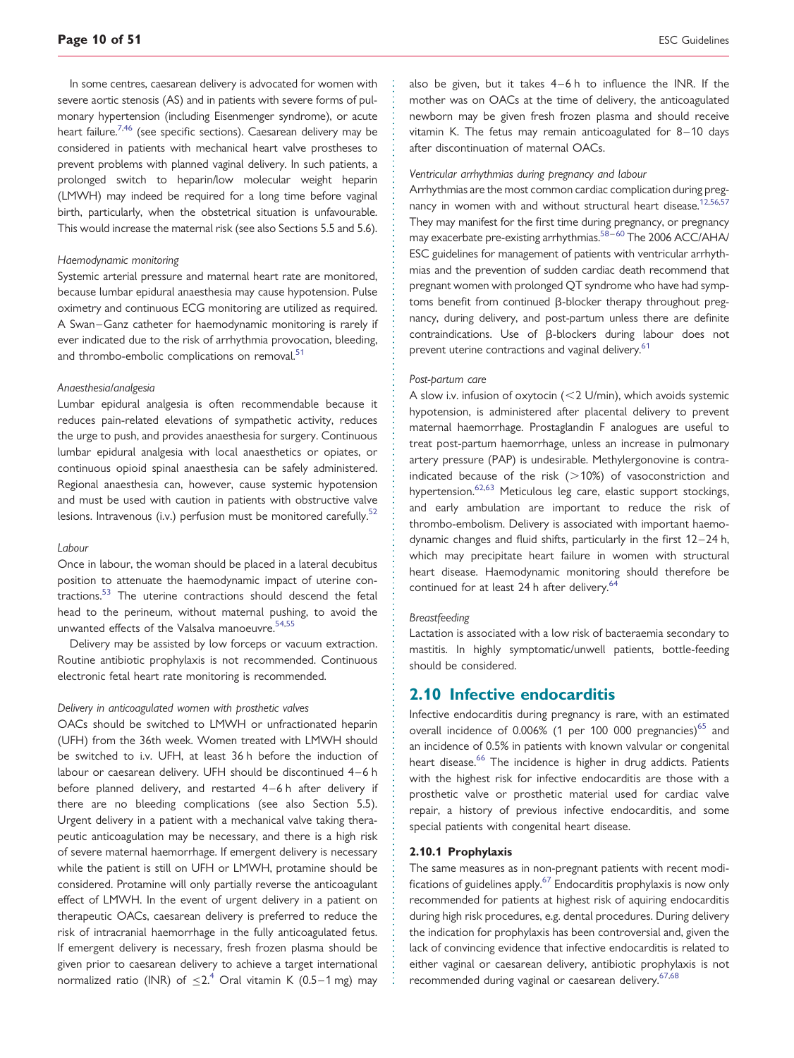In some centres, caesarean delivery is advocated for women with severe aortic stenosis (AS) and in patients with severe forms of pulmonary hypertension (including Eisenmenger syndrome), or acute heart failure.[7,46] (see specific sections). Caesarean delivery may be considered in patients with mechanical heart valve prostheses to prevent problems with planned vaginal delivery. In such patients, a prolonged switch to heparin/low molecular weight heparin (LMWH) may indeed be required for a long time before vaginal birth, particularly, when the obstetrical situation is unfavourable. This would increase the maternal risk (see also Sections 5.5 and 5.6).

*Haemodynamic monitoring*

Systemic arterial pressure and maternal heart rate are monitored, because lumbar epidural anaesthesia may cause hypotension. Pulse oximetry and continuous ECG monitoring are utilized as required. A Swan–Ganz catheter for haemodynamic monitoring is rarely if ever indicated due to the risk of arrhythmia provocation, bleeding, and thrombo-embolic complications on removal.[51]

*Anaesthesia/analgesia*

Lumbar epidural analgesia is often recommendable because it reduces pain-related elevations of sympathetic activity, reduces the urge to push, and provides anaesthesia for surgery. Continuous lumbar epidural analgesia with local anaesthetics or opiates, or continuous opioid spinal anaesthesia can be safely administered. Regional anaesthesia can, however, cause systemic hypotension and must be used with caution in patients with obstructive valve lesions. Intravenous (i.v.) perfusion must be monitored carefully.[52]

*Labour*

Once in labour, the woman should be placed in a lateral decubitus position to attenuate the haemodynamic impact of uterine contractions.[53] The uterine contractions should descend the fetal head to the perineum, without maternal pushing, to avoid the unwanted effects of the Valsalva manoeuvre.[54,55]

Delivery may be assisted by low forceps or vacuum extraction. Routine antibiotic prophylaxis is not recommended. Continuous electronic fetal heart rate monitoring is recommended.

*Delivery in anticoagulated women with prosthetic valves*

OACs should be switched to LMWH or unfractionated heparin (UFH) from the 36th week. Women treated with LMWH should be switched to i.v. UFH, at least 36 h before the induction of labour or caesarean delivery. UFH should be discontinued 4–6 h before planned delivery, and restarted 4–6 h after delivery if there are no bleeding complications (see also Section 5.5). Urgent delivery in a patient with a mechanical valve taking therapeutic anticoagulation may be necessary, and there is a high risk of severe maternal haemorrhage. If emergent delivery is necessary while the patient is still on UFH or LMWH, protamine should be considered. Protamine will only partially reverse the anticoagulant effect of LMWH. In the event of urgent delivery in a patient on therapeutic OACs, caesarean delivery is preferred to reduce the risk of intracranial haemorrhage in the fully anticoagulated fetus. If emergent delivery is necessary, fresh frozen plasma should be given prior to caesarean delivery to achieve a target international normalized ratio (INR) of $\leq 2$.[4] Oral vitamin K (0.5–1 mg) may also be given, but it takes 4–6 h to influence the INR. If the mother was on OACs at the time of delivery, the anticoagulated newborn may be given fresh frozen plasma and should receive vitamin K. The fetus may remain anticoagulated for 8–10 days after discontinuation of maternal OACs.

*Ventricular arrhythmias during pregnancy and labour*

Arrhythmias are the most common cardiac complication during pregnancy in women with and without structural heart disease.[12,56,57] They may manifest for the first time during pregnancy, or pregnancy may exacerbate pre-existing arrhythmias.[58–60] The 2006 ACC/AHA/ESC guidelines for management of patients with ventricular arrhythmias and the prevention of sudden cardiac death recommend that pregnant women with prolonged QT syndrome who have had symptoms benefit from continued β-blocker therapy throughout pregnancy, during delivery, and post-partum unless there are definite contraindications. Use of β-blockers during labour does not prevent uterine contractions and vaginal delivery.[61]

*Post-partum care*

A slow i.v. infusion of oxytocin (<2 U/min), which avoids systemic hypotension, is administered after placental delivery to prevent maternal haemorrhage. Prostaglandin F analogues are useful to treat post-partum haemorrhage, unless an increase in pulmonary artery pressure (PAP) is undesirable. Methylergonovine is contraindicated because of the risk (>10%) of vasoconstriction and hypertension.[62,63] Meticulous leg care, elastic support stockings, and early ambulation are important to reduce the risk of thrombo-embolism. Delivery is associated with important haemodynamic changes and fluid shifts, particularly in the first 12–24 h, which may precipitate heart failure in women with structural heart disease. Haemodynamic monitoring should therefore be continued for at least 24 h after delivery.[64]

*Breastfeeding*

Lactation is associated with a low risk of bacteraemia secondary to mastitis. In highly symptomatic/unwell patients, bottle-feeding should be considered.

## 2.10 Infective endocarditis

Infective endocarditis during pregnancy is rare, with an estimated overall incidence of 0.006% (1 per 100 000 pregnancies)[65] and an incidence of 0.5% in patients with known valvular or congenital heart disease.[66] The incidence is higher in drug addicts. Patients with the highest risk for infective endocarditis are those with a prosthetic valve or prosthetic material used for cardiac valve repair, a history of previous infective endocarditis, and some special patients with congenital heart disease.

### 2.10.1 Prophylaxis

The same measures as in non-pregnant patients with recent modifications of guidelines apply.[67] Endocarditis prophylaxis is now only recommended for patients at highest risk of aquiring endocarditis during high risk procedures, e.g. dental procedures. During delivery the indication for prophylaxis has been controversial and, given the lack of convincing evidence that infective endocarditis is related to either vaginal or caesarean delivery, antibiotic prophylaxis is not recommended during vaginal or caesarean delivery.[67,68]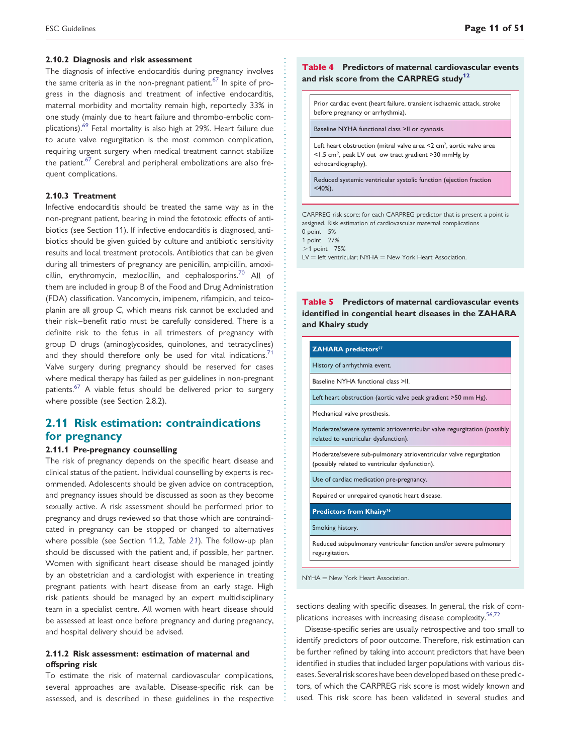### 2.10.2 Diagnosis and risk assessment

The diagnosis of infective endocarditis during pregnancy involves the same criteria as in the non-pregnant patient.[67] In spite of progress in the diagnosis and treatment of infective endocarditis, maternal morbidity and mortality remain high, reportedly 33% in one study (mainly due to heart failure and thrombo-embolic complications).[69] Fetal mortality is also high at 29%. Heart failure due to acute valve regurgitation is the most common complication, requiring urgent surgery when medical treatment cannot stabilize the patient.[67] Cerebral and peripheral embolizations are also frequent complications.

### 2.10.3 Treatment

Infective endocarditis should be treated the same way as in the non-pregnant patient, bearing in mind the fetotoxic effects of antibiotics (see Section 11). If infective endocarditis is diagnosed, antibiotics should be given guided by culture and antibiotic sensitivity results and local treatment protocols. Antibiotics that can be given during all trimesters of pregnancy are penicillin, ampicillin, amoxicillin, erythromycin, mezlocillin, and cephalosporins.[70] All of them are included in group B of the Food and Drug Administration (FDA) classification. Vancomycin, imipenem, rifampicin, and teicoplanin are all group C, which means risk cannot be excluded and their risk–benefit ratio must be carefully considered. There is a definite risk to the fetus in all trimesters of pregnancy with group D drugs (aminoglycosides, quinolones, and tetracyclines) and they should therefore only be used for vital indications.[71] Valve surgery during pregnancy should be reserved for cases where medical therapy has failed as per guidelines in non-pregnant patients.[67] A viable fetus should be delivered prior to surgery where possible (see Section 2.8.2).

## 2.11 Risk estimation: contraindications for pregnancy

### 2.11.1 Pre-pregnancy counselling

The risk of pregnancy depends on the specific heart disease and clinical status of the patient. Individual counselling by experts is recommended. Adolescents should be given advice on contraception, and pregnancy issues should be discussed as soon as they become sexually active. A risk assessment should be performed prior to pregnancy and drugs reviewed so that those which are contraindicated in pregnancy can be stopped or changed to alternatives where possible (see Section 11.2, *Table 21*). The follow-up plan should be discussed with the patient and, if possible, her partner. Women with significant heart disease should be managed jointly by an obstetrician and a cardiologist with experience in treating pregnant patients with heart disease from an early stage. High risk patients should be managed by an expert multidisciplinary team in a specialist centre. All women with heart disease should be assessed at least once before pregnancy and during pregnancy, and hospital delivery should be advised.

### 2.11.2 Risk assessment: estimation of maternal and offspring risk

To estimate the risk of maternal cardiovascular complications, several approaches are available. Disease-specific risk can be assessed, and is described in these guidelines in the respective sections dealing with specific diseases. In general, the risk of complications increases with increasing disease complexity.[56,72]

Disease-specific series are usually retrospective and too small to identify predictors of poor outcome. Therefore, risk estimation can be further refined by taking into account predictors that have been identified in studies that included larger populations with various diseases. Several risk scores have been developed based on these predictors, of which the CARPREG risk score is most widely known and used. This risk score has been validated in several studies and

**Table 4 Predictors of maternal cardiovascular events and risk score from the CARPREG study[12]**

| |
|---|
| Prior cardiac event (heart failure, transient ischaemic attack, stroke before pregnancy or arrhythmia). |
| Baseline NYHA functional class >II or cyanosis. |
| Left heart obstruction (mitral valve area <2 $cm^2$, aortic valve area <1.5 $cm^2$, peak LV out ow tract gradient >30 mmHg by echocardiography). |
| Reduced systemic ventricular systolic function (ejection fraction <40%). |

CARPREG risk score: for each CARPREG predictor that is present a point is assigned. Risk estimation of cardiovascular maternal complications
0 point 5%
1 point 27%
>1 point 75%
LV = left ventricular; NYHA = New York Heart Association.

**Table 5 Predictors of maternal cardiovascular events identified in congenital heart diseases in the ZAHARA and Khairy study**

| ZAHARA predictors[57] |
|---|
| History of arrhythmia event. |
| Baseline NYHA functional class >II. |
| Left heart obstruction (aortic valve peak gradient >50 mm Hg). |
| Mechanical valve prosthesis. |
| Moderate/severe systemic atrioventricular valve regurgitation (possibly related to ventricular dysfunction). |
| Moderate/severe sub-pulmonary atrioventricular valve regurgitation (possibly related to ventricular dysfunction). |
| Use of cardiac medication pre-pregnancy. |
| Repaired or unrepaired cyanotic heart disease. |
| **Predictors from Khairy[76]** |
| Smoking history. |
| Reduced subpulmonary ventricular function and/or severe pulmonary regurgitation. |

NYHA = New York Heart Association.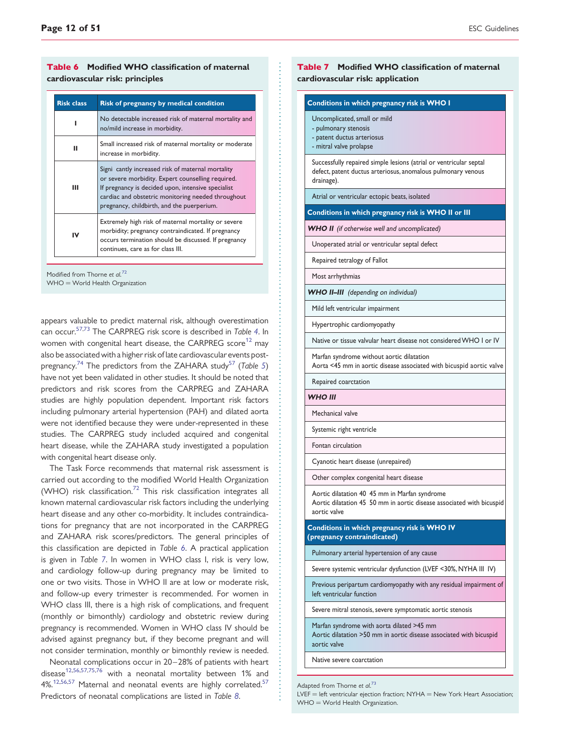**Table 6 Modified WHO classification of maternal cardiovascular risk: principles**

| Risk class | Risk of pregnancy by medical condition |
|---|---|
| I | No detectable increased risk of maternal mortality and no/mild increase in morbidity. |
| II | Small increased risk of maternal mortality or moderate increase in morbidity. |
| III | Signi cantly increased risk of maternal mortality or severe morbidity. Expert counselling required. If pregnancy is decided upon, intensive specialist cardiac and obstetric monitoring needed throughout pregnancy, childbirth, and the puerperium. |
| IV | Extremely high risk of maternal mortality or severe morbidity; pregnancy contraindicated. If pregnancy occurs termination should be discussed. If pregnancy continues, care as for class III. |

Modified from Thorne *et al.*[72]
WHO = World Health Organization

**Table 7 Modified WHO classification of maternal cardiovascular risk: application**

| Conditions in which pregnancy risk is WHO I |
|---|
| Uncomplicated, small or mild<br>- pulmonary stenosis<br>- patent ductus arteriosus<br>- mitral valve prolapse |
| Successfully repaired simple lesions (atrial or ventricular septal defect, patent ductus arteriosus, anomalous pulmonary venous drainage). |
| Atrial or ventricular ectopic beats, isolated |
| **Conditions in which pregnancy risk is WHO II or III** |
| ***WHO II*** *(if otherwise well and uncomplicated)* |
| Unoperated atrial or ventricular septal defect |
| Repaired tetralogy of Fallot |
| Most arrhythmias |
| ***WHO II–III*** *(depending on individual)* |
| Mild left ventricular impairment |
| Hypertrophic cardiomyopathy |
| Native or tissue valvular heart disease not considered WHO I or IV |
| Marfan syndrome without aortic dilatation<br>Aorta <45 mm in aortic disease associated with bicuspid aortic valve |
| Repaired coarctation |
| ***WHO III*** |
| Mechanical valve |
| Systemic right ventricle |
| Fontan circulation |
| Cyanotic heart disease (unrepaired) |
| Other complex congenital heart disease |
| Aortic dilatation 40 45 mm in Marfan syndrome<br>Aortic dilatation 45 50 mm in aortic disease associated with bicuspid aortic valve |
| **Conditions in which pregnancy risk is WHO IV (pregnancy contraindicated)** |
| Pulmonary arterial hypertension of any cause |
| Severe systemic ventricular dysfunction (LVEF <30%, NYHA III IV) |
| Previous peripartum cardiomyopathy with any residual impairment of left ventricular function |
| Severe mitral stenosis, severe symptomatic aortic stenosis |
| Marfan syndrome with aorta dilated >45 mm<br>Aortic dilatation >50 mm in aortic disease associated with bicuspid aortic valve |
| Native severe coarctation |

Adapted from Thorne *et al.*[73]
LVEF = left ventricular ejection fraction; NYHA = New York Heart Association; WHO = World Health Organization.

appears valuable to predict maternal risk, although overestimation can occur.[57,73] The CARPREG risk score is described in *Table 4*. In women with congenital heart disease, the CARPREG score[12] may also be associated with a higher risk of late cardiovascular events post-pregnancy.[74] The predictors from the ZAHARA study[57] (*Table 5*) have not yet been validated in other studies. It should be noted that predictors and risk scores from the CARPREG and ZAHARA studies are highly population dependent. Important risk factors including pulmonary arterial hypertension (PAH) and dilated aorta were not identified because they were under-represented in these studies. The CARPREG study included acquired and congenital heart disease, while the ZAHARA study investigated a population with congenital heart disease only.

The Task Force recommends that maternal risk assessment is carried out according to the modified World Health Organization (WHO) risk classification.[72] This risk classification integrates all known maternal cardiovascular risk factors including the underlying heart disease and any other co-morbidity. It includes contraindications for pregnancy that are not incorporated in the CARPREG and ZAHARA risk scores/predictors. The general principles of this classification are depicted in *Table 6*. A practical application is given in *Table 7*. In women with WHO class I, risk is very low, and cardiology follow-up during pregnancy may be limited to one or two visits. Those in WHO II are at low or moderate risk, and follow-up every trimester is recommended. For women in WHO class III, there is a high risk of complications, and frequent (monthly or bimonthly) cardiology and obstetric review during pregnancy is recommended. Women in WHO class IV should be advised against pregnancy but, if they become pregnant and will not consider termination, monthly or bimonthly review is needed.

Neonatal complications occur in 20–28% of patients with heart disease[12,56,57,75,76] with a neonatal mortality between 1% and 4%.[12,56,57] Maternal and neonatal events are highly correlated.[57] Predictors of neonatal complications are listed in *Table 8*.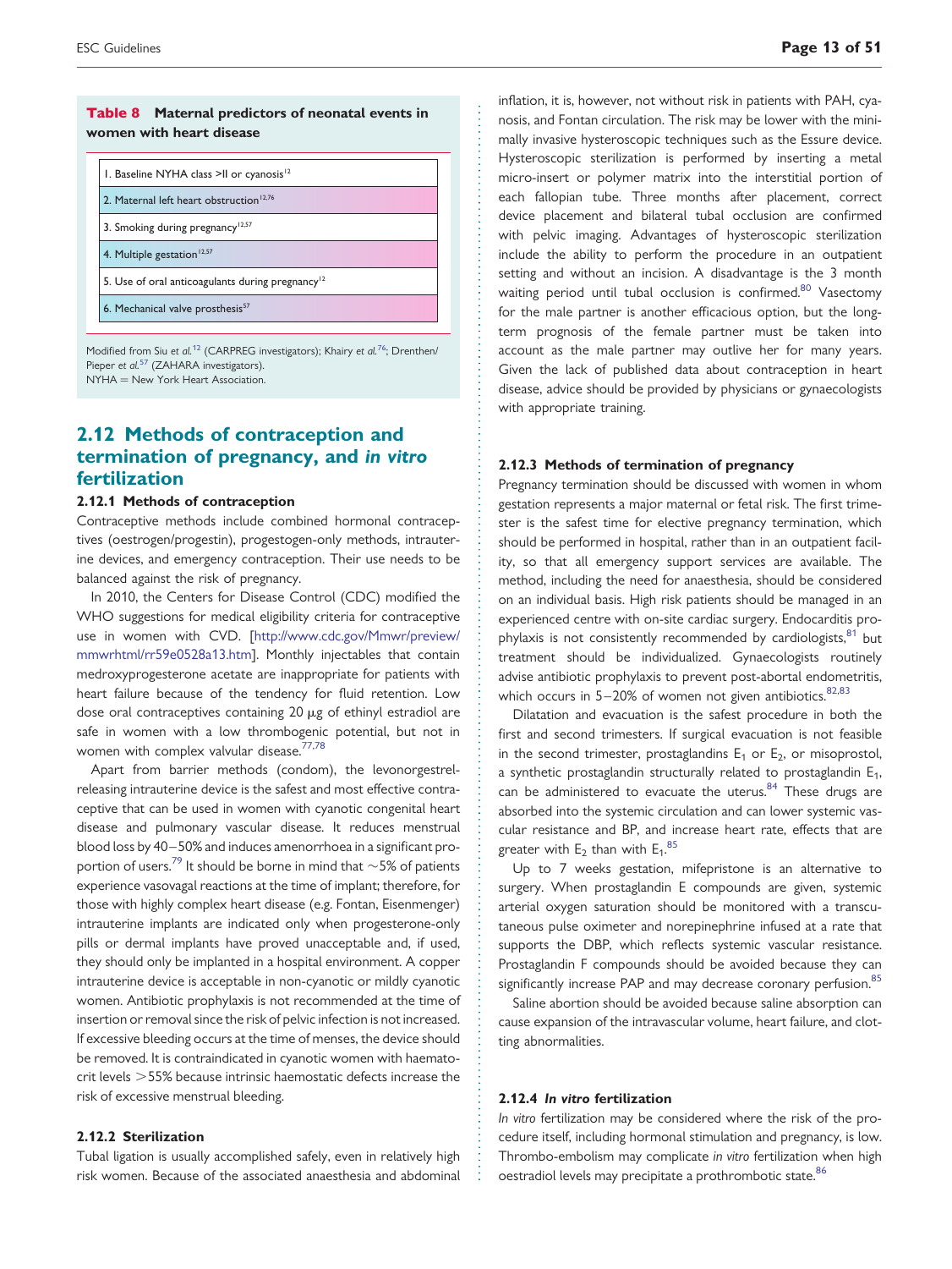**Table 8 Maternal predictors of neonatal events in women with heart disease**

| |
|---|
| 1. Baseline NYHA class >II or cyanosis[12] |
| 2. Maternal left heart obstruction[12,76] |
| 3. Smoking during pregnancy[12,57] |
| 4. Multiple gestation[12,57] |
| 5. Use of oral anticoagulants during pregnancy[12] |
| 6. Mechanical valve prosthesis[57] |

Modified from Siu *et al.*[12] (CARPREG investigators); Khairy *et al.*[76]; Drenthen/Pieper *et al.*[57] (ZAHARA investigators).
NYHA = New York Heart Association.

## 2.12 Methods of contraception and termination of pregnancy, and *in vitro* fertilization

### 2.12.1 Methods of contraception

Contraceptive methods include combined hormonal contraceptives (oestrogen/progestin), progestogen-only methods, intrauterine devices, and emergency contraception. Their use needs to be balanced against the risk of pregnancy.

In 2010, the Centers for Disease Control (CDC) modified the WHO suggestions for medical eligibility criteria for contraceptive use in women with CVD. [http://www.cdc.gov/Mmwr/preview/mmwrhtml/rr59e0528a13.htm]. Monthly injectables that contain medroxyprogesterone acetate are inappropriate for patients with heart failure because of the tendency for fluid retention. Low dose oral contraceptives containing 20 μg of ethinyl estradiol are safe in women with a low thrombogenic potential, but not in women with complex valvular disease.[77,78]

Apart from barrier methods (condom), the levonorgestrel-releasing intrauterine device is the safest and most effective contraceptive that can be used in women with cyanotic congenital heart disease and pulmonary vascular disease. It reduces menstrual blood loss by 40–50% and induces amenorrhoea in a significant proportion of users.[79] It should be borne in mind that ~5% of patients experience vasovagal reactions at the time of implant; therefore, for those with highly complex heart disease (e.g. Fontan, Eisenmenger) intrauterine implants are indicated only when progesterone-only pills or dermal implants have proved unacceptable and, if used, they should only be implanted in a hospital environment. A copper intrauterine device is acceptable in non-cyanotic or mildly cyanotic women. Antibiotic prophylaxis is not recommended at the time of insertion or removal since the risk of pelvic infection is not increased. If excessive bleeding occurs at the time of menses, the device should be removed. It is contraindicated in cyanotic women with haematocrit levels >55% because intrinsic haemostatic defects increase the risk of excessive menstrual bleeding.

### 2.12.2 Sterilization

Tubal ligation is usually accomplished safely, even in relatively high risk women. Because of the associated anaesthesia and abdominal inflation, it is, however, not without risk in patients with PAH, cyanosis, and Fontan circulation. The risk may be lower with the minimally invasive hysteroscopic techniques such as the Essure device. Hysteroscopic sterilization is performed by inserting a metal micro-insert or polymer matrix into the interstitial portion of each fallopian tube. Three months after placement, correct device placement and bilateral tubal occlusion are confirmed with pelvic imaging. Advantages of hysteroscopic sterilization include the ability to perform the procedure in an outpatient setting and without an incision. A disadvantage is the 3 month waiting period until tubal occlusion is confirmed.[80] Vasectomy for the male partner is another efficacious option, but the long-term prognosis of the female partner must be taken into account as the male partner may outlive her for many years. Given the lack of published data about contraception in heart disease, advice should be provided by physicians or gynaecologists with appropriate training.

### 2.12.3 Methods of termination of pregnancy

Pregnancy termination should be discussed with women in whom gestation represents a major maternal or fetal risk. The first trimester is the safest time for elective pregnancy termination, which should be performed in hospital, rather than in an outpatient facility, so that all emergency support services are available. The method, including the need for anaesthesia, should be considered on an individual basis. High risk patients should be managed in an experienced centre with on-site cardiac surgery. Endocarditis prophylaxis is not consistently recommended by cardiologists,[81] but treatment should be individualized. Gynaecologists routinely advise antibiotic prophylaxis to prevent post-abortal endometritis, which occurs in 5–20% of women not given antibiotics.[82,83]

Dilatation and evacuation is the safest procedure in both the first and second trimesters. If surgical evacuation is not feasible in the second trimester, prostaglandins $E_1$ or $E_2$, or misoprostol, a synthetic prostaglandin structurally related to prostaglandin $E_1$, can be administered to evacuate the uterus.[84] These drugs are absorbed into the systemic circulation and can lower systemic vascular resistance and BP, and increase heart rate, effects that are greater with $E_2$ than with $E_1$.[85]

Up to 7 weeks gestation, mifepristone is an alternative to surgery. When prostaglandin E compounds are given, systemic arterial oxygen saturation should be monitored with a transcutaneous pulse oximeter and norepinephrine infused at a rate that supports the DBP, which reflects systemic vascular resistance. Prostaglandin F compounds should be avoided because they can significantly increase PAP and may decrease coronary perfusion.[85]

Saline abortion should be avoided because saline absorption can cause expansion of the intravascular volume, heart failure, and clotting abnormalities.

### 2.12.4 *In vitro* fertilization

*In vitro* fertilization may be considered where the risk of the procedure itself, including hormonal stimulation and pregnancy, is low. Thrombo-embolism may complicate *in vitro* fertilization when high oestradiol levels may precipitate a prothrombotic state.[86]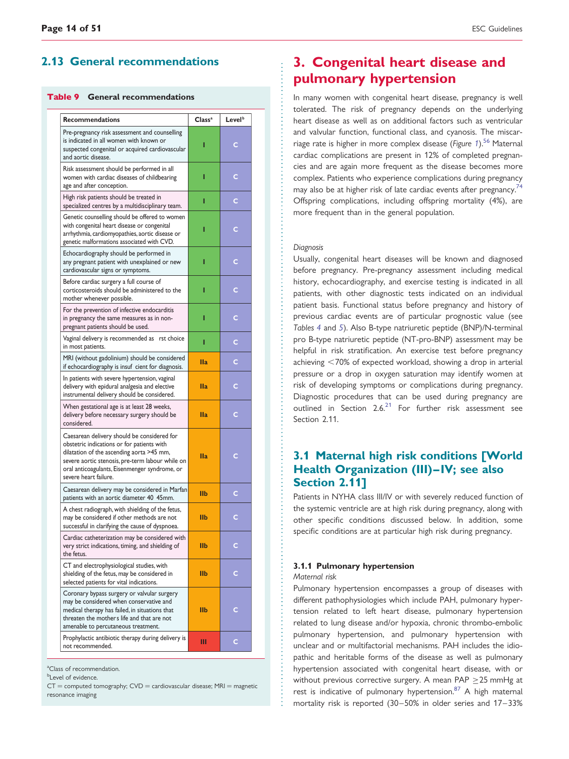## 2.13 General recommendations

**Table 9 General recommendations**

| Recommendations | Class[a] | Level[b] |
|---|---|---|
| Pre-pregnancy risk assessment and counselling is indicated in all women with known or suspected congenital or acquired cardiovascular and aortic disease. | I | C |
| Risk assessment should be performed in all women with cardiac diseases of childbearing age and after conception. | I | C |
| High risk patients should be treated in specialized centres by a multidisciplinary team. | I | C |
| Genetic counselling should be offered to women with congenital heart disease or congenital arrhythmia, cardiomyopathies, aortic disease or genetic malformations associated with CVD. | I | C |
| Echocardiography should be performed in any pregnant patient with unexplained or new cardiovascular signs or symptoms. | I | C |
| Before cardiac surgery a full course of corticosteroids should be administered to the mother whenever possible. | I | C |
| For the prevention of infective endocarditis in pregnancy the same measures as in non-pregnant patients should be used. | I | C |
| Vaginal delivery is recommended as rst choice in most patients. | I | C |
| MRI (without gadolinium) should be considered if echocardiography is insuf cient for diagnosis. | IIa | C |
| In patients with severe hypertension, vaginal delivery with epidural analgesia and elective instrumental delivery should be considered. | IIa | C |
| When gestational age is at least 28 weeks, delivery before necessary surgery should be considered. | IIa | C |
| Caesarean delivery should be considered for obstetric indications or for patients with dilatation of the ascending aorta >45 mm, severe aortic stenosis, pre-term labour while on oral anticoagulants, Eisenmenger syndrome, or severe heart failure. | IIa | C |
| Caesarean delivery may be considered in Marfan patients with an aortic diameter 40 45mm. | IIb | C |
| A chest radiograph, with shielding of the fetus, may be considered if other methods are not successful in clarifying the cause of dyspnoea. | IIb | C |
| Cardiac catheterization may be considered with very strict indications, timing, and shielding of the fetus. | IIb | C |
| CT and electrophysiological studies, with shielding of the fetus, may be considered in selected patients for vital indications. | IIb | C |
| Coronary bypass surgery or valvular surgery may be considered when conservative and medical therapy has failed, in situations that threaten the mother s life and that are not amenable to percutaneous treatment. | IIb | C |
| Prophylactic antibiotic therapy during delivery is not recommended. | III | C |

[a]Class of recommendation.
[b]Level of evidence.
CT = computed tomography; CVD = cardiovascular disease; MRI = magnetic resonance imaging

# 3. Congenital heart disease and pulmonary hypertension

In many women with congenital heart disease, pregnancy is well tolerated. The risk of pregnancy depends on the underlying heart disease as well as on additional factors such as ventricular and valvular function, functional class, and cyanosis. The miscarriage rate is higher in more complex disease (*Figure 1*).[56] Maternal cardiac complications are present in 12% of completed pregnancies and are again more frequent as the disease becomes more complex. Patients who experience complications during pregnancy may also be at higher risk of late cardiac events after pregnancy.[74] Offspring complications, including offspring mortality (4%), are more frequent than in the general population.

*Diagnosis*

Usually, congenital heart diseases will be known and diagnosed before pregnancy. Pre-pregnancy assessment including medical history, echocardiography, and exercise testing is indicated in all patients, with other diagnostic tests indicated on an individual patient basis. Functional status before pregnancy and history of previous cardiac events are of particular prognostic value (see *Tables 4* and *5*). Also B-type natriuretic peptide (BNP)/N-terminal pro B-type natriuretic peptide (NT-pro-BNP) assessment may be helpful in risk stratification. An exercise test before pregnancy achieving <70% of expected workload, showing a drop in arterial pressure or a drop in oxygen saturation may identify women at risk of developing symptoms or complications during pregnancy. Diagnostic procedures that can be used during pregnancy are outlined in Section 2.6.[21] For further risk assessment see Section 2.11.

## 3.1 Maternal high risk conditions [World Health Organization (III)–IV; see also Section 2.11]

Patients in NYHA class III/IV or with severely reduced function of the systemic ventricle are at high risk during pregnancy, along with other specific conditions discussed below. In addition, some specific conditions are at particular high risk during pregnancy.

### 3.1.1 Pulmonary hypertension

*Maternal risk*

Pulmonary hypertension encompasses a group of diseases with different pathophysiologies which include PAH, pulmonary hypertension related to left heart disease, pulmonary hypertension related to lung disease and/or hypoxia, chronic thrombo-embolic pulmonary hypertension, and pulmonary hypertension with unclear and or multifactorial mechanisms. PAH includes the idiopathic and heritable forms of the disease as well as pulmonary hypertension associated with congenital heart disease, with or without previous corrective surgery. A mean PAP ≥25 mmHg at rest is indicative of pulmonary hypertension.[87] A high maternal mortality risk is reported (30–50% in older series and 17–33%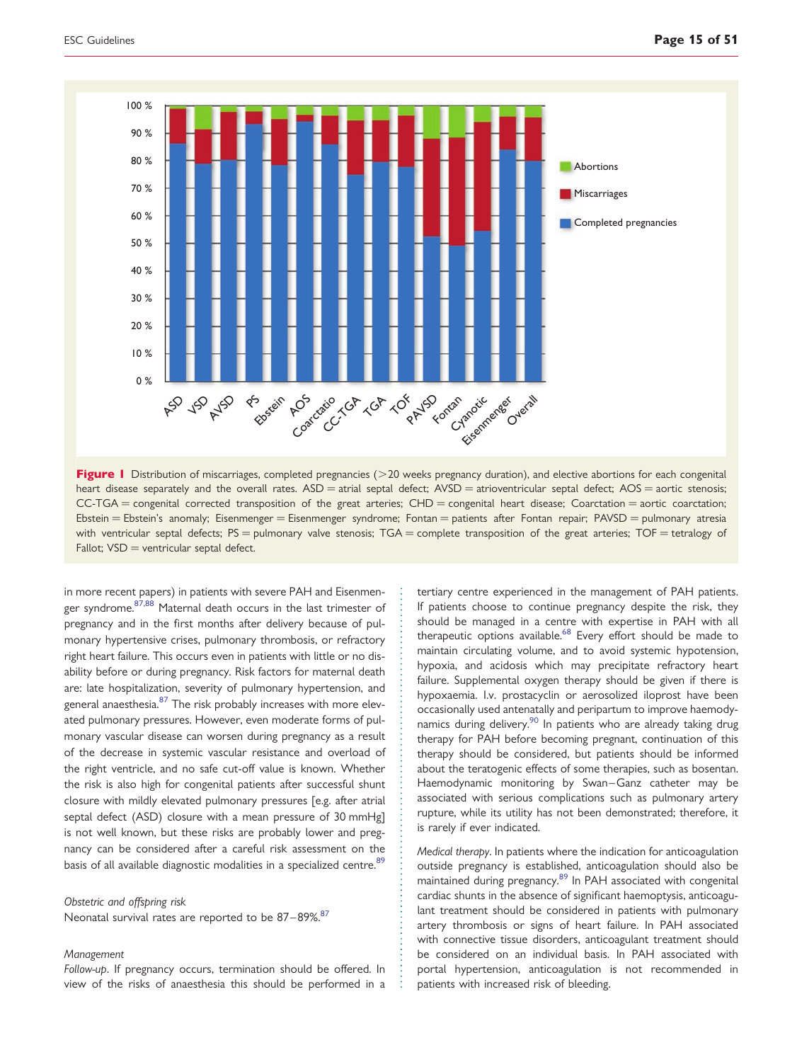**Figure 1** Distribution of miscarriages, completed pregnancies (>20 weeks pregnancy duration), and elective abortions for each congenital heart disease separately and the overall rates. ASD = atrial septal defect; AVSD = atrioventricular septal defect; AOS = aortic stenosis; CC-TGA = congenital corrected transposition of the great arteries; CHD = congenital heart disease; Coarctation = aortic coarctation; Ebstein = Ebstein's anomaly; Eisenmenger = Eisenmenger syndrome; Fontan = patients after Fontan repair; PAVSD = pulmonary atresia with ventricular septal defects; PS = pulmonary valve stenosis; TGA = complete transposition of the great arteries; TOF = tetralogy of Fallot; VSD = ventricular septal defect.

in more recent papers) in patients with severe PAH and Eisenmenger syndrome.[87,88] Maternal death occurs in the last trimester of pregnancy and in the first months after delivery because of pulmonary hypertensive crises, pulmonary thrombosis, or refractory right heart failure. This occurs even in patients with little or no disability before or during pregnancy. Risk factors for maternal death are: late hospitalization, severity of pulmonary hypertension, and general anaesthesia.[87] The risk probably increases with more elevated pulmonary pressures. However, even moderate forms of pulmonary vascular disease can worsen during pregnancy as a result of the decrease in systemic vascular resistance and overload of the right ventricle, and no safe cut-off value is known. Whether the risk is also high for congenital patients after successful shunt closure with mildly elevated pulmonary pressures [e.g. after atrial septal defect (ASD) closure with a mean pressure of 30 mmHg] is not well known, but these risks are probably lower and pregnancy can be considered after a careful risk assessment on the basis of all available diagnostic modalities in a specialized centre.[89]

*Obstetric and offspring risk*

Neonatal survival rates are reported to be 87–89%.[87]

*Management*

*Follow-up*. If pregnancy occurs, termination should be offered. In view of the risks of anaesthesia this should be performed in a tertiary centre experienced in the management of PAH patients. If patients choose to continue pregnancy despite the risk, they should be managed in a centre with expertise in PAH with all therapeutic options available.[68] Every effort should be made to maintain circulating volume, and to avoid systemic hypotension, hypoxia, and acidosis which may precipitate refractory heart failure. Supplemental oxygen therapy should be given if there is hypoxaemia. I.v. prostacyclin or aerosolized iloprost have been occasionally used antenatally and peripartum to improve haemodynamics during delivery.[90] In patients who are already taking drug therapy for PAH before becoming pregnant, continuation of this therapy should be considered, but patients should be informed about the teratogenic effects of some therapies, such as bosentan. Haemodynamic monitoring by Swan–Ganz catheter may be associated with serious complications such as pulmonary artery rupture, while its utility has not been demonstrated; therefore, it is rarely if ever indicated.

*Medical therapy*. In patients where the indication for anticoagulation outside pregnancy is established, anticoagulation should also be maintained during pregnancy.[89] In PAH associated with congenital cardiac shunts in the absence of significant haemoptysis, anticoagulant treatment should be considered in patients with pulmonary artery thrombosis or signs of heart failure. In PAH associated with connective tissue disorders, anticoagulant treatment should be considered on an individual basis. In PAH associated with portal hypertension, anticoagulation is not recommended in patients with increased risk of bleeding.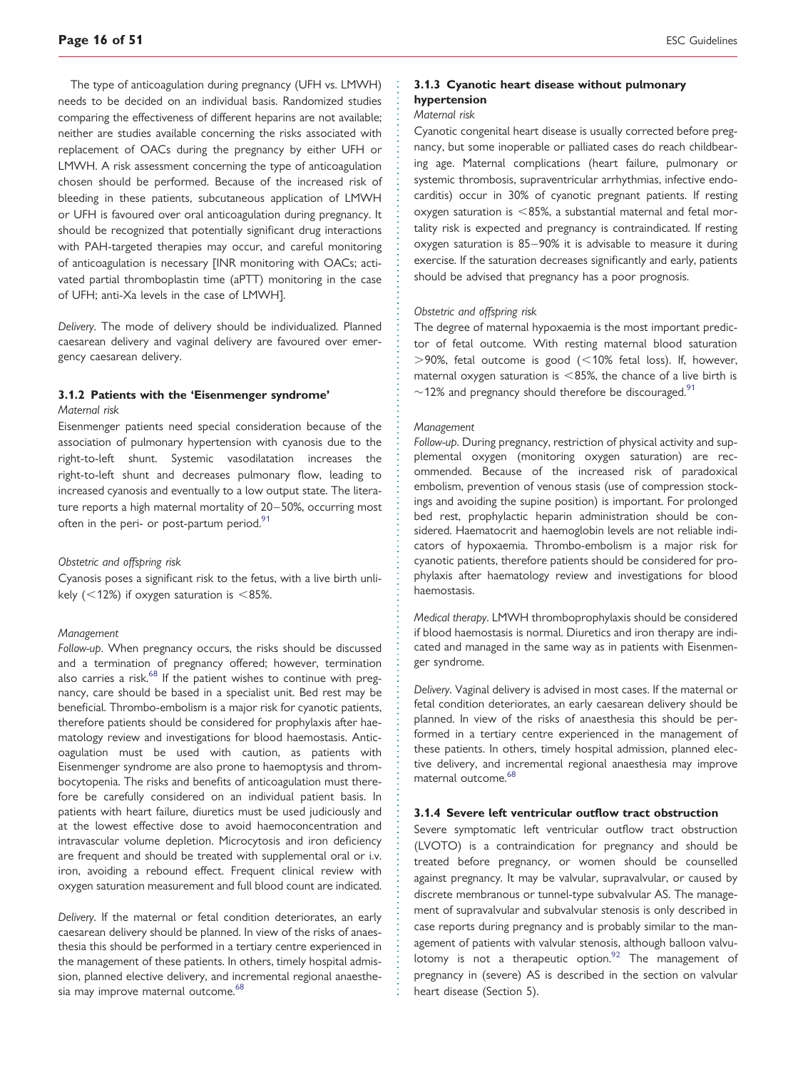The type of anticoagulation during pregnancy (UFH vs. LMWH) needs to be decided on an individual basis. Randomized studies comparing the effectiveness of different heparins are not available; neither are studies available concerning the risks associated with replacement of OACs during the pregnancy by either UFH or LMWH. A risk assessment concerning the type of anticoagulation chosen should be performed. Because of the increased risk of bleeding in these patients, subcutaneous application of LMWH or UFH is favoured over oral anticoagulation during pregnancy. It should be recognized that potentially significant drug interactions with PAH-targeted therapies may occur, and careful monitoring of anticoagulation is necessary [INR monitoring with OACs; activated partial thromboplastin time (aPTT) monitoring in the case of UFH; anti-Xa levels in the case of LMWH].

*Delivery*. The mode of delivery should be individualized. Planned caesarean delivery and vaginal delivery are favoured over emergency caesarean delivery.

### 3.1.2 Patients with the 'Eisenmenger syndrome'

*Maternal risk*

Eisenmenger patients need special consideration because of the association of pulmonary hypertension with cyanosis due to the right-to-left shunt. Systemic vasodilatation increases the right-to-left shunt and decreases pulmonary flow, leading to increased cyanosis and eventually to a low output state. The literature reports a high maternal mortality of 20–50%, occurring most often in the peri- or post-partum period.[91]

*Obstetric and offspring risk*

Cyanosis poses a significant risk to the fetus, with a live birth unlikely (<12%) if oxygen saturation is <85%.

*Management*

*Follow-up*. When pregnancy occurs, the risks should be discussed and a termination of pregnancy offered; however, termination also carries a risk.[68] If the patient wishes to continue with pregnancy, care should be based in a specialist unit. Bed rest may be beneficial. Thrombo-embolism is a major risk for cyanotic patients, therefore patients should be considered for prophylaxis after haematology review and investigations for blood haemostasis. Anticoagulation must be used with caution, as patients with Eisenmenger syndrome are also prone to haemoptysis and thrombocytopenia. The risks and benefits of anticoagulation must therefore be carefully considered on an individual patient basis. In patients with heart failure, diuretics must be used judiciously and at the lowest effective dose to avoid haemoconcentration and intravascular volume depletion. Microcytosis and iron deficiency are frequent and should be treated with supplemental oral or i.v. iron, avoiding a rebound effect. Frequent clinical review with oxygen saturation measurement and full blood count are indicated.

*Delivery*. If the maternal or fetal condition deteriorates, an early caesarean delivery should be planned. In view of the risks of anaesthesia this should be performed in a tertiary centre experienced in the management of these patients. In others, timely hospital admission, planned elective delivery, and incremental regional anaesthesia may improve maternal outcome.[68]

### 3.1.3 Cyanotic heart disease without pulmonary hypertension

*Maternal risk*

Cyanotic congenital heart disease is usually corrected before pregnancy, but some inoperable or palliated cases do reach childbearing age. Maternal complications (heart failure, pulmonary or systemic thrombosis, supraventricular arrhythmias, infective endocarditis) occur in 30% of cyanotic pregnant patients. If resting oxygen saturation is <85%, a substantial maternal and fetal mortality risk is expected and pregnancy is contraindicated. If resting oxygen saturation is 85–90% it is advisable to measure it during exercise. If the saturation decreases significantly and early, patients should be advised that pregnancy has a poor prognosis.

*Obstetric and offspring risk*

The degree of maternal hypoxaemia is the most important predictor of fetal outcome. With resting maternal blood saturation >90%, fetal outcome is good (<10% fetal loss). If, however, maternal oxygen saturation is <85%, the chance of a live birth is ~12% and pregnancy should therefore be discouraged.[91]

*Management*

*Follow-up*. During pregnancy, restriction of physical activity and supplemental oxygen (monitoring oxygen saturation) are recommended. Because of the increased risk of paradoxical embolism, prevention of venous stasis (use of compression stockings and avoiding the supine position) is important. For prolonged bed rest, prophylactic heparin administration should be considered. Haematocrit and haemoglobin levels are not reliable indicators of hypoxaemia. Thrombo-embolism is a major risk for cyanotic patients, therefore patients should be considered for prophylaxis after haematology review and investigations for blood haemostasis.

*Medical therapy*. LMWH thromboprophylaxis should be considered if blood haemostasis is normal. Diuretics and iron therapy are indicated and managed in the same way as in patients with Eisenmenger syndrome.

*Delivery*. Vaginal delivery is advised in most cases. If the maternal or fetal condition deteriorates, an early caesarean delivery should be planned. In view of the risks of anaesthesia this should be performed in a tertiary centre experienced in the management of these patients. In others, timely hospital admission, planned elective delivery, and incremental regional anaesthesia may improve maternal outcome.[68]

### 3.1.4 Severe left ventricular outflow tract obstruction

Severe symptomatic left ventricular outflow tract obstruction (LVOTO) is a contraindication for pregnancy and should be treated before pregnancy, or women should be counselled against pregnancy. It may be valvular, supravalvular, or caused by discrete membranous or tunnel-type subvalvular AS. The management of supravalvular and subvalvular stenosis is only described in case reports during pregnancy and is probably similar to the management of patients with valvular stenosis, although balloon valvulotomy is not a therapeutic option.[92] The management of pregnancy in (severe) AS is described in the section on valvular heart disease (Section 5).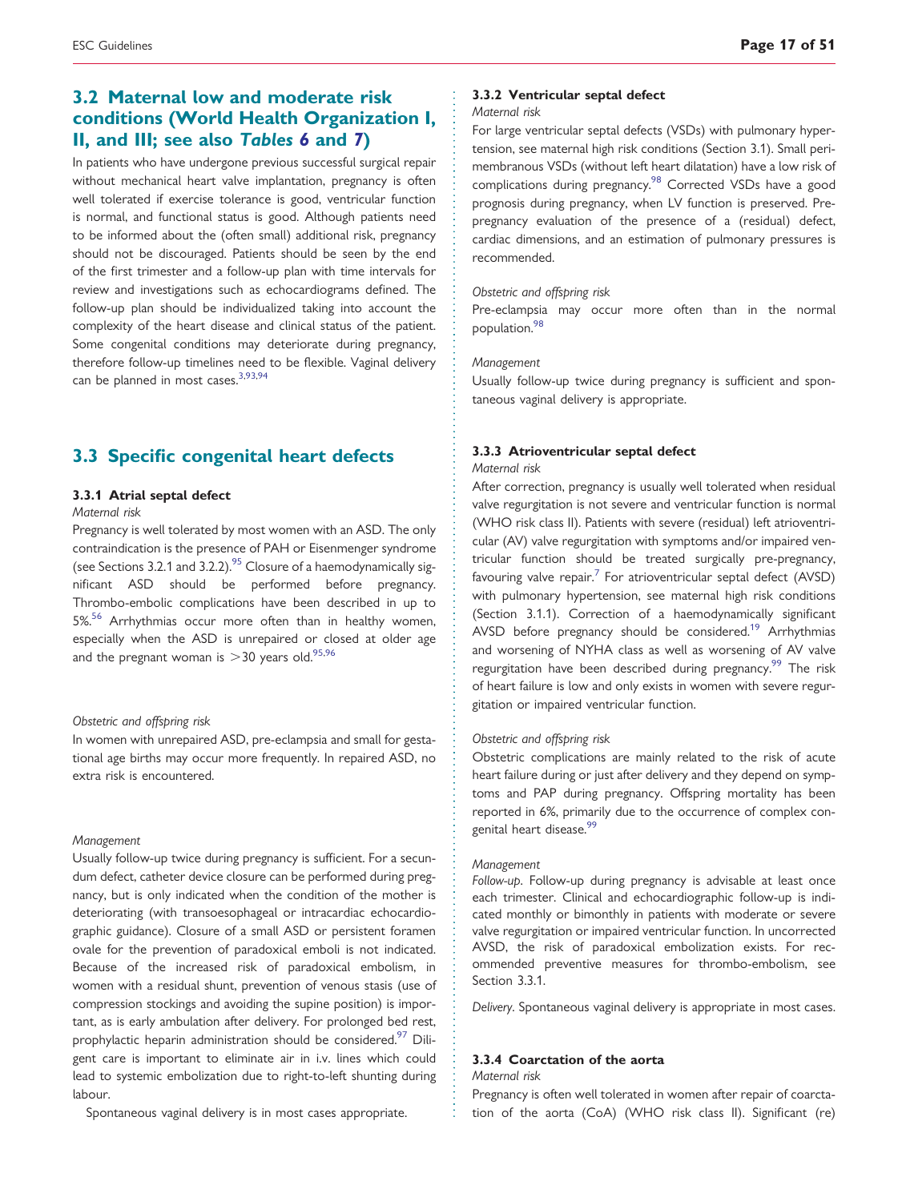## 3.2 Maternal low and moderate risk conditions (World Health Organization I, II, and III; see also Tables 6 and 7)

In patients who have undergone previous successful surgical repair without mechanical heart valve implantation, pregnancy is often well tolerated if exercise tolerance is good, ventricular function is normal, and functional status is good. Although patients need to be informed about the (often small) additional risk, pregnancy should not be discouraged. Patients should be seen by the end of the first trimester and a follow-up plan with time intervals for review and investigations such as echocardiograms defined. The follow-up plan should be individualized taking into account the complexity of the heart disease and clinical status of the patient. Some congenital conditions may deteriorate during pregnancy, therefore follow-up timelines need to be flexible. Vaginal delivery can be planned in most cases.[3,93,94]

## 3.3 Specific congenital heart defects

### 3.3.1 Atrial septal defect

*Maternal risk*

Pregnancy is well tolerated by most women with an ASD. The only contraindication is the presence of PAH or Eisenmenger syndrome (see Sections 3.2.1 and 3.2.2).[95] Closure of a haemodynamically significant ASD should be performed before pregnancy. Thrombo-embolic complications have been described in up to 5%.[56] Arrhythmias occur more often than in healthy women, especially when the ASD is unrepaired or closed at older age and the pregnant woman is >30 years old.[95,96]

*Obstetric and offspring risk*

In women with unrepaired ASD, pre-eclampsia and small for gestational age births may occur more frequently. In repaired ASD, no extra risk is encountered.

*Management*

Usually follow-up twice during pregnancy is sufficient. For a secundum defect, catheter device closure can be performed during pregnancy, but is only indicated when the condition of the mother is deteriorating (with transoesophageal or intracardiac echocardiographic guidance). Closure of a small ASD or persistent foramen ovale for the prevention of paradoxical emboli is not indicated. Because of the increased risk of paradoxical embolism, in women with a residual shunt, prevention of venous stasis (use of compression stockings and avoiding the supine position) is important, as is early ambulation after delivery. For prolonged bed rest, prophylactic heparin administration should be considered.[97] Diligent care is important to eliminate air in i.v. lines which could lead to systemic embolization due to right-to-left shunting during labour.

Spontaneous vaginal delivery is in most cases appropriate.

### 3.3.2 Ventricular septal defect

*Maternal risk*

For large ventricular septal defects (VSDs) with pulmonary hypertension, see maternal high risk conditions (Section 3.1). Small perimembranous VSDs (without left heart dilatation) have a low risk of complications during pregnancy.[98] Corrected VSDs have a good prognosis during pregnancy, when LV function is preserved. Pre-pregnancy evaluation of the presence of a (residual) defect, cardiac dimensions, and an estimation of pulmonary pressures is recommended.

*Obstetric and offspring risk*

Pre-eclampsia may occur more often than in the normal population.[98]

*Management*

Usually follow-up twice during pregnancy is sufficient and spontaneous vaginal delivery is appropriate.

### 3.3.3 Atrioventricular septal defect

*Maternal risk*

After correction, pregnancy is usually well tolerated when residual valve regurgitation is not severe and ventricular function is normal (WHO risk class II). Patients with severe (residual) left atrioventricular (AV) valve regurgitation with symptoms and/or impaired ventricular function should be treated surgically pre-pregnancy, favouring valve repair.[7] For atrioventricular septal defect (AVSD) with pulmonary hypertension, see maternal high risk conditions (Section 3.1.1). Correction of a haemodynamically significant AVSD before pregnancy should be considered.[19] Arrhythmias and worsening of NYHA class as well as worsening of AV valve regurgitation have been described during pregnancy.[99] The risk of heart failure is low and only exists in women with severe regurgitation or impaired ventricular function.

*Obstetric and offspring risk*

Obstetric complications are mainly related to the risk of acute heart failure during or just after delivery and they depend on symptoms and PAP during pregnancy. Offspring mortality has been reported in 6%, primarily due to the occurrence of complex congenital heart disease.[99]

*Management*

*Follow-up*. Follow-up during pregnancy is advisable at least once each trimester. Clinical and echocardiographic follow-up is indicated monthly or bimonthly in patients with moderate or severe valve regurgitation or impaired ventricular function. In uncorrected AVSD, the risk of paradoxical embolization exists. For recommended preventive measures for thrombo-embolism, see Section 3.3.1.

*Delivery*. Spontaneous vaginal delivery is appropriate in most cases.

### 3.3.4 Coarctation of the aorta

*Maternal risk*

Pregnancy is often well tolerated in women after repair of coarctation of the aorta (CoA) (WHO risk class II). Significant (re)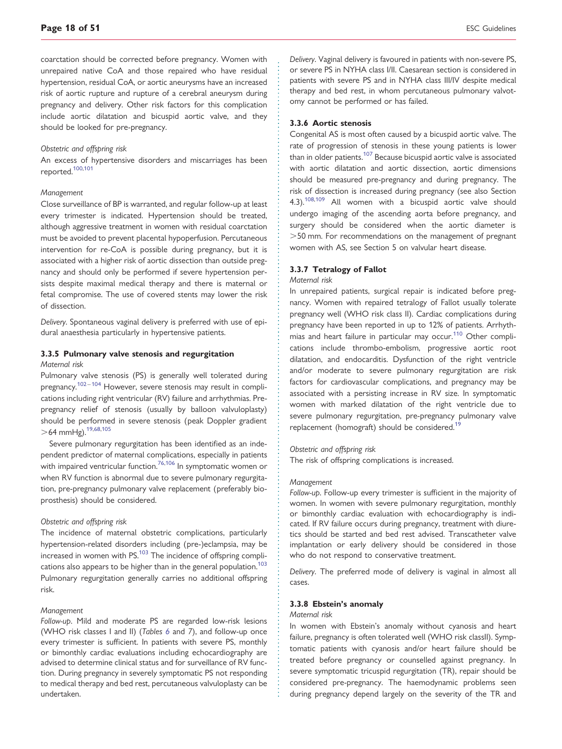coarctation should be corrected before pregnancy. Women with unrepaired native CoA and those repaired who have residual hypertension, residual CoA, or aortic aneurysms have an increased risk of aortic rupture and rupture of a cerebral aneurysm during pregnancy and delivery. Other risk factors for this complication include aortic dilatation and bicuspid aortic valve, and they should be looked for pre-pregnancy.

*Obstetric and offspring risk*

An excess of hypertensive disorders and miscarriages has been reported.[100,101]

*Management*

Close surveillance of BP is warranted, and regular follow-up at least every trimester is indicated. Hypertension should be treated, although aggressive treatment in women with residual coarctation must be avoided to prevent placental hypoperfusion. Percutaneous intervention for re-CoA is possible during pregnancy, but it is associated with a higher risk of aortic dissection than outside pregnancy and should only be performed if severe hypertension persists despite maximal medical therapy and there is maternal or fetal compromise. The use of covered stents may lower the risk of dissection.

*Delivery*. Spontaneous vaginal delivery is preferred with use of epidural anaesthesia particularly in hypertensive patients.

### 3.3.5 Pulmonary valve stenosis and regurgitation

*Maternal risk*

Pulmonary valve stenosis (PS) is generally well tolerated during pregnancy.[102–104] However, severe stenosis may result in complications including right ventricular (RV) failure and arrhythmias. Pre-pregnancy relief of stenosis (usually by balloon valvuloplasty) should be performed in severe stenosis (peak Doppler gradient >64 mmHg).[19,68,105]

Severe pulmonary regurgitation has been identified as an independent predictor of maternal complications, especially in patients with impaired ventricular function.[76,106] In symptomatic women or when RV function is abnormal due to severe pulmonary regurgitation, pre-pregnancy pulmonary valve replacement (preferably bioprosthesis) should be considered.

*Obstetric and offspring risk*

The incidence of maternal obstetric complications, particularly hypertension-related disorders including (pre-)eclampsia, may be increased in women with PS.[103] The incidence of offspring complications also appears to be higher than in the general population.[103] Pulmonary regurgitation generally carries no additional offspring risk.

*Management*

*Follow-up*. Mild and moderate PS are regarded low-risk lesions (WHO risk classes I and II) (*Tables 6* and *7*), and follow-up once every trimester is sufficient. In patients with severe PS, monthly or bimonthly cardiac evaluations including echocardiography are advised to determine clinical status and for surveillance of RV function. During pregnancy in severely symptomatic PS not responding to medical therapy and bed rest, percutaneous valvuloplasty can be undertaken.

*Delivery*. Vaginal delivery is favoured in patients with non-severe PS, or severe PS in NYHA class I/II. Caesarean section is considered in patients with severe PS and in NYHA class III/IV despite medical therapy and bed rest, in whom percutaneous pulmonary valvotomy cannot be performed or has failed.

### 3.3.6 Aortic stenosis

Congenital AS is most often caused by a bicuspid aortic valve. The rate of progression of stenosis in these young patients is lower than in older patients.[107] Because bicuspid aortic valve is associated with aortic dilatation and aortic dissection, aortic dimensions should be measured pre-pregnancy and during pregnancy. The risk of dissection is increased during pregnancy (see also Section 4.3).[108,109] All women with a bicuspid aortic valve should undergo imaging of the ascending aorta before pregnancy, and surgery should be considered when the aortic diameter is >50 mm. For recommendations on the management of pregnant women with AS, see Section 5 on valvular heart disease.

### 3.3.7 Tetralogy of Fallot

*Maternal risk*

In unrepaired patients, surgical repair is indicated before pregnancy. Women with repaired tetralogy of Fallot usually tolerate pregnancy well (WHO risk class II). Cardiac complications during pregnancy have been reported in up to 12% of patients. Arrhythmias and heart failure in particular may occur.[110] Other complications include thrombo-embolism, progressive aortic root dilatation, and endocarditis. Dysfunction of the right ventricle and/or moderate to severe pulmonary regurgitation are risk factors for cardiovascular complications, and pregnancy may be associated with a persisting increase in RV size. In symptomatic women with marked dilatation of the right ventricle due to severe pulmonary regurgitation, pre-pregnancy pulmonary valve replacement (homograft) should be considered.[19]

*Obstetric and offspring risk*

The risk of offspring complications is increased.

*Management*

*Follow-up*. Follow-up every trimester is sufficient in the majority of women. In women with severe pulmonary regurgitation, monthly or bimonthly cardiac evaluation with echocardiography is indicated. If RV failure occurs during pregnancy, treatment with diuretics should be started and bed rest advised. Transcatheter valve implantation or early delivery should be considered in those who do not respond to conservative treatment.

*Delivery*. The preferred mode of delivery is vaginal in almost all cases.

### 3.3.8 Ebstein's anomaly

*Maternal risk*

In women with Ebstein's anomaly without cyanosis and heart failure, pregnancy is often tolerated well (WHO risk classII). Symptomatic patients with cyanosis and/or heart failure should be treated before pregnancy or counselled against pregnancy. In severe symptomatic tricuspid regurgitation (TR), repair should be considered pre-pregnancy. The haemodynamic problems seen during pregnancy depend largely on the severity of the TR and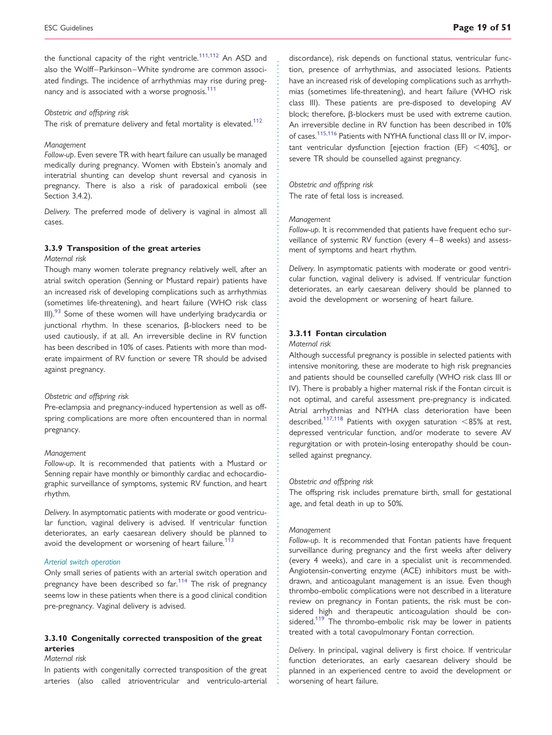the functional capacity of the right ventricle.[111,112] An ASD and also the Wolff–Parkinson–White syndrome are common associated findings. The incidence of arrhythmias may rise during pregnancy and is associated with a worse prognosis.[111]

*Obstetric and offspring risk*

The risk of premature delivery and fetal mortality is elevated.[112]

*Management*

*Follow-up*. Even severe TR with heart failure can usually be managed medically during pregnancy. Women with Ebstein's anomaly and interatrial shunting can develop shunt reversal and cyanosis in pregnancy. There is also a risk of paradoxical emboli (see Section 3.4.2).

*Delivery*. The preferred mode of delivery is vaginal in almost all cases.

### 3.3.9 Transposition of the great arteries

*Maternal risk*

Though many women tolerate pregnancy relatively well, after an atrial switch operation (Senning or Mustard repair) patients have an increased risk of developing complications such as arrhythmias (sometimes life-threatening), and heart failure (WHO risk class III).[93] Some of these women will have underlying bradycardia or junctional rhythm. In these scenarios, β-blockers need to be used cautiously, if at all. An irreversible decline in RV function has been described in 10% of cases. Patients with more than moderate impairment of RV function or severe TR should be advised against pregnancy.

*Obstetric and offspring risk*

Pre-eclampsia and pregnancy-induced hypertension as well as offspring complications are more often encountered than in normal pregnancy.

*Management*

*Follow-up*. It is recommended that patients with a Mustard or Senning repair have monthly or bimonthly cardiac and echocardiographic surveillance of symptoms, systemic RV function, and heart rhythm.

*Delivery*. In asymptomatic patients with moderate or good ventricular function, vaginal delivery is advised. If ventricular function deteriorates, an early caesarean delivery should be planned to avoid the development or worsening of heart failure.[113]

*Arterial switch operation*

Only small series of patients with an arterial switch operation and pregnancy have been described so far.[114] The risk of pregnancy seems low in these patients when there is a good clinical condition pre-pregnancy. Vaginal delivery is advised.

### 3.3.10 Congenitally corrected transposition of the great arteries

*Maternal risk*

In patients with congenitally corrected transposition of the great arteries (also called atrioventricular and ventriculo-arterial discordance), risk depends on functional status, ventricular function, presence of arrhythmias, and associated lesions. Patients have an increased risk of developing complications such as arrhythmias (sometimes life-threatening), and heart failure (WHO risk class III). These patients are pre-disposed to developing AV block; therefore, β-blockers must be used with extreme caution. An irreversible decline in RV function has been described in 10% of cases.[115,116] Patients with NYHA functional class III or IV, important ventricular dysfunction [ejection fraction (EF) <40%], or severe TR should be counselled against pregnancy.

*Obstetric and offspring risk*

The rate of fetal loss is increased.

*Management*

*Follow-up*. It is recommended that patients have frequent echo surveillance of systemic RV function (every 4–8 weeks) and assessment of symptoms and heart rhythm.

*Delivery*. In asymptomatic patients with moderate or good ventricular function, vaginal delivery is advised. If ventricular function deteriorates, an early caesarean delivery should be planned to avoid the development or worsening of heart failure.

### 3.3.11 Fontan circulation

*Maternal risk*

Although successful pregnancy is possible in selected patients with intensive monitoring, these are moderate to high risk pregnancies and patients should be counselled carefully (WHO risk class III or IV). There is probably a higher maternal risk if the Fontan circuit is not optimal, and careful assessment pre-pregnancy is indicated. Atrial arrhythmias and NYHA class deterioration have been described.[117,118] Patients with oxygen saturation <85% at rest, depressed ventricular function, and/or moderate to severe AV regurgitation or with protein-losing enteropathy should be counselled against pregnancy.

*Obstetric and offspring risk*

The offspring risk includes premature birth, small for gestational age, and fetal death in up to 50%.

*Management*

*Follow-up*. It is recommended that Fontan patients have frequent surveillance during pregnancy and the first weeks after delivery (every 4 weeks), and care in a specialist unit is recommended. Angiotensin-converting enzyme (ACE) inhibitors must be withdrawn, and anticoagulant management is an issue. Even though thrombo-embolic complications were not described in a literature review on pregnancy in Fontan patients, the risk must be considered high and therapeutic anticoagulation should be considered.[119] The thrombo-embolic risk may be lower in patients treated with a total cavopulmonary Fontan correction.

*Delivery*. In principal, vaginal delivery is first choice. If ventricular function deteriorates, an early caesarean delivery should be planned in an experienced centre to avoid the development or worsening of heart failure.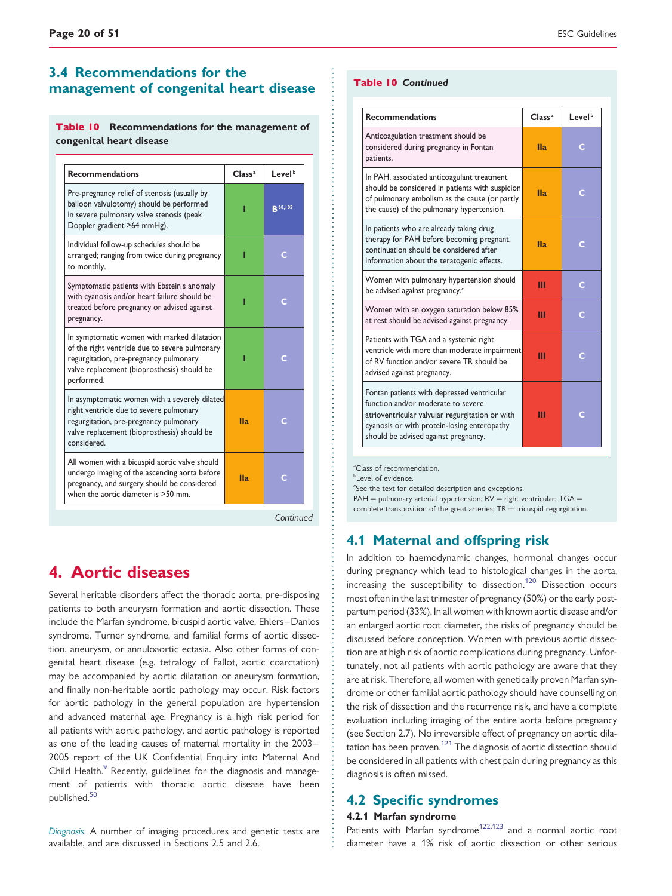## 3.4 Recommendations for the management of congenital heart disease

**Table 10** Recommendations for the management of congenital heart disease

| Recommendations | Class[a] | Level[b] |
|---|---|---|
| Pre-pregnancy relief of stenosis (usually by balloon valvulotomy) should be performed in severe pulmonary valve stenosis (peak Doppler gradient >64 mmHg). | I | B[68,105] |
| Individual follow-up schedules should be arranged; ranging from twice during pregnancy to monthly. | I | C |
| Symptomatic patients with Ebstein s anomaly with cyanosis and/or heart failure should be treated before pregnancy or advised against pregnancy. | I | C |
| In symptomatic women with marked dilatation of the right ventricle due to severe pulmonary regurgitation, pre-pregnancy pulmonary valve replacement (bioprosthesis) should be performed. | I | C |
| In asymptomatic women with a severely dilated right ventricle due to severe pulmonary regurgitation, pre-pregnancy pulmonary valve replacement (bioprosthesis) should be considered. | IIa | C |
| All women with a bicuspid aortic valve should undergo imaging of the ascending aorta before pregnancy, and surgery should be considered when the aortic diameter is >50 mm. | IIa | C |
| Anticoagulation treatment should be considered during pregnancy in Fontan patients. | IIa | C |
| In PAH, associated anticoagulant treatment should be considered in patients with suspicion of pulmonary embolism as the cause (or partly the cause) of the pulmonary hypertension. | IIa | C |
| In patients who are already taking drug therapy for PAH before becoming pregnant, continuation should be considered after information about the teratogenic effects. | IIa | C |
| Women with pulmonary hypertension should be advised against pregnancy.[c] | III | C |
| Women with an oxygen saturation below 85% at rest should be advised against pregnancy. | III | C |
| Patients with TGA and a systemic right ventricle with more than moderate impairment of RV function and/or severe TR should be advised against pregnancy. | III | C |
| Fontan patients with depressed ventricular function and/or moderate to severe atrioventricular valvular regurgitation or with cyanosis or with protein-losing enteropathy should be advised against pregnancy. | III | C |

[a]Class of recommendation.
[b]Level of evidence.
[c]See the text for detailed description and exceptions.
PAH = pulmonary arterial hypertension; RV = right ventricular; TGA = complete transposition of the great arteries; TR = tricuspid regurgitation.

# 4. Aortic diseases

Several heritable disorders affect the thoracic aorta, pre-disposing patients to both aneurysm formation and aortic dissection. These include the Marfan syndrome, bicuspid aortic valve, Ehlers–Danlos syndrome, Turner syndrome, and familial forms of aortic dissection, aneurysm, or annuloaortic ectasia. Also other forms of congenital heart disease (e.g. tetralogy of Fallot, aortic coarctation) may be accompanied by aortic dilatation or aneurysm formation, and finally non-heritable aortic pathology may occur. Risk factors for aortic pathology in the general population are hypertension and advanced maternal age. Pregnancy is a high risk period for all patients with aortic pathology, and aortic pathology is reported as one of the leading causes of maternal mortality in the 2003–2005 report of the UK Confidential Enquiry into Maternal And Child Health.[9] Recently, guidelines for the diagnosis and management of patients with thoracic aortic disease have been published.[50]

*Diagnosis.* A number of imaging procedures and genetic tests are available, and are discussed in Sections 2.5 and 2.6.

## 4.1 Maternal and offspring risk

In addition to haemodynamic changes, hormonal changes occur during pregnancy which lead to histological changes in the aorta, increasing the susceptibility to dissection.[120] Dissection occurs most often in the last trimester of pregnancy (50%) or the early post-partum period (33%). In all women with known aortic disease and/or an enlarged aortic root diameter, the risks of pregnancy should be discussed before conception. Women with previous aortic dissection are at high risk of aortic complications during pregnancy. Unfortunately, not all patients with aortic pathology are aware that they are at risk. Therefore, all women with genetically proven Marfan syndrome or other familial aortic pathology should have counselling on the risk of dissection and the recurrence risk, and have a complete evaluation including imaging of the entire aorta before pregnancy (see Section 2.7). No irreversible effect of pregnancy on aortic dilatation has been proven.[121] The diagnosis of aortic dissection should be considered in all patients with chest pain during pregnancy as this diagnosis is often missed.

## 4.2 Specific syndromes

### 4.2.1 Marfan syndrome

Patients with Marfan syndrome[122,123] and a normal aortic root diameter have a 1% risk of aortic dissection or other serious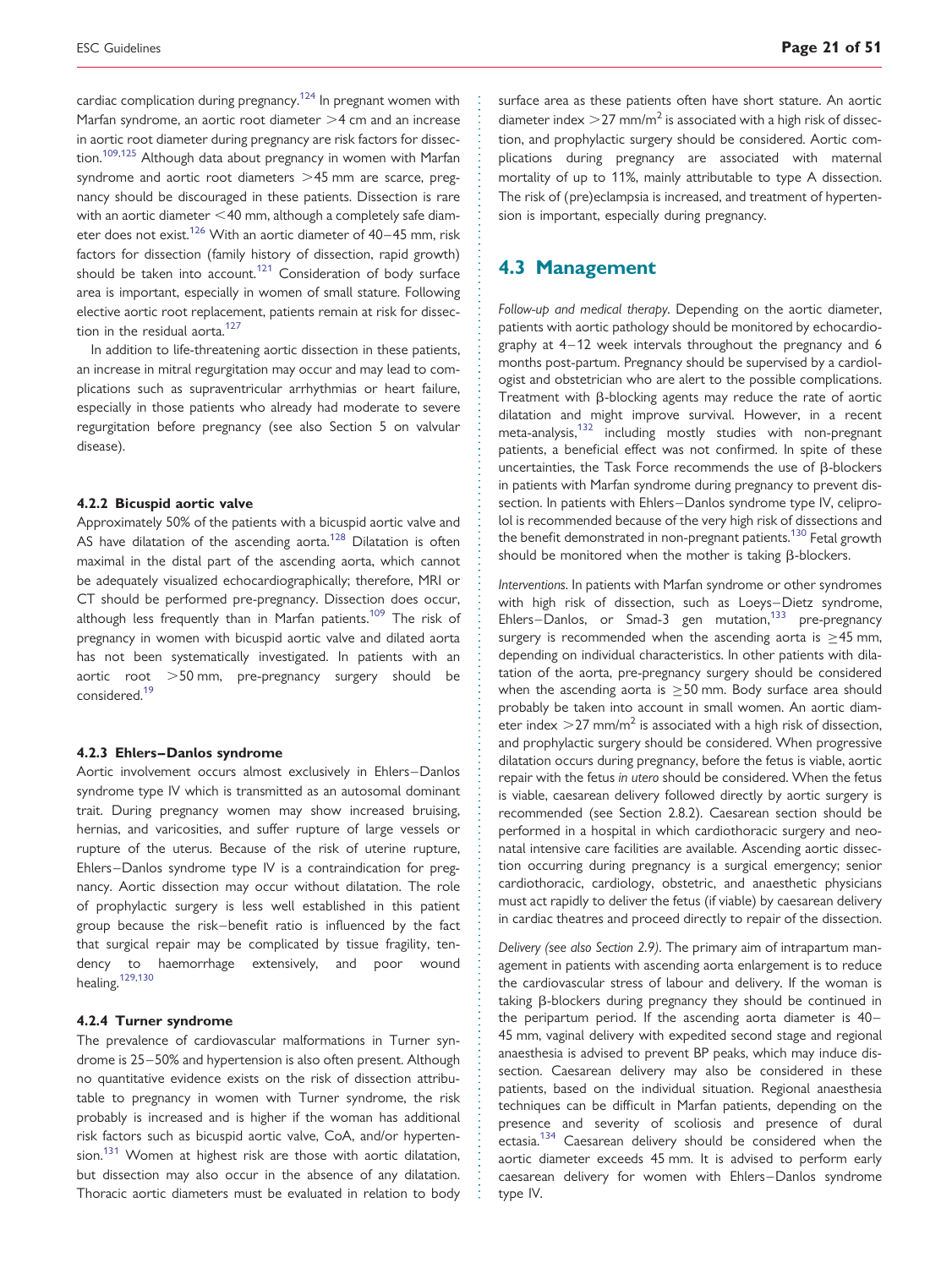cardiac complication during pregnancy.[124] In pregnant women with Marfan syndrome, an aortic root diameter >4 cm and an increase in aortic root diameter during pregnancy are risk factors for dissection.[109,125] Although data about pregnancy in women with Marfan syndrome and aortic root diameters >45 mm are scarce, pregnancy should be discouraged in these patients. Dissection is rare with an aortic diameter <40 mm, although a completely safe diameter does not exist.[126] With an aortic diameter of 40–45 mm, risk factors for dissection (family history of dissection, rapid growth) should be taken into account.[121] Consideration of body surface area is important, especially in women of small stature. Following elective aortic root replacement, patients remain at risk for dissection in the residual aorta.[127]

In addition to life-threatening aortic dissection in these patients, an increase in mitral regurgitation may occur and may lead to complications such as supraventricular arrhythmias or heart failure, especially in those patients who already had moderate to severe regurgitation before pregnancy (see also Section 5 on valvular disease).

#### 4.2.2 Bicuspid aortic valve

Approximately 50% of the patients with a bicuspid aortic valve and AS have dilatation of the ascending aorta.[128] Dilatation is often maximal in the distal part of the ascending aorta, which cannot be adequately visualized echocardiographically; therefore, MRI or CT should be performed pre-pregnancy. Dissection does occur, although less frequently than in Marfan patients.[109] The risk of pregnancy in women with bicuspid aortic valve and dilated aorta has not been systematically investigated. In patients with an aortic root >50 mm, pre-pregnancy surgery should be considered.[19]

#### 4.2.3 Ehlers–Danlos syndrome

Aortic involvement occurs almost exclusively in Ehlers–Danlos syndrome type IV which is transmitted as an autosomal dominant trait. During pregnancy women may show increased bruising, hernias, and varicosities, and suffer rupture of large vessels or rupture of the uterus. Because of the risk of uterine rupture, Ehlers–Danlos syndrome type IV is a contraindication for pregnancy. Aortic dissection may occur without dilatation. The role of prophylactic surgery is less well established in this patient group because the risk–benefit ratio is influenced by the fact that surgical repair may be complicated by tissue fragility, tendency to haemorrhage extensively, and poor wound healing.[129,130]

#### 4.2.4 Turner syndrome

The prevalence of cardiovascular malformations in Turner syndrome is 25–50% and hypertension is also often present. Although no quantitative evidence exists on the risk of dissection attributable to pregnancy in women with Turner syndrome, the risk probably is increased and is higher if the woman has additional risk factors such as bicuspid aortic valve, CoA, and/or hypertension.[131] Women at highest risk are those with aortic dilatation, but dissection may also occur in the absence of any dilatation. Thoracic aortic diameters must be evaluated in relation to body surface area as these patients often have short stature. An aortic diameter index $>27$ mm/m$^2$ is associated with a high risk of dissection, and prophylactic surgery should be considered. Aortic complications during pregnancy are associated with maternal mortality of up to 11%, mainly attributable to type A dissection. The risk of (pre)eclampsia is increased, and treatment of hypertension is important, especially during pregnancy.

## 4.3 Management

*Follow-up and medical therapy.* Depending on the aortic diameter, patients with aortic pathology should be monitored by echocardiography at 4–12 week intervals throughout the pregnancy and 6 months post-partum. Pregnancy should be supervised by a cardiologist and obstetrician who are alert to the possible complications. Treatment with β-blocking agents may reduce the rate of aortic dilatation and might improve survival. However, in a recent meta-analysis,[132] including mostly studies with non-pregnant patients, a beneficial effect was not confirmed. In spite of these uncertainties, the Task Force recommends the use of β-blockers in patients with Marfan syndrome during pregnancy to prevent dissection. In patients with Ehlers–Danlos syndrome type IV, celiprolol is recommended because of the very high risk of dissections and the benefit demonstrated in non-pregnant patients.[130] Fetal growth should be monitored when the mother is taking β-blockers.

*Interventions.* In patients with Marfan syndrome or other syndromes with high risk of dissection, such as Loeys–Dietz syndrome, Ehlers–Danlos, or Smad-3 gen mutation,[133] pre-pregnancy surgery is recommended when the ascending aorta is ≥45 mm, depending on individual characteristics. In other patients with dilatation of the aorta, pre-pregnancy surgery should be considered when the ascending aorta is ≥50 mm. Body surface area should probably be taken into account in small women. An aortic diameter index $>27$ mm/m$^2$ is associated with a high risk of dissection, and prophylactic surgery should be considered. When progressive dilatation occurs during pregnancy, before the fetus is viable, aortic repair with the fetus *in utero* should be considered. When the fetus is viable, caesarean delivery followed directly by aortic surgery is recommended (see Section 2.8.2). Caesarean section should be performed in a hospital in which cardiothoracic surgery and neonatal intensive care facilities are available. Ascending aortic dissection occurring during pregnancy is a surgical emergency; senior cardiothoracic, cardiology, obstetric, and anaesthetic physicians must act rapidly to deliver the fetus (if viable) by caesarean delivery in cardiac theatres and proceed directly to repair of the dissection.

*Delivery (see also Section 2.9).* The primary aim of intrapartum management in patients with ascending aorta enlargement is to reduce the cardiovascular stress of labour and delivery. If the woman is taking β-blockers during pregnancy they should be continued in the peripartum period. If the ascending aorta diameter is 40–45 mm, vaginal delivery with expedited second stage and regional anaesthesia is advised to prevent BP peaks, which may induce dissection. Caesarean delivery may also be considered in these patients, based on the individual situation. Regional anaesthesia techniques can be difficult in Marfan patients, depending on the presence and severity of scoliosis and presence of dural ectasia.[134] Caesarean delivery should be considered when the aortic diameter exceeds 45 mm. It is advised to perform early caesarean delivery for women with Ehlers–Danlos syndrome type IV.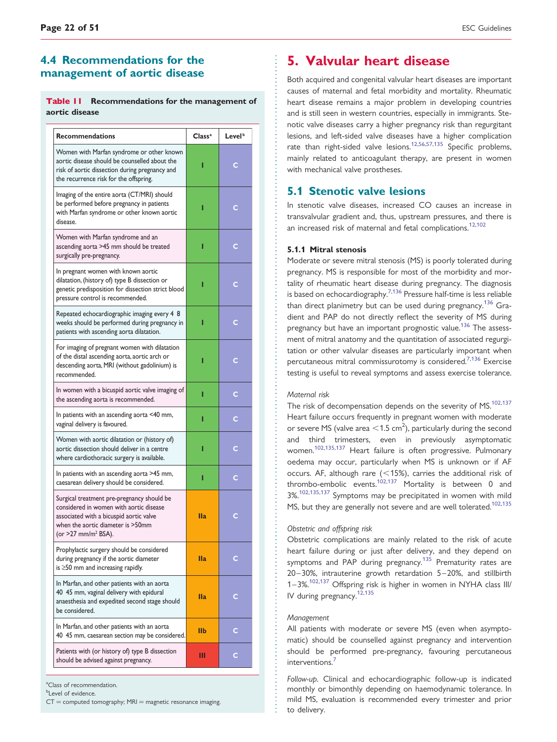## 4.4 Recommendations for the management of aortic disease

**Table 11 Recommendations for the management of aortic disease**

| Recommendations | Class[a] | Level[b] |
|---|---|---|
| Women with Marfan syndrome or other known aortic disease should be counselled about the risk of aortic dissection during pregnancy and the recurrence risk for the offspring. | I | C |
| Imaging of the entire aorta (CT/MRI) should be performed before pregnancy in patients with Marfan syndrome or other known aortic disease. | I | C |
| Women with Marfan syndrome and an ascending aorta >45 mm should be treated surgically pre-pregnancy. | I | C |
| In pregnant women with known aortic dilatation, (history of) type B dissection or genetic predisposition for dissection strict blood pressure control is recommended. | I | C |
| Repeated echocardiographic imaging every 4 8 weeks should be performed during pregnancy in patients with ascending aorta dilatation. | I | C |
| For imaging of pregnant women with dilatation of the distal ascending aorta, aortic arch or descending aorta, MRI (without gadolinium) is recommended. | I | C |
| In women with a bicuspid aortic valve imaging of the ascending aorta is recommended. | I | C |
| In patients with an ascending aorta <40 mm, vaginal delivery is favoured. | I | C |
| Women with aortic dilatation or (history of) aortic dissection should deliver in a centre where cardiothoracic surgery is available. | I | C |
| In patients with an ascending aorta >45 mm, caesarean delivery should be considered. | I | C |
| Surgical treatment pre-pregnancy should be considered in women with aortic disease associated with a bicuspid aortic valve when the aortic diameter is >50mm (or >27 mm/m² BSA). | IIa | C |
| Prophylactic surgery should be considered during pregnancy if the aortic diameter is ≥50 mm and increasing rapidly. | IIa | C |
| In Marfan, and other patients with an aorta 40 45 mm, vaginal delivery with epidural anaesthesia and expedited second stage should be considered. | IIa | C |
| In Marfan, and other patients with an aorta 40 45 mm, caesarean section may be considered. | IIb | C |
| Patients with (or history of) type B dissection should be advised against pregnancy. | III | C |

[a]Class of recommendation.
[b]Level of evidence.
CT = computed tomography; MRI = magnetic resonance imaging.

# 5. Valvular heart disease

Both acquired and congenital valvular heart diseases are important causes of maternal and fetal morbidity and mortality. Rheumatic heart disease remains a major problem in developing countries and is still seen in western countries, especially in immigrants. Stenotic valve diseases carry a higher pregnancy risk than regurgitant lesions, and left-sided valve diseases have a higher complication rate than right-sided valve lesions.[12,56,57,135] Specific problems, mainly related to anticoagulant therapy, are present in women with mechanical valve prostheses.

## 5.1 Stenotic valve lesions

In stenotic valve diseases, increased CO causes an increase in transvalvular gradient and, thus, upstream pressures, and there is an increased risk of maternal and fetal complications.[12,102]

### 5.1.1 Mitral stenosis

Moderate or severe mitral stenosis (MS) is poorly tolerated during pregnancy. MS is responsible for most of the morbidity and mortality of rheumatic heart disease during pregnancy. The diagnosis is based on echocardiography.[7,136] Pressure half-time is less reliable than direct planimetry but can be used during pregnancy.[136] Gradient and PAP do not directly reflect the severity of MS during pregnancy but have an important prognostic value.[136] The assessment of mitral anatomy and the quantitation of associated regurgitation or other valvular diseases are particularly important when percutaneous mitral commissurotomy is considered.[7,136] Exercise testing is useful to reveal symptoms and assess exercise tolerance.

*Maternal risk*

The risk of decompensation depends on the severity of MS.[102,137] Heart failure occurs frequently in pregnant women with moderate or severe MS (valve area <1.5 cm²), particularly during the second and third trimesters, even in previously asymptomatic women.[102,135,137] Heart failure is often progressive. Pulmonary oedema may occur, particularly when MS is unknown or if AF occurs. AF, although rare (<15%), carries the additional risk of thrombo-embolic events.[102,137] Mortality is between 0 and 3%.[102,135,137] Symptoms may be precipitated in women with mild MS, but they are generally not severe and are well tolerated.[102,135]

*Obstetric and offspring risk*

Obstetric complications are mainly related to the risk of acute heart failure during or just after delivery, and they depend on symptoms and PAP during pregnancy.[135] Prematurity rates are 20–30%, intrauterine growth retardation 5–20%, and stillbirth 1–3%.[102,137] Offspring risk is higher in women in NYHA class III/IV during pregnancy.[12,135]

*Management*

All patients with moderate or severe MS (even when asymptomatic) should be counselled against pregnancy and intervention should be performed pre-pregnancy, favouring percutaneous interventions.[7]

*Follow-up.* Clinical and echocardiographic follow-up is indicated monthly or bimonthly depending on haemodynamic tolerance. In mild MS, evaluation is recommended every trimester and prior to delivery.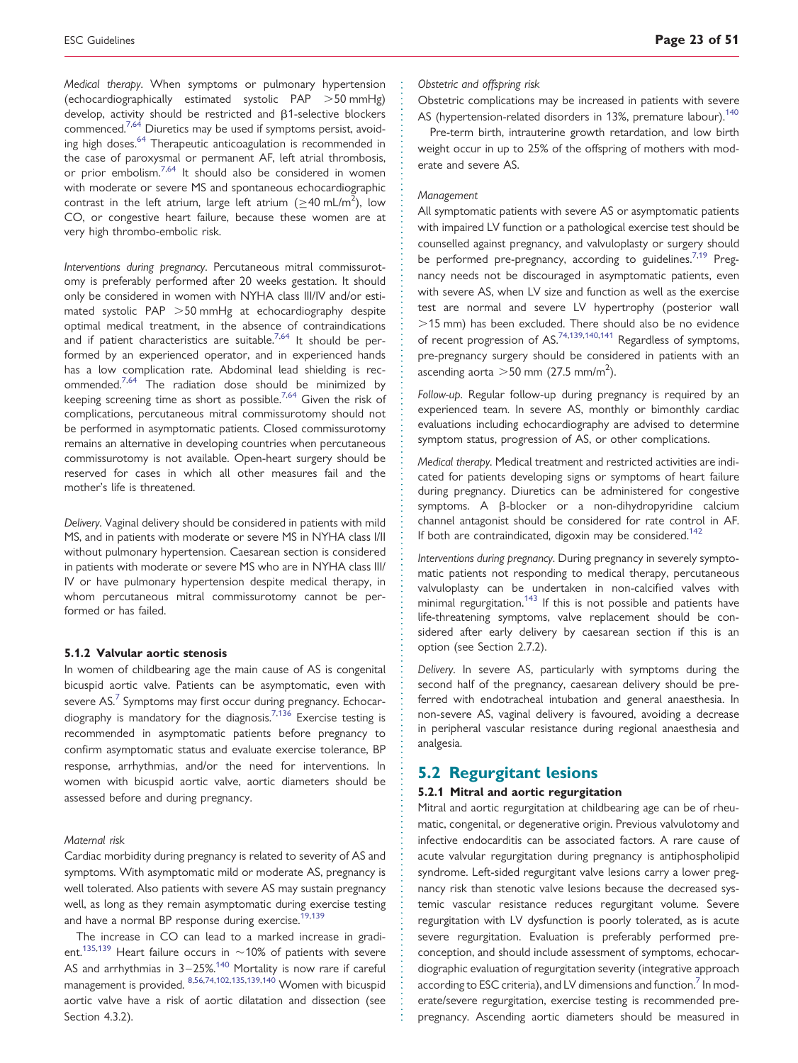*Medical therapy*. When symptoms or pulmonary hypertension (echocardiographically estimated systolic PAP >50 mmHg) develop, activity should be restricted and β1-selective blockers commenced.[7,64] Diuretics may be used if symptoms persist, avoiding high doses.[64] Therapeutic anticoagulation is recommended in the case of paroxysmal or permanent AF, left atrial thrombosis, or prior embolism.[7,64] It should also be considered in women with moderate or severe MS and spontaneous echocardiographic contrast in the left atrium, large left atrium (≥40 mL/$m^2$), low CO, or congestive heart failure, because these women are at very high thrombo-embolic risk.

*Interventions during pregnancy*. Percutaneous mitral commissurotomy is preferably performed after 20 weeks gestation. It should only be considered in women with NYHA class III/IV and/or estimated systolic PAP >50 mmHg at echocardiography despite optimal medical treatment, in the absence of contraindications and if patient characteristics are suitable.[7,64] It should be performed by an experienced operator, and in experienced hands has a low complication rate. Abdominal lead shielding is recommended.[7,64] The radiation dose should be minimized by keeping screening time as short as possible.[7,64] Given the risk of complications, percutaneous mitral commissurotomy should not be performed in asymptomatic patients. Closed commissurotomy remains an alternative in developing countries when percutaneous commissurotomy is not available. Open-heart surgery should be reserved for cases in which all other measures fail and the mother's life is threatened.

*Delivery*. Vaginal delivery should be considered in patients with mild MS, and in patients with moderate or severe MS in NYHA class I/II without pulmonary hypertension. Caesarean section is considered in patients with moderate or severe MS who are in NYHA class III/IV or have pulmonary hypertension despite medical therapy, in whom percutaneous mitral commissurotomy cannot be performed or has failed.

### 5.1.2 Valvular aortic stenosis

In women of childbearing age the main cause of AS is congenital bicuspid aortic valve. Patients can be asymptomatic, even with severe AS.[7] Symptoms may first occur during pregnancy. Echocardiography is mandatory for the diagnosis.[7,136] Exercise testing is recommended in asymptomatic patients before pregnancy to confirm asymptomatic status and evaluate exercise tolerance, BP response, arrhythmias, and/or the need for interventions. In women with bicuspid aortic valve, aortic diameters should be assessed before and during pregnancy.

*Maternal risk*

Cardiac morbidity during pregnancy is related to severity of AS and symptoms. With asymptomatic mild or moderate AS, pregnancy is well tolerated. Also patients with severe AS may sustain pregnancy well, as long as they remain asymptomatic during exercise testing and have a normal BP response during exercise.[19,139]

The increase in CO can lead to a marked increase in gradient.[135,139] Heart failure occurs in ∼10% of patients with severe AS and arrhythmias in 3–25%.[140] Mortality is now rare if careful management is provided.[8,56,74,102,135,139,140] Women with bicuspid aortic valve have a risk of aortic dilatation and dissection (see Section 4.3.2).

*Obstetric and offspring risk*

Obstetric complications may be increased in patients with severe AS (hypertension-related disorders in 13%, premature labour).[140]

Pre-term birth, intrauterine growth retardation, and low birth weight occur in up to 25% of the offspring of mothers with moderate and severe AS.

*Management*

All symptomatic patients with severe AS or asymptomatic patients with impaired LV function or a pathological exercise test should be counselled against pregnancy, and valvuloplasty or surgery should be performed pre-pregnancy, according to guidelines.[7,19] Pregnancy needs not be discouraged in asymptomatic patients, even with severe AS, when LV size and function as well as the exercise test are normal and severe LV hypertrophy (posterior wall >15 mm) has been excluded. There should also be no evidence of recent progression of AS.[74,139,140,141] Regardless of symptoms, pre-pregnancy surgery should be considered in patients with an ascending aorta >50 mm (27.5 mm/$m^2$).

*Follow-up*. Regular follow-up during pregnancy is required by an experienced team. In severe AS, monthly or bimonthly cardiac evaluations including echocardiography are advised to determine symptom status, progression of AS, or other complications.

*Medical therapy*. Medical treatment and restricted activities are indicated for patients developing signs or symptoms of heart failure during pregnancy. Diuretics can be administered for congestive symptoms. A β-blocker or a non-dihydropyridine calcium channel antagonist should be considered for rate control in AF. If both are contraindicated, digoxin may be considered.[142]

*Interventions during pregnancy*. During pregnancy in severely symptomatic patients not responding to medical therapy, percutaneous valvuloplasty can be undertaken in non-calcified valves with minimal regurgitation.[143] If this is not possible and patients have life-threatening symptoms, valve replacement should be considered after early delivery by caesarean section if this is an option (see Section 2.7.2).

*Delivery*. In severe AS, particularly with symptoms during the second half of the pregnancy, caesarean delivery should be preferred with endotracheal intubation and general anaesthesia. In non-severe AS, vaginal delivery is favoured, avoiding a decrease in peripheral vascular resistance during regional anaesthesia and analgesia.

## 5.2 Regurgitant lesions

### 5.2.1 Mitral and aortic regurgitation

Mitral and aortic regurgitation at childbearing age can be of rheumatic, congenital, or degenerative origin. Previous valvulotomy and infective endocarditis can be associated factors. A rare cause of acute valvular regurgitation during pregnancy is antiphospholipid syndrome. Left-sided regurgitant valve lesions carry a lower pregnancy risk than stenotic valve lesions because the decreased systemic vascular resistance reduces regurgitant volume. Severe regurgitation with LV dysfunction is poorly tolerated, as is acute severe regurgitation. Evaluation is preferably performed preconception, and should include assessment of symptoms, echocardiographic evaluation of regurgitation severity (integrative approach according to ESC criteria), and LV dimensions and function.[7] In moderate/severe regurgitation, exercise testing is recommended pre-pregnancy. Ascending aortic diameters should be measured in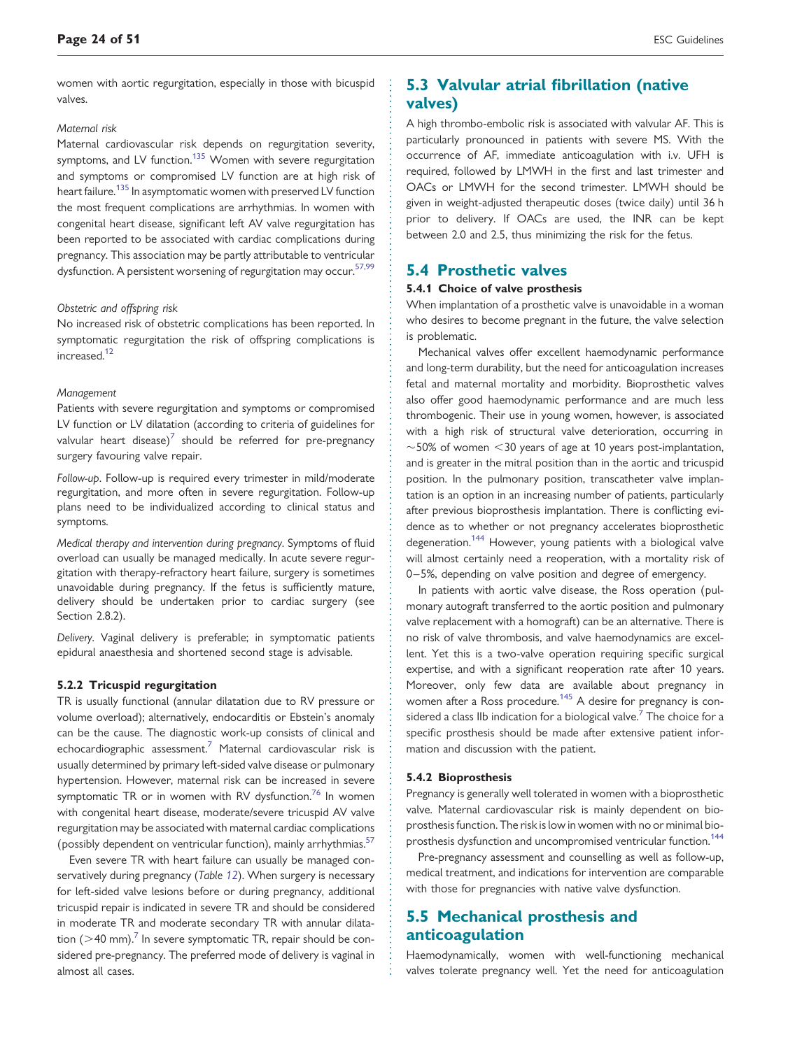women with aortic regurgitation, especially in those with bicuspid valves.

*Maternal risk*

Maternal cardiovascular risk depends on regurgitation severity, symptoms, and LV function.[135] Women with severe regurgitation and symptoms or compromised LV function are at high risk of heart failure.[135] In asymptomatic women with preserved LV function the most frequent complications are arrhythmias. In women with congenital heart disease, significant left AV valve regurgitation has been reported to be associated with cardiac complications during pregnancy. This association may be partly attributable to ventricular dysfunction. A persistent worsening of regurgitation may occur.[57,99]

*Obstetric and offspring risk*

No increased risk of obstetric complications has been reported. In symptomatic regurgitation the risk of offspring complications is increased.[12]

*Management*

Patients with severe regurgitation and symptoms or compromised LV function or LV dilatation (according to criteria of guidelines for valvular heart disease)[7] should be referred for pre-pregnancy surgery favouring valve repair.

*Follow-up*. Follow-up is required every trimester in mild/moderate regurgitation, and more often in severe regurgitation. Follow-up plans need to be individualized according to clinical status and symptoms.

*Medical therapy and intervention during pregnancy*. Symptoms of fluid overload can usually be managed medically. In acute severe regurgitation with therapy-refractory heart failure, surgery is sometimes unavoidable during pregnancy. If the fetus is sufficiently mature, delivery should be undertaken prior to cardiac surgery (see Section 2.8.2).

*Delivery*. Vaginal delivery is preferable; in symptomatic patients epidural anaesthesia and shortened second stage is advisable.

### 5.2.2 Tricuspid regurgitation

TR is usually functional (annular dilatation due to RV pressure or volume overload); alternatively, endocarditis or Ebstein's anomaly can be the cause. The diagnostic work-up consists of clinical and echocardiographic assessment.[7] Maternal cardiovascular risk is usually determined by primary left-sided valve disease or pulmonary hypertension. However, maternal risk can be increased in severe symptomatic TR or in women with RV dysfunction.[76] In women with congenital heart disease, moderate/severe tricuspid AV valve regurgitation may be associated with maternal cardiac complications (possibly dependent on ventricular function), mainly arrhythmias.[57]

Even severe TR with heart failure can usually be managed conservatively during pregnancy (*Table 12*). When surgery is necessary for left-sided valve lesions before or during pregnancy, additional tricuspid repair is indicated in severe TR and should be considered in moderate TR and moderate secondary TR with annular dilatation (>40 mm).[7] In severe symptomatic TR, repair should be considered pre-pregnancy. The preferred mode of delivery is vaginal in almost all cases.

## 5.3 Valvular atrial fibrillation (native valves)

A high thrombo-embolic risk is associated with valvular AF. This is particularly pronounced in patients with severe MS. With the occurrence of AF, immediate anticoagulation with i.v. UFH is required, followed by LMWH in the first and last trimester and OACs or LMWH for the second trimester. LMWH should be given in weight-adjusted therapeutic doses (twice daily) until 36 h prior to delivery. If OACs are used, the INR can be kept between 2.0 and 2.5, thus minimizing the risk for the fetus.

## 5.4 Prosthetic valves

### 5.4.1 Choice of valve prosthesis

When implantation of a prosthetic valve is unavoidable in a woman who desires to become pregnant in the future, the valve selection is problematic.

Mechanical valves offer excellent haemodynamic performance and long-term durability, but the need for anticoagulation increases fetal and maternal mortality and morbidity. Bioprosthetic valves also offer good haemodynamic performance and are much less thrombogenic. Their use in young women, however, is associated with a high risk of structural valve deterioration, occurring in ~50% of women <30 years of age at 10 years post-implantation, and is greater in the mitral position than in the aortic and tricuspid position. In the pulmonary position, transcatheter valve implantation is an option in an increasing number of patients, particularly after previous bioprosthesis implantation. There is conflicting evidence as to whether or not pregnancy accelerates bioprosthetic degeneration.[144] However, young patients with a biological valve will almost certainly need a reoperation, with a mortality risk of 0–5%, depending on valve position and degree of emergency.

In patients with aortic valve disease, the Ross operation (pulmonary autograft transferred to the aortic position and pulmonary valve replacement with a homograft) can be an alternative. There is no risk of valve thrombosis, and valve haemodynamics are excellent. Yet this is a two-valve operation requiring specific surgical expertise, and with a significant reoperation rate after 10 years. Moreover, only few data are available about pregnancy in women after a Ross procedure.[145] A desire for pregnancy is considered a class IIb indication for a biological valve.[7] The choice for a specific prosthesis should be made after extensive patient information and discussion with the patient.

### 5.4.2 Bioprosthesis

Pregnancy is generally well tolerated in women with a bioprosthetic valve. Maternal cardiovascular risk is mainly dependent on bioprosthesis function. The risk is low in women with no or minimal bioprosthesis dysfunction and uncompromised ventricular function.[144]

Pre-pregnancy assessment and counselling as well as follow-up, medical treatment, and indications for intervention are comparable with those for pregnancies with native valve dysfunction.

## 5.5 Mechanical prosthesis and anticoagulation

Haemodynamically, women with well-functioning mechanical valves tolerate pregnancy well. Yet the need for anticoagulation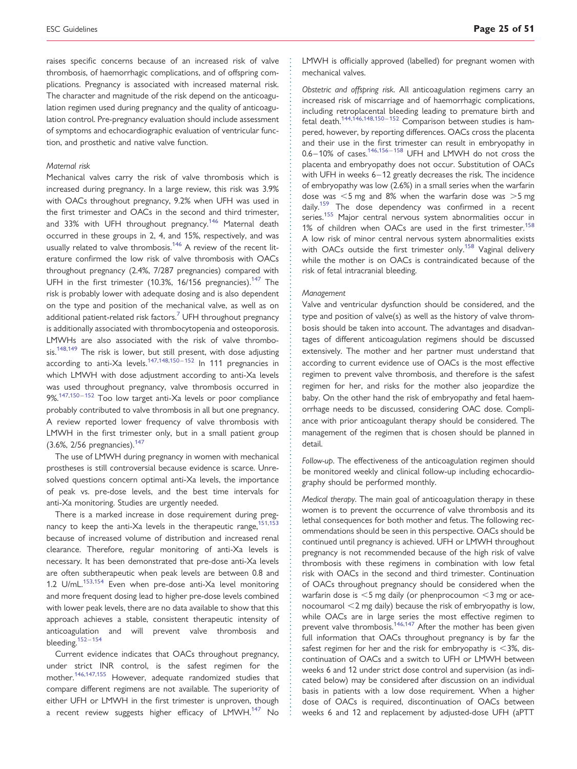raises specific concerns because of an increased risk of valve thrombosis, of haemorrhagic complications, and of offspring complications. Pregnancy is associated with increased maternal risk. The character and magnitude of the risk depend on the anticoagulation regimen used during pregnancy and the quality of anticoagulation control. Pre-pregnancy evaluation should include assessment of symptoms and echocardiographic evaluation of ventricular function, and prosthetic and native valve function.

*Maternal risk*

Mechanical valves carry the risk of valve thrombosis which is increased during pregnancy. In a large review, this risk was 3.9% with OACs throughout pregnancy, 9.2% when UFH was used in the first trimester and OACs in the second and third trimester, and 33% with UFH throughout pregnancy.[146] Maternal death occurred in these groups in 2, 4, and 15%, respectively, and was usually related to valve thrombosis.[146] A review of the recent literature confirmed the low risk of valve thrombosis with OACs throughout pregnancy (2.4%, 7/287 pregnancies) compared with UFH in the first trimester (10.3%, 16/156 pregnancies).[147] The risk is probably lower with adequate dosing and is also dependent on the type and position of the mechanical valve, as well as on additional patient-related risk factors.[7] UFH throughout pregnancy is additionally associated with thrombocytopenia and osteoporosis. LMWHs are also associated with the risk of valve thrombosis.[148,149] The risk is lower, but still present, with dose adjusting according to anti-Xa levels.[147,148,150–152] In 111 pregnancies in which LMWH with dose adjustment according to anti-Xa levels was used throughout pregnancy, valve thrombosis occurred in 9%.[147,150–152] Too low target anti-Xa levels or poor compliance probably contributed to valve thrombosis in all but one pregnancy. A review reported lower frequency of valve thrombosis with LMWH in the first trimester only, but in a small patient group (3.6%, 2/56 pregnancies).[147]

The use of LMWH during pregnancy in women with mechanical prostheses is still controversial because evidence is scarce. Unresolved questions concern optimal anti-Xa levels, the importance of peak vs. pre-dose levels, and the best time intervals for anti-Xa monitoring. Studies are urgently needed.

There is a marked increase in dose requirement during pregnancy to keep the anti-Xa levels in the therapeutic range,[151,153] because of increased volume of distribution and increased renal clearance. Therefore, regular monitoring of anti-Xa levels is necessary. It has been demonstrated that pre-dose anti-Xa levels are often subtherapeutic when peak levels are between 0.8 and 1.2 U/mL.[153,154] Even when pre-dose anti-Xa level monitoring and more frequent dosing lead to higher pre-dose levels combined with lower peak levels, there are no data available to show that this approach achieves a stable, consistent therapeutic intensity of anticoagulation and will prevent valve thrombosis and bleeding.[152–154]

Current evidence indicates that OACs throughout pregnancy, under strict INR control, is the safest regimen for the mother.[146,147,155] However, adequate randomized studies that compare different regimens are not available. The superiority of either UFH or LMWH in the first trimester is unproven, though a recent review suggests higher efficacy of LMWH.[147] No LMWH is officially approved (labelled) for pregnant women with mechanical valves.

*Obstetric and offspring risk.* All anticoagulation regimens carry an increased risk of miscarriage and of haemorrhagic complications, including retroplacental bleeding leading to premature birth and fetal death.[144,146,148,150–152] Comparison between studies is hampered, however, by reporting differences. OACs cross the placenta and their use in the first trimester can result in embryopathy in 0.6–10% of cases.[146,156–158] UFH and LMWH do not cross the placenta and embryopathy does not occur. Substitution of OACs with UFH in weeks 6–12 greatly decreases the risk. The incidence of embryopathy was low (2.6%) in a small series when the warfarin dose was <5 mg and 8% when the warfarin dose was >5 mg daily.[159] The dose dependency was confirmed in a recent series.[155] Major central nervous system abnormalities occur in 1% of children when OACs are used in the first trimester.[158] A low risk of minor central nervous system abnormalities exists with OACs outside the first trimester only.[158] Vaginal delivery while the mother is on OACs is contraindicated because of the risk of fetal intracranial bleeding.

*Management*

Valve and ventricular dysfunction should be considered, and the type and position of valve(s) as well as the history of valve thrombosis should be taken into account. The advantages and disadvantages of different anticoagulation regimens should be discussed extensively. The mother and her partner must understand that according to current evidence use of OACs is the most effective regimen to prevent valve thrombosis, and therefore is the safest regimen for her, and risks for the mother also jeopardize the baby. On the other hand the risk of embryopathy and fetal haemorrhage needs to be discussed, considering OAC dose. Compliance with prior anticoagulant therapy should be considered. The management of the regimen that is chosen should be planned in detail.

*Follow-up.* The effectiveness of the anticoagulation regimen should be monitored weekly and clinical follow-up including echocardiography should be performed monthly.

*Medical therapy.* The main goal of anticoagulation therapy in these women is to prevent the occurrence of valve thrombosis and its lethal consequences for both mother and fetus. The following recommendations should be seen in this perspective. OACs should be continued until pregnancy is achieved. UFH or LMWH throughout pregnancy is not recommended because of the high risk of valve thrombosis with these regimens in combination with low fetal risk with OACs in the second and third trimester. Continuation of OACs throughout pregnancy should be considered when the warfarin dose is <5 mg daily (or phenprocoumon <3 mg or acenocoumarol <2 mg daily) because the risk of embryopathy is low, while OACs are in large series the most effective regimen to prevent valve thrombosis.[146,147] After the mother has been given full information that OACs throughout pregnancy is by far the safest regimen for her and the risk for embryopathy is <3%, discontinuation of OACs and a switch to UFH or LMWH between weeks 6 and 12 under strict dose control and supervision (as indicated below) may be considered after discussion on an individual basis in patients with a low dose requirement. When a higher dose of OACs is required, discontinuation of OACs between weeks 6 and 12 and replacement by adjusted-dose UFH (aPTT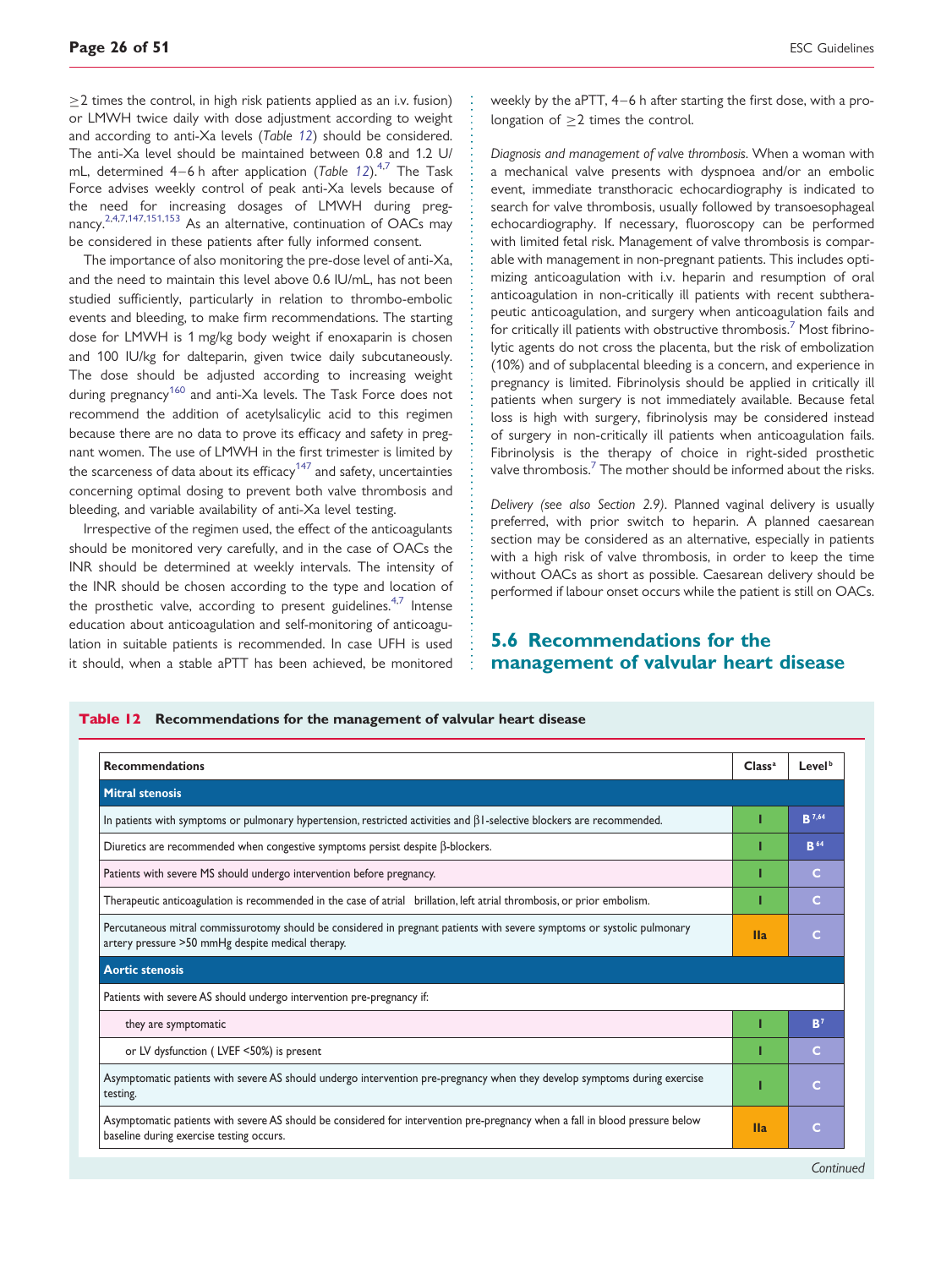≥2 times the control, in high risk patients applied as an i.v. fusion) or LMWH twice daily with dose adjustment according to weight and according to anti-Xa levels (Table 12) should be considered. The anti-Xa level should be maintained between 0.8 and 1.2 U/mL, determined 4–6 h after application (Table 12).[4,7] The Task Force advises weekly control of peak anti-Xa levels because of the need for increasing dosages of LMWH during pregnancy.[2,4,7,147,151,153] As an alternative, continuation of OACs may be considered in these patients after fully informed consent.

The importance of also monitoring the pre-dose level of anti-Xa, and the need to maintain this level above 0.6 IU/mL, has not been studied sufficiently, particularly in relation to thrombo-embolic events and bleeding, to make firm recommendations. The starting dose for LMWH is 1 mg/kg body weight if enoxaparin is chosen and 100 IU/kg for dalteparin, given twice daily subcutaneously. The dose should be adjusted according to increasing weight during pregnancy[160] and anti-Xa levels. The Task Force does not recommend the addition of acetylsalicylic acid to this regimen because there are no data to prove its efficacy and safety in pregnant women. The use of LMWH in the first trimester is limited by the scarceness of data about its efficacy[147] and safety, uncertainties concerning optimal dosing to prevent both valve thrombosis and bleeding, and variable availability of anti-Xa level testing.

Irrespective of the regimen used, the effect of the anticoagulants should be monitored very carefully, and in the case of OACs the INR should be determined at weekly intervals. The intensity of the INR should be chosen according to the type and location of the prosthetic valve, according to present guidelines.[4,7] Intense education about anticoagulation and self-monitoring of anticoagulation in suitable patients is recommended. In case UFH is used it should, when a stable aPTT has been achieved, be monitored weekly by the aPTT, 4–6 h after starting the first dose, with a prolongation of ≥2 times the control.

*Diagnosis and management of valve thrombosis.* When a woman with a mechanical valve presents with dyspnoea and/or an embolic event, immediate transthoracic echocardiography is indicated to search for valve thrombosis, usually followed by transoesophageal echocardiography. If necessary, fluoroscopy can be performed with limited fetal risk. Management of valve thrombosis is comparable with management in non-pregnant patients. This includes optimizing anticoagulation with i.v. heparin and resumption of oral anticoagulation in non-critically ill patients with recent subtherapeutic anticoagulation, and surgery when anticoagulation fails and for critically ill patients with obstructive thrombosis.[7] Most fibrinolytic agents do not cross the placenta, but the risk of embolization (10%) and of subplacental bleeding is a concern, and experience in pregnancy is limited. Fibrinolysis should be applied in critically ill patients when surgery is not immediately available. Because fetal loss is high with surgery, fibrinolysis may be considered instead of surgery in non-critically ill patients when anticoagulation fails. Fibrinolysis is the therapy of choice in right-sided prosthetic valve thrombosis.[7] The mother should be informed about the risks.

*Delivery (see also Section 2.9).* Planned vaginal delivery is usually preferred, with prior switch to heparin. A planned caesarean section may be considered as an alternative, especially in patients with a high risk of valve thrombosis, in order to keep the time without OACs as short as possible. Caesarean delivery should be performed if labour onset occurs while the patient is still on OACs.

## 5.6 Recommendations for the management of valvular heart disease

**Table 12 Recommendations for the management of valvular heart disease**

| Recommendations | Class[a] | Level[b] |
|---|---|---|
| **Mitral stenosis** | | |
| In patients with symptoms or pulmonary hypertension, restricted activities and β1-selective blockers are recommended. | I | B[7,64] |
| Diuretics are recommended when congestive symptoms persist despite β-blockers. | I | B[64] |
| Patients with severe MS should undergo intervention before pregnancy. | I | C |
| Therapeutic anticoagulation is recommended in the case of atrial fibrillation, left atrial thrombosis, or prior embolism. | I | C |
| Percutaneous mitral commissurotomy should be considered in pregnant patients with severe symptoms or systolic pulmonary artery pressure >50 mmHg despite medical therapy. | IIa | C |
| **Aortic stenosis** | | |
| Patients with severe AS should undergo intervention pre-pregnancy if: | | |
| they are symptomatic | I | B[7] |
| or LV dysfunction (LVEF <50%) is present | I | C |
| Asymptomatic patients with severe AS should undergo intervention pre-pregnancy when they develop symptoms during exercise testing. | I | C |
| Asymptomatic patients with severe AS should be considered for intervention pre-pregnancy when a fall in blood pressure below baseline during exercise testing occurs. | IIa | C |

*Continued*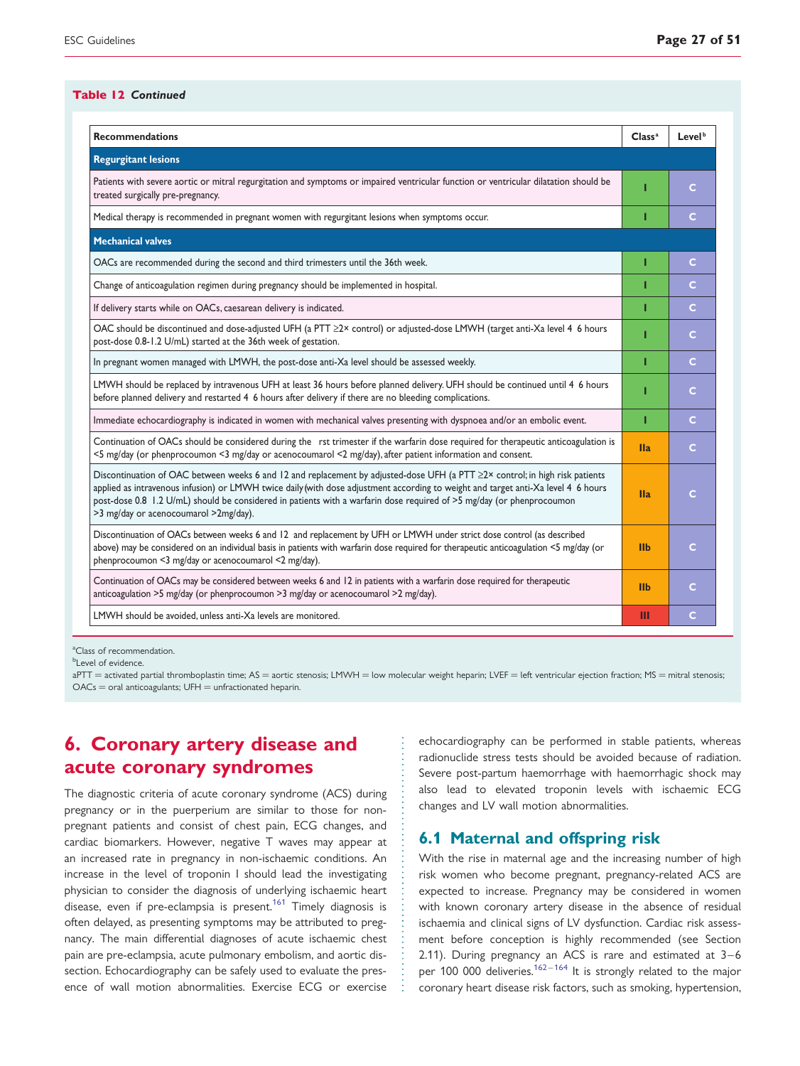**Table 12** ***Continued***

| Recommendations | Class[a] | Level[b] |
|---|---|---|
| **Regurgitant lesions** | | |
| Patients with severe aortic or mitral regurgitation and symptoms or impaired ventricular function or ventricular dilatation should be treated surgically pre-pregnancy. | I | C |
| Medical therapy is recommended in pregnant women with regurgitant lesions when symptoms occur. | I | C |
| **Mechanical valves** | | |
| OACs are recommended during the second and third trimesters until the 36th week. | I | C |
| Change of anticoagulation regimen during pregnancy should be implemented in hospital. | I | C |
| If delivery starts while on OACs, caesarean delivery is indicated. | I | C |
| OAC should be discontinued and dose-adjusted UFH (a PTT ≥2× control) or adjusted-dose LMWH (target anti-Xa level 4 6 hours post-dose 0.8-1.2 U/mL) started at the 36th week of gestation. | I | C |
| In pregnant women managed with LMWH, the post-dose anti-Xa level should be assessed weekly. | I | C |
| LMWH should be replaced by intravenous UFH at least 36 hours before planned delivery. UFH should be continued until 4 6 hours before planned delivery and restarted 4 6 hours after delivery if there are no bleeding complications. | I | C |
| Immediate echocardiography is indicated in women with mechanical valves presenting with dyspnoea and/or an embolic event. | I | C |
| Continuation of OACs should be considered during the rst trimester if the warfarin dose required for therapeutic anticoagulation is <5 mg/day (or phenprocoumon <3 mg/day or acenocoumarol <2 mg/day), after patient information and consent. | IIa | C |
| Discontinuation of OAC between weeks 6 and 12 and replacement by adjusted-dose UFH (a PTT ≥2× control; in high risk patients applied as intravenous infusion) or LMWH twice daily (with dose adjustment according to weight and target anti-Xa level 4 6 hours post-dose 0.8 1.2 U/mL) should be considered in patients with a warfarin dose required of >5 mg/day (or phenprocoumon >3 mg/day or acenocoumarol >2mg/day). | IIa | C |
| Discontinuation of OACs between weeks 6 and 12 and replacement by UFH or LMWH under strict dose control (as described above) may be considered on an individual basis in patients with warfarin dose required for therapeutic anticoagulation <5 mg/day (or phenprocoumon <3 mg/day or acenocoumarol <2 mg/day). | IIb | C |
| Continuation of OACs may be considered between weeks 6 and 12 in patients with a warfarin dose required for therapeutic anticoagulation >5 mg/day (or phenprocoumon >3 mg/day or acenocoumarol >2 mg/day). | IIb | C |
| LMWH should be avoided, unless anti-Xa levels are monitored. | III | C |

[a]Class of recommendation.
[b]Level of evidence.
aPTT = activated partial thromboplastin time; AS = aortic stenosis; LMWH = low molecular weight heparin; LVEF = left ventricular ejection fraction; MS = mitral stenosis; OACs = oral anticoagulants; UFH = unfractionated heparin.

# 6. Coronary artery disease and acute coronary syndromes

The diagnostic criteria of acute coronary syndrome (ACS) during pregnancy or in the puerperium are similar to those for non-pregnant patients and consist of chest pain, ECG changes, and cardiac biomarkers. However, negative T waves may appear at an increased rate in pregnancy in non-ischaemic conditions. An increase in the level of troponin I should lead the investigating physician to consider the diagnosis of underlying ischaemic heart disease, even if pre-eclampsia is present.[161] Timely diagnosis is often delayed, as presenting symptoms may be attributed to pregnancy. The main differential diagnoses of acute ischaemic chest pain are pre-eclampsia, acute pulmonary embolism, and aortic dissection. Echocardiography can be safely used to evaluate the presence of wall motion abnormalities. Exercise ECG or exercise echocardiography can be performed in stable patients, whereas radionuclide stress tests should be avoided because of radiation. Severe post-partum haemorrhage with haemorrhagic shock may also lead to elevated troponin levels with ischaemic ECG changes and LV wall motion abnormalities.

## 6.1 Maternal and offspring risk

With the rise in maternal age and the increasing number of high risk women who become pregnant, pregnancy-related ACS are expected to increase. Pregnancy may be considered in women with known coronary artery disease in the absence of residual ischaemia and clinical signs of LV dysfunction. Cardiac risk assessment before conception is highly recommended (see Section 2.11). During pregnancy an ACS is rare and estimated at 3–6 per 100 000 deliveries.[162–164] It is strongly related to the major coronary heart disease risk factors, such as smoking, hypertension,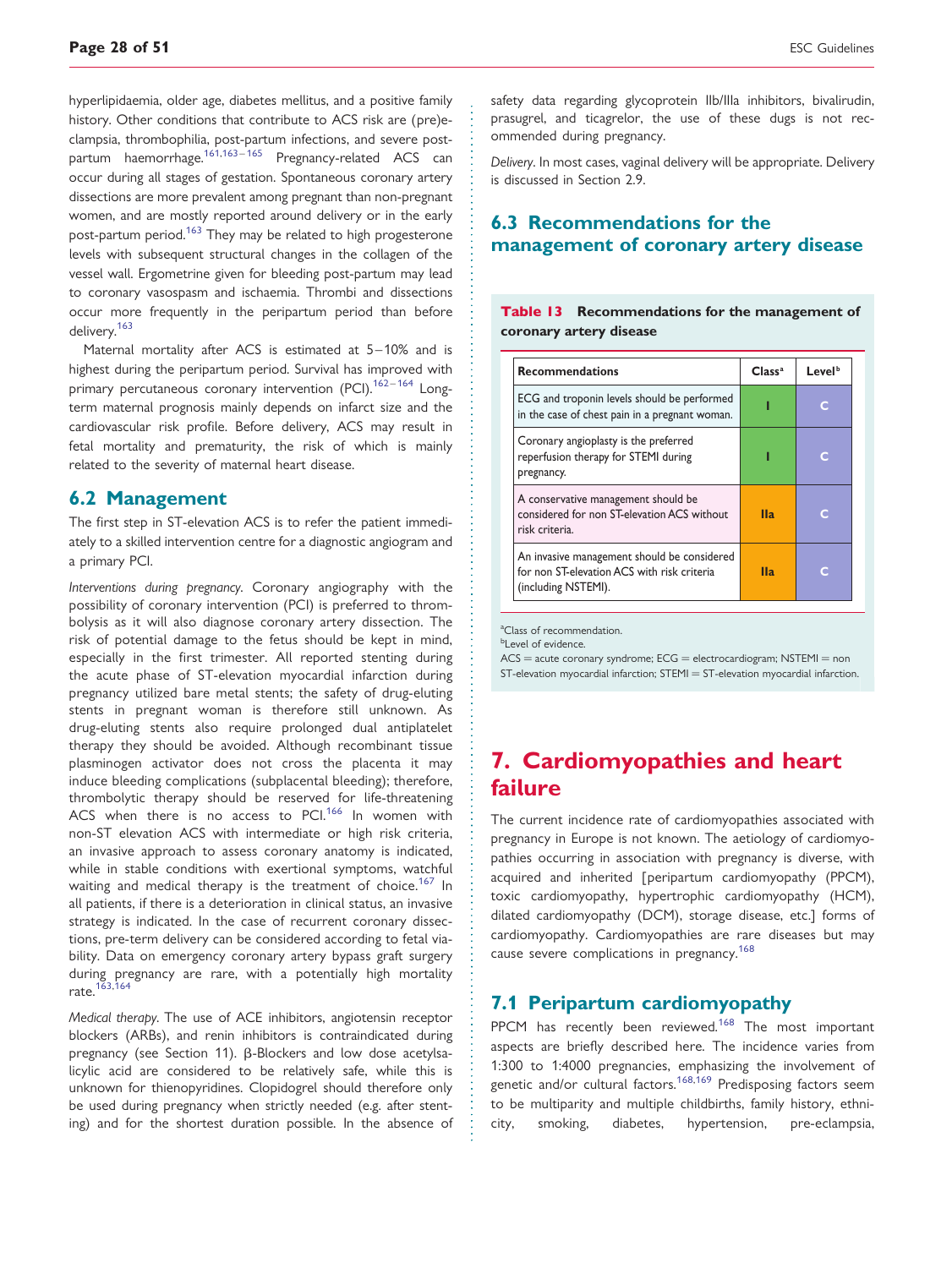hyperlipidaemia, older age, diabetes mellitus, and a positive family history. Other conditions that contribute to ACS risk are (pre)eclampsia, thrombophilia, post-partum infections, and severe post-partum haemorrhage.[161,163–165] Pregnancy-related ACS can occur during all stages of gestation. Spontaneous coronary artery dissections are more prevalent among pregnant than non-pregnant women, and are mostly reported around delivery or in the early post-partum period.[163] They may be related to high progesterone levels with subsequent structural changes in the collagen of the vessel wall. Ergometrine given for bleeding post-partum may lead to coronary vasospasm and ischaemia. Thrombi and dissections occur more frequently in the peripartum period than before delivery.[163]

Maternal mortality after ACS is estimated at 5–10% and is highest during the peripartum period. Survival has improved with primary percutaneous coronary intervention (PCI).[162–164] Long-term maternal prognosis mainly depends on infarct size and the cardiovascular risk profile. Before delivery, ACS may result in fetal mortality and prematurity, the risk of which is mainly related to the severity of maternal heart disease.

## 6.2 Management

The first step in ST-elevation ACS is to refer the patient immediately to a skilled intervention centre for a diagnostic angiogram and a primary PCI.

*Interventions during pregnancy.* Coronary angiography with the possibility of coronary intervention (PCI) is preferred to thrombolysis as it will also diagnose coronary artery dissection. The risk of potential damage to the fetus should be kept in mind, especially in the first trimester. All reported stenting during the acute phase of ST-elevation myocardial infarction during pregnancy utilized bare metal stents; the safety of drug-eluting stents in pregnant woman is therefore still unknown. As drug-eluting stents also require prolonged dual antiplatelet therapy they should be avoided. Although recombinant tissue plasminogen activator does not cross the placenta it may induce bleeding complications (subplacental bleeding); therefore, thrombolytic therapy should be reserved for life-threatening ACS when there is no access to PCI.[166] In women with non-ST elevation ACS with intermediate or high risk criteria, an invasive approach to assess coronary anatomy is indicated, while in stable conditions with exertional symptoms, watchful waiting and medical therapy is the treatment of choice.[167] In all patients, if there is a deterioration in clinical status, an invasive strategy is indicated. In the case of recurrent coronary dissections, pre-term delivery can be considered according to fetal viability. Data on emergency coronary artery bypass graft surgery during pregnancy are rare, with a potentially high mortality rate.[163,164]

*Medical therapy.* The use of ACE inhibitors, angiotensin receptor blockers (ARBs), and renin inhibitors is contraindicated during pregnancy (see Section 11). β-Blockers and low dose acetylsalicylic acid are considered to be relatively safe, while this is unknown for thienopyridines. Clopidogrel should therefore only be used during pregnancy when strictly needed (e.g. after stenting) and for the shortest duration possible. In the absence of safety data regarding glycoprotein IIb/IIIa inhibitors, bivalirudin, prasugrel, and ticagrelor, the use of these dugs is not recommended during pregnancy.

*Delivery.* In most cases, vaginal delivery will be appropriate. Delivery is discussed in Section 2.9.

## 6.3 Recommendations for the management of coronary artery disease

**Table 13 Recommendations for the management of coronary artery disease**

| Recommendations | Class[a] | Level[b] |
|---|---|---|
| ECG and troponin levels should be performed in the case of chest pain in a pregnant woman. | I | C |
| Coronary angioplasty is the preferred reperfusion therapy for STEMI during pregnancy. | I | C |
| A conservative management should be considered for non ST-elevation ACS without risk criteria. | IIa | C |
| An invasive management should be considered for non ST-elevation ACS with risk criteria (including NSTEMI). | IIa | C |

[a]Class of recommendation.
[b]Level of evidence.
ACS = acute coronary syndrome; ECG = electrocardiogram; NSTEMI = non ST-elevation myocardial infarction; STEMI = ST-elevation myocardial infarction.

# 7. Cardiomyopathies and heart failure

The current incidence rate of cardiomyopathies associated with pregnancy in Europe is not known. The aetiology of cardiomyopathies occurring in association with pregnancy is diverse, with acquired and inherited [peripartum cardiomyopathy (PPCM), toxic cardiomyopathy, hypertrophic cardiomyopathy (HCM), dilated cardiomyopathy (DCM), storage disease, etc.] forms of cardiomyopathy. Cardiomyopathies are rare diseases but may cause severe complications in pregnancy.[168]

## 7.1 Peripartum cardiomyopathy

PPCM has recently been reviewed.[168] The most important aspects are briefly described here. The incidence varies from 1:300 to 1:4000 pregnancies, emphasizing the involvement of genetic and/or cultural factors.[168,169] Predisposing factors seem to be multiparity and multiple childbirths, family history, ethnicity, smoking, diabetes, hypertension, pre-eclampsia,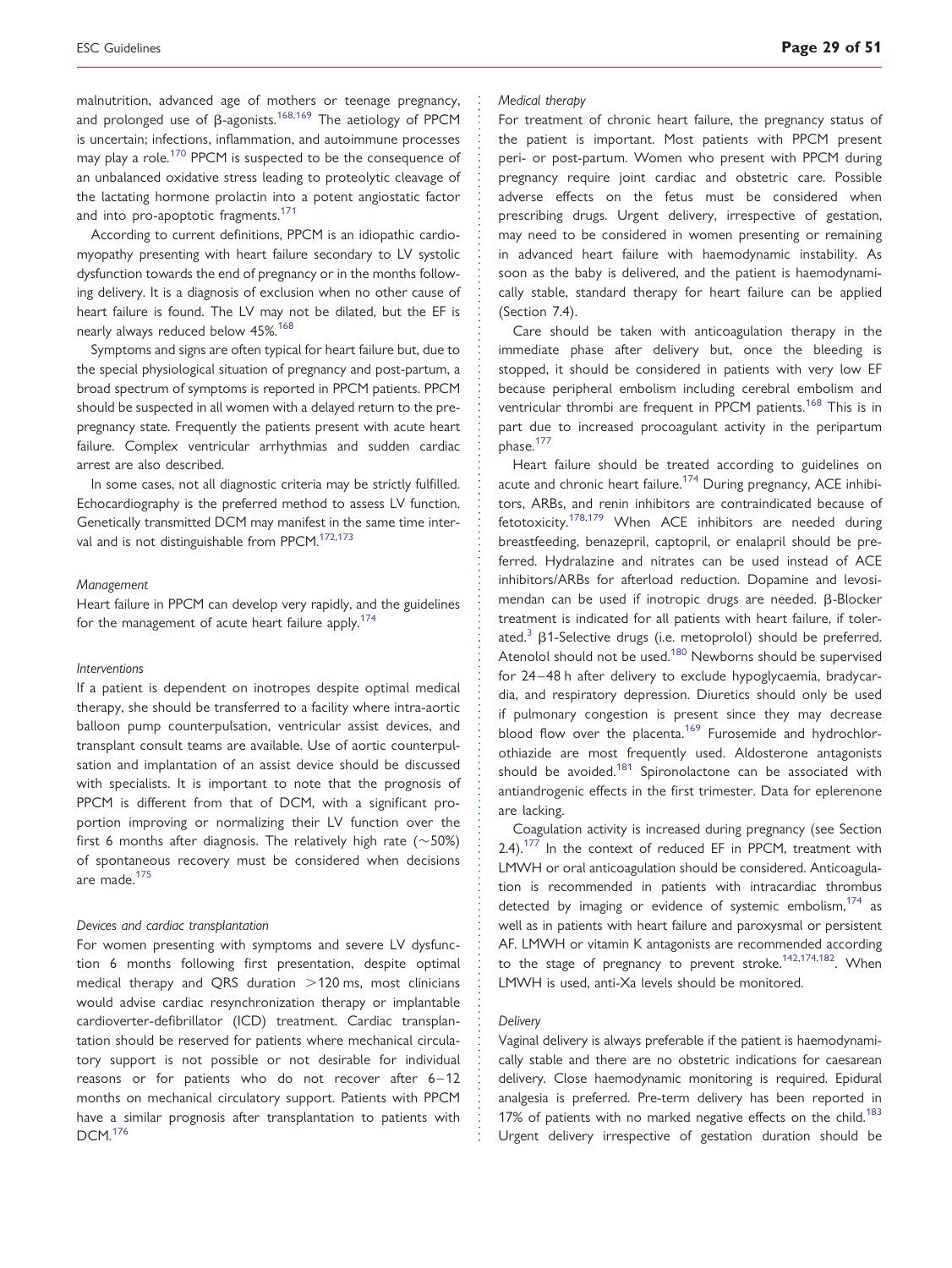malnutrition, advanced age of mothers or teenage pregnancy, and prolonged use of β-agonists.[168,169] The aetiology of PPCM is uncertain; infections, inflammation, and autoimmune processes may play a role.[170] PPCM is suspected to be the consequence of an unbalanced oxidative stress leading to proteolytic cleavage of the lactating hormone prolactin into a potent angiostatic factor and into pro-apoptotic fragments.[171]

According to current definitions, PPCM is an idiopathic cardiomyopathy presenting with heart failure secondary to LV systolic dysfunction towards the end of pregnancy or in the months following delivery. It is a diagnosis of exclusion when no other cause of heart failure is found. The LV may not be dilated, but the EF is nearly always reduced below 45%.[168]

Symptoms and signs are often typical for heart failure but, due to the special physiological situation of pregnancy and post-partum, a broad spectrum of symptoms is reported in PPCM patients. PPCM should be suspected in all women with a delayed return to the pre-pregnancy state. Frequently the patients present with acute heart failure. Complex ventricular arrhythmias and sudden cardiac arrest are also described.

In some cases, not all diagnostic criteria may be strictly fulfilled. Echocardiography is the preferred method to assess LV function. Genetically transmitted DCM may manifest in the same time interval and is not distinguishable from PPCM.[172,173]

*Management*

Heart failure in PPCM can develop very rapidly, and the guidelines for the management of acute heart failure apply.[174]

*Interventions*

If a patient is dependent on inotropes despite optimal medical therapy, she should be transferred to a facility where intra-aortic balloon pump counterpulsation, ventricular assist devices, and transplant consult teams are available. Use of aortic counterpulsation and implantation of an assist device should be discussed with specialists. It is important to note that the prognosis of PPCM is different from that of DCM, with a significant proportion improving or normalizing their LV function over the first 6 months after diagnosis. The relatively high rate (~50%) of spontaneous recovery must be considered when decisions are made.[175]

*Devices and cardiac transplantation*

For women presenting with symptoms and severe LV dysfunction 6 months following first presentation, despite optimal medical therapy and QRS duration >120 ms, most clinicians would advise cardiac resynchronization therapy or implantable cardioverter-defibrillator (ICD) treatment. Cardiac transplantation should be reserved for patients where mechanical circulatory support is not possible or not desirable for individual reasons or for patients who do not recover after 6–12 months on mechanical circulatory support. Patients with PPCM have a similar prognosis after transplantation to patients with DCM.[176]

*Medical therapy*

For treatment of chronic heart failure, the pregnancy status of the patient is important. Most patients with PPCM present peri- or post-partum. Women who present with PPCM during pregnancy require joint cardiac and obstetric care. Possible adverse effects on the fetus must be considered when prescribing drugs. Urgent delivery, irrespective of gestation, may need to be considered in women presenting or remaining in advanced heart failure with haemodynamic instability. As soon as the baby is delivered, and the patient is haemodynamically stable, standard therapy for heart failure can be applied (Section 7.4).

Care should be taken with anticoagulation therapy in the immediate phase after delivery but, once the bleeding is stopped, it should be considered in patients with very low EF because peripheral embolism including cerebral embolism and ventricular thrombi are frequent in PPCM patients.[168] This is in part due to increased procoagulant activity in the peripartum phase.[177]

Heart failure should be treated according to guidelines on acute and chronic heart failure.[174] During pregnancy, ACE inhibitors, ARBs, and renin inhibitors are contraindicated because of fetotoxicity.[178,179] When ACE inhibitors are needed during breastfeeding, benazepril, captopril, or enalapril should be preferred. Hydralazine and nitrates can be used instead of ACE inhibitors/ARBs for afterload reduction. Dopamine and levosimendan can be used if inotropic drugs are needed. β-Blocker treatment is indicated for all patients with heart failure, if tolerated.[3] β1-Selective drugs (i.e. metoprolol) should be preferred. Atenolol should not be used.[180] Newborns should be supervised for 24–48 h after delivery to exclude hypoglycaemia, bradycardia, and respiratory depression. Diuretics should only be used if pulmonary congestion is present since they may decrease blood flow over the placenta.[169] Furosemide and hydrochlorothiazide are most frequently used. Aldosterone antagonists should be avoided.[181] Spironolactone can be associated with antiandrogenic effects in the first trimester. Data for eplerenone are lacking.

Coagulation activity is increased during pregnancy (see Section 2.4).[177] In the context of reduced EF in PPCM, treatment with LMWH or oral anticoagulation should be considered. Anticoagulation is recommended in patients with intracardiac thrombus detected by imaging or evidence of systemic embolism,[174] as well as in patients with heart failure and paroxysmal or persistent AF. LMWH or vitamin K antagonists are recommended according to the stage of pregnancy to prevent stroke.[142,174,182]. When LMWH is used, anti-Xa levels should be monitored.

*Delivery*

Vaginal delivery is always preferable if the patient is haemodynamically stable and there are no obstetric indications for caesarean delivery. Close haemodynamic monitoring is required. Epidural analgesia is preferred. Pre-term delivery has been reported in 17% of patients with no marked negative effects on the child.[183] Urgent delivery irrespective of gestation duration should be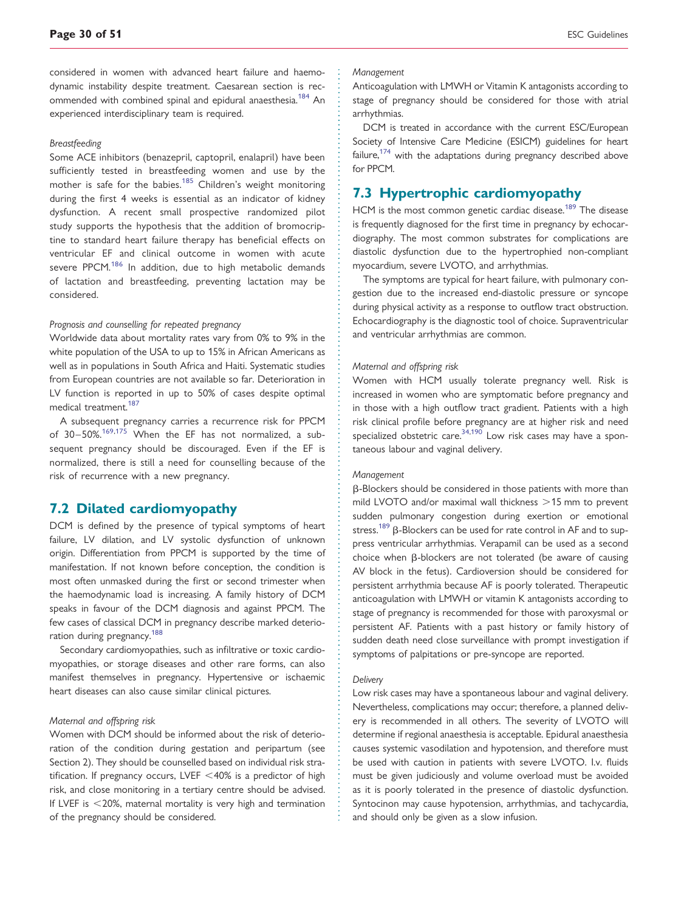considered in women with advanced heart failure and haemodynamic instability despite treatment. Caesarean section is recommended with combined spinal and epidural anaesthesia.[184] An experienced interdisciplinary team is required.

*Breastfeeding*

Some ACE inhibitors (benazepril, captopril, enalapril) have been sufficiently tested in breastfeeding women and use by the mother is safe for the babies.[185] Children's weight monitoring during the first 4 weeks is essential as an indicator of kidney dysfunction. A recent small prospective randomized pilot study supports the hypothesis that the addition of bromocriptine to standard heart failure therapy has beneficial effects on ventricular EF and clinical outcome in women with acute severe PPCM.[186] In addition, due to high metabolic demands of lactation and breastfeeding, preventing lactation may be considered.

*Prognosis and counselling for repeated pregnancy*

Worldwide data about mortality rates vary from 0% to 9% in the white population of the USA to up to 15% in African Americans as well as in populations in South Africa and Haiti. Systematic studies from European countries are not available so far. Deterioration in LV function is reported in up to 50% of cases despite optimal medical treatment.[187]

A subsequent pregnancy carries a recurrence risk for PPCM of 30–50%.[169,175] When the EF has not normalized, a subsequent pregnancy should be discouraged. Even if the EF is normalized, there is still a need for counselling because of the risk of recurrence with a new pregnancy.

## 7.2 Dilated cardiomyopathy

DCM is defined by the presence of typical symptoms of heart failure, LV dilation, and LV systolic dysfunction of unknown origin. Differentiation from PPCM is supported by the time of manifestation. If not known before conception, the condition is most often unmasked during the first or second trimester when the haemodynamic load is increasing. A family history of DCM speaks in favour of the DCM diagnosis and against PPCM. The few cases of classical DCM in pregnancy describe marked deterioration during pregnancy.[188]

Secondary cardiomyopathies, such as infiltrative or toxic cardiomyopathies, or storage diseases and other rare forms, can also manifest themselves in pregnancy. Hypertensive or ischaemic heart diseases can also cause similar clinical pictures.

*Maternal and offspring risk*

Women with DCM should be informed about the risk of deterioration of the condition during gestation and peripartum (see Section 2). They should be counselled based on individual risk stratification. If pregnancy occurs, LVEF <40% is a predictor of high risk, and close monitoring in a tertiary centre should be advised. If LVEF is <20%, maternal mortality is very high and termination of the pregnancy should be considered.

*Management*

Anticoagulation with LMWH or Vitamin K antagonists according to stage of pregnancy should be considered for those with atrial arrhythmias.

DCM is treated in accordance with the current ESC/European Society of Intensive Care Medicine (ESICM) guidelines for heart failure,[174] with the adaptations during pregnancy described above for PPCM.

## 7.3 Hypertrophic cardiomyopathy

HCM is the most common genetic cardiac disease.[189] The disease is frequently diagnosed for the first time in pregnancy by echocardiography. The most common substrates for complications are diastolic dysfunction due to the hypertrophied non-compliant myocardium, severe LVOTO, and arrhythmias.

The symptoms are typical for heart failure, with pulmonary congestion due to the increased end-diastolic pressure or syncope during physical activity as a response to outflow tract obstruction. Echocardiography is the diagnostic tool of choice. Supraventricular and ventricular arrhythmias are common.

*Maternal and offspring risk*

Women with HCM usually tolerate pregnancy well. Risk is increased in women who are symptomatic before pregnancy and in those with a high outflow tract gradient. Patients with a high risk clinical profile before pregnancy are at higher risk and need specialized obstetric care.[34,190] Low risk cases may have a spontaneous labour and vaginal delivery.

*Management*

β-Blockers should be considered in those patients with more than mild LVOTO and/or maximal wall thickness >15 mm to prevent sudden pulmonary congestion during exertion or emotional stress.[189] β-Blockers can be used for rate control in AF and to suppress ventricular arrhythmias. Verapamil can be used as a second choice when β-blockers are not tolerated (be aware of causing AV block in the fetus). Cardioversion should be considered for persistent arrhythmia because AF is poorly tolerated. Therapeutic anticoagulation with LMWH or vitamin K antagonists according to stage of pregnancy is recommended for those with paroxysmal or persistent AF. Patients with a past history or family history of sudden death need close surveillance with prompt investigation if symptoms of palpitations or pre-syncope are reported.

*Delivery*

Low risk cases may have a spontaneous labour and vaginal delivery. Nevertheless, complications may occur; therefore, a planned delivery is recommended in all others. The severity of LVOTO will determine if regional anaesthesia is acceptable. Epidural anaesthesia causes systemic vasodilation and hypotension, and therefore must be used with caution in patients with severe LVOTO. I.v. fluids must be given judiciously and volume overload must be avoided as it is poorly tolerated in the presence of diastolic dysfunction. Syntocinon may cause hypotension, arrhythmias, and tachycardia, and should only be given as a slow infusion.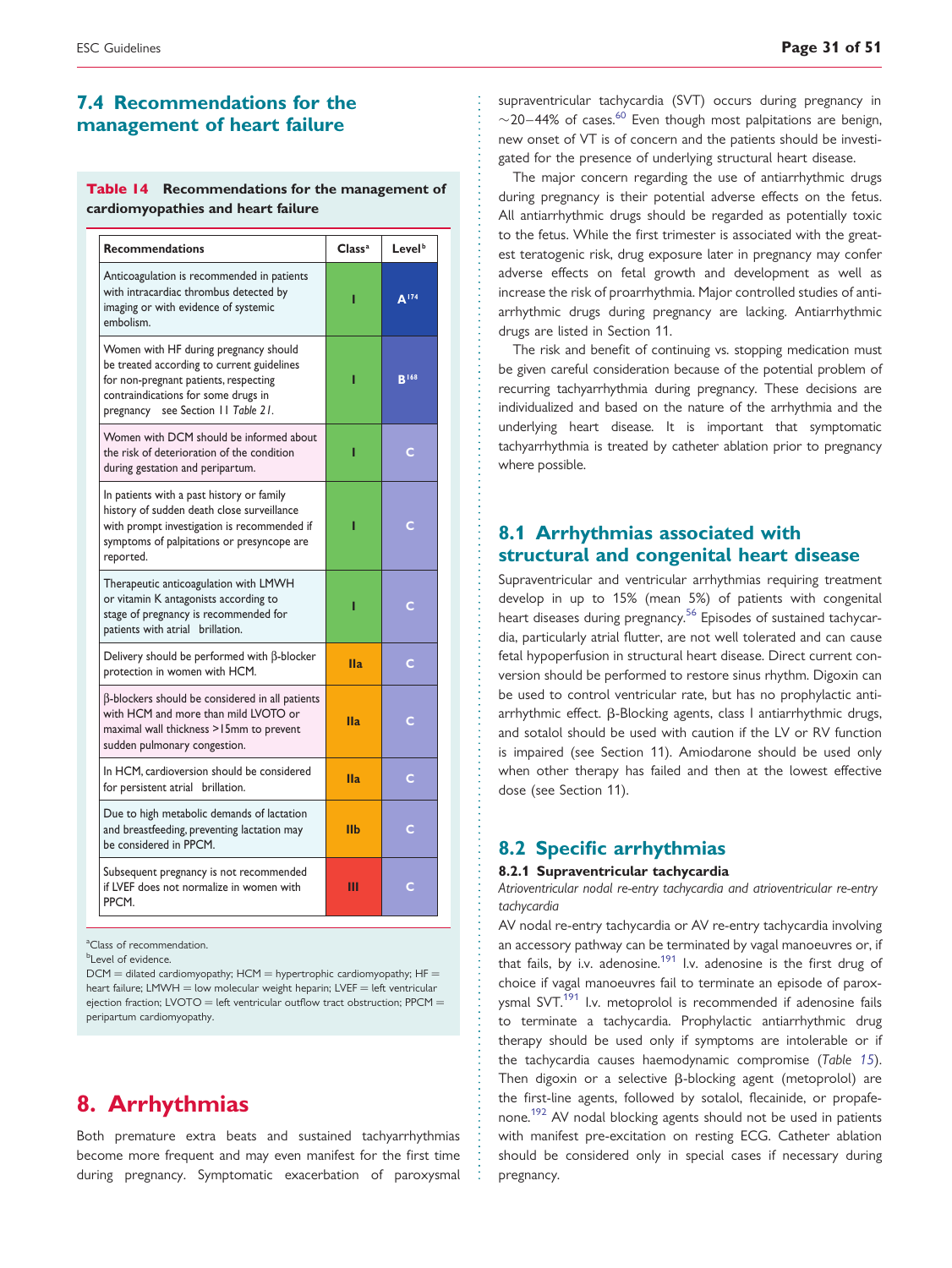## 7.4 Recommendations for the management of heart failure

**Table 14 Recommendations for the management of cardiomyopathies and heart failure**

| Recommendations | Class[a] | Level[b] |
|---|---|---|
| Anticoagulation is recommended in patients with intracardiac thrombus detected by imaging or with evidence of systemic embolism. | I | A[174] |
| Women with HF during pregnancy should be treated according to current guidelines for non-pregnant patients, respecting contraindications for some drugs in pregnancy see Section 11 *Table 21*. | I | B[168] |
| Women with DCM should be informed about the risk of deterioration of the condition during gestation and peripartum. | I | C |
| In patients with a past history or family history of sudden death close surveillance with prompt investigation is recommended if symptoms of palpitations or presyncope are reported. | I | C |
| Therapeutic anticoagulation with LMWH or vitamin K antagonists according to stage of pregnancy is recommended for patients with atrial brillation. | I | C |
| Delivery should be performed with β-blocker protection in women with HCM. | IIa | C |
| β-blockers should be considered in all patients with HCM and more than mild LVOTO or maximal wall thickness >15mm to prevent sudden pulmonary congestion. | IIa | C |
| In HCM, cardioversion should be considered for persistent atrial brillation. | IIa | C |
| Due to high metabolic demands of lactation and breastfeeding, preventing lactation may be considered in PPCM. | IIb | C |
| Subsequent pregnancy is not recommended if LVEF does not normalize in women with PPCM. | III | C |

[a]Class of recommendation.
[b]Level of evidence.
DCM = dilated cardiomyopathy; HCM = hypertrophic cardiomyopathy; HF = heart failure; LMWH = low molecular weight heparin; LVEF = left ventricular ejection fraction; LVOTO = left ventricular outflow tract obstruction; PPCM = peripartum cardiomyopathy.

# 8. Arrhythmias

Both premature extra beats and sustained tachyarrhythmias become more frequent and may even manifest for the first time during pregnancy. Symptomatic exacerbation of paroxysmal supraventricular tachycardia (SVT) occurs during pregnancy in ~20–44% of cases.[60] Even though most palpitations are benign, new onset of VT is of concern and the patients should be investigated for the presence of underlying structural heart disease.

The major concern regarding the use of antiarrhythmic drugs during pregnancy is their potential adverse effects on the fetus. All antiarrhythmic drugs should be regarded as potentially toxic to the fetus. While the first trimester is associated with the greatest teratogenic risk, drug exposure later in pregnancy may confer adverse effects on fetal growth and development as well as increase the risk of proarrhythmia. Major controlled studies of antiarrhythmic drugs during pregnancy are lacking. Antiarrhythmic drugs are listed in Section 11.

The risk and benefit of continuing vs. stopping medication must be given careful consideration because of the potential problem of recurring tachyarrhythmia during pregnancy. These decisions are individualized and based on the nature of the arrhythmia and the underlying heart disease. It is important that symptomatic tachyarrhythmia is treated by catheter ablation prior to pregnancy where possible.

## 8.1 Arrhythmias associated with structural and congenital heart disease

Supraventricular and ventricular arrhythmias requiring treatment develop in up to 15% (mean 5%) of patients with congenital heart diseases during pregnancy.[56] Episodes of sustained tachycardia, particularly atrial flutter, are not well tolerated and can cause fetal hypoperfusion in structural heart disease. Direct current conversion should be performed to restore sinus rhythm. Digoxin can be used to control ventricular rate, but has no prophylactic antiarrhythmic effect. β-Blocking agents, class I antiarrhythmic drugs, and sotalol should be used with caution if the LV or RV function is impaired (see Section 11). Amiodarone should be used only when other therapy has failed and then at the lowest effective dose (see Section 11).

## 8.2 Specific arrhythmias

### 8.2.1 Supraventricular tachycardia

*Atrioventricular nodal re-entry tachycardia and atrioventricular re-entry tachycardia*

AV nodal re-entry tachycardia or AV re-entry tachycardia involving an accessory pathway can be terminated by vagal manoeuvres or, if that fails, by i.v. adenosine.[191] I.v. adenosine is the first drug of choice if vagal manoeuvres fail to terminate an episode of paroxysmal SVT.[191] I.v. metoprolol is recommended if adenosine fails to terminate a tachycardia. Prophylactic antiarrhythmic drug therapy should be used only if symptoms are intolerable or if the tachycardia causes haemodynamic compromise (*Table 15*). Then digoxin or a selective β-blocking agent (metoprolol) are the first-line agents, followed by sotalol, flecainide, or propafenone.[192] AV nodal blocking agents should not be used in patients with manifest pre-excitation on resting ECG. Catheter ablation should be considered only in special cases if necessary during pregnancy.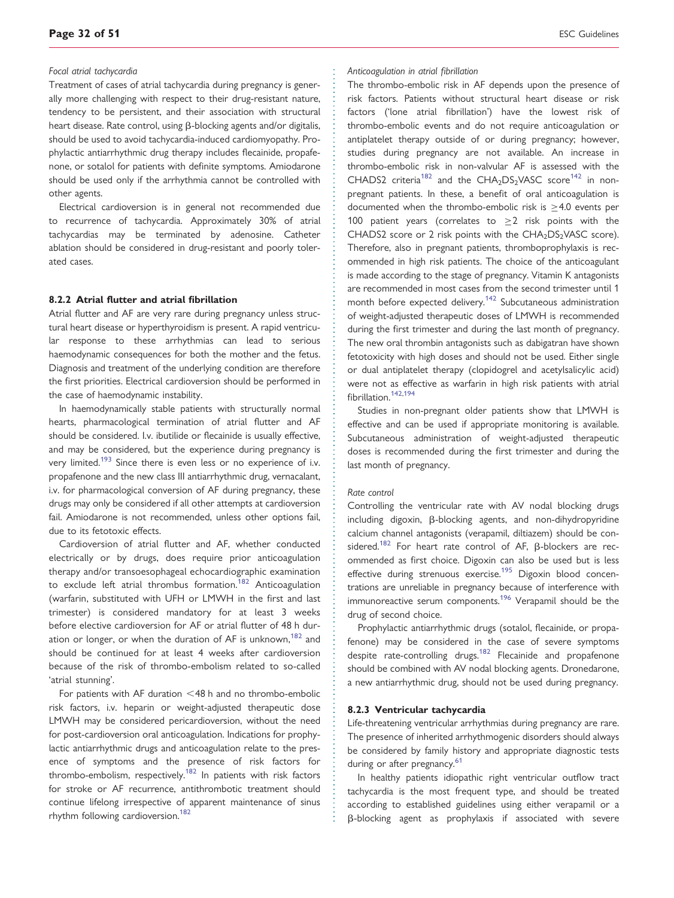*Focal atrial tachycardia*

Treatment of cases of atrial tachycardia during pregnancy is generally more challenging with respect to their drug-resistant nature, tendency to be persistent, and their association with structural heart disease. Rate control, using β-blocking agents and/or digitalis, should be used to avoid tachycardia-induced cardiomyopathy. Prophylactic antiarrhythmic drug therapy includes flecainide, propafenone, or sotalol for patients with definite symptoms. Amiodarone should be used only if the arrhythmia cannot be controlled with other agents.

Electrical cardioversion is in general not recommended due to recurrence of tachycardia. Approximately 30% of atrial tachycardias may be terminated by adenosine. Catheter ablation should be considered in drug-resistant and poorly tolerated cases.

### 8.2.2 Atrial flutter and atrial fibrillation

Atrial flutter and AF are very rare during pregnancy unless structural heart disease or hyperthyroidism is present. A rapid ventricular response to these arrhythmias can lead to serious haemodynamic consequences for both the mother and the fetus. Diagnosis and treatment of the underlying condition are therefore the first priorities. Electrical cardioversion should be performed in the case of haemodynamic instability.

In haemodynamically stable patients with structurally normal hearts, pharmacological termination of atrial flutter and AF should be considered. I.v. ibutilide or flecainide is usually effective, and may be considered, but the experience during pregnancy is very limited.[193] Since there is even less or no experience of i.v. propafenone and the new class III antiarrhythmic drug, vernacalant, i.v. for pharmacological conversion of AF during pregnancy, these drugs may only be considered if all other attempts at cardioversion fail. Amiodarone is not recommended, unless other options fail, due to its fetotoxic effects.

Cardioversion of atrial flutter and AF, whether conducted electrically or by drugs, does require prior anticoagulation therapy and/or transoesophageal echocardiographic examination to exclude left atrial thrombus formation.[182] Anticoagulation (warfarin, substituted with UFH or LMWH in the first and last trimester) is considered mandatory for at least 3 weeks before elective cardioversion for AF or atrial flutter of 48 h duration or longer, or when the duration of AF is unknown,[182] and should be continued for at least 4 weeks after cardioversion because of the risk of thrombo-embolism related to so-called 'atrial stunning'.

For patients with AF duration <48 h and no thrombo-embolic risk factors, i.v. heparin or weight-adjusted therapeutic dose LMWH may be considered pericardioversion, without the need for post-cardioversion oral anticoagulation. Indications for prophylactic antiarrhythmic drugs and anticoagulation relate to the presence of symptoms and the presence of risk factors for thrombo-embolism, respectively.[182] In patients with risk factors for stroke or AF recurrence, antithrombotic treatment should continue lifelong irrespective of apparent maintenance of sinus rhythm following cardioversion.[182]

*Anticoagulation in atrial fibrillation*

The thrombo-embolic risk in AF depends upon the presence of risk factors. Patients without structural heart disease or risk factors ('lone atrial fibrillation') have the lowest risk of thrombo-embolic events and do not require anticoagulation or antiplatelet therapy outside of or during pregnancy; however, studies during pregnancy are not available. An increase in thrombo-embolic risk in non-valvular AF is assessed with the CHADS2 criteria[182] and the $CHA_2DS_2VASC$ score[142] in non-pregnant patients. In these, a benefit of oral anticoagulation is documented when the thrombo-embolic risk is ≥4.0 events per 100 patient years (correlates to ≥2 risk points with the CHADS2 score or 2 risk points with the $CHA_2DS_2VASC$ score). Therefore, also in pregnant patients, thromboprophylaxis is recommended in high risk patients. The choice of the anticoagulant is made according to the stage of pregnancy. Vitamin K antagonists are recommended in most cases from the second trimester until 1 month before expected delivery.[142] Subcutaneous administration of weight-adjusted therapeutic doses of LMWH is recommended during the first trimester and during the last month of pregnancy. The new oral thrombin antagonists such as dabigatran have shown fetotoxicity with high doses and should not be used. Either single or dual antiplatelet therapy (clopidogrel and acetylsalicylic acid) were not as effective as warfarin in high risk patients with atrial fibrillation.[142,194]

Studies in non-pregnant older patients show that LMWH is effective and can be used if appropriate monitoring is available. Subcutaneous administration of weight-adjusted therapeutic doses is recommended during the first trimester and during the last month of pregnancy.

*Rate control*

Controlling the ventricular rate with AV nodal blocking drugs including digoxin, β-blocking agents, and non-dihydropyridine calcium channel antagonists (verapamil, diltiazem) should be considered.[182] For heart rate control of AF, β-blockers are recommended as first choice. Digoxin can also be used but is less effective during strenuous exercise.[195] Digoxin blood concentrations are unreliable in pregnancy because of interference with immunoreactive serum components.[196] Verapamil should be the drug of second choice.

Prophylactic antiarrhythmic drugs (sotalol, flecainide, or propafenone) may be considered in the case of severe symptoms despite rate-controlling drugs.[182] Flecainide and propafenone should be combined with AV nodal blocking agents. Dronedarone, a new antiarrhythmic drug, should not be used during pregnancy.

### 8.2.3 Ventricular tachycardia

Life-threatening ventricular arrhythmias during pregnancy are rare. The presence of inherited arrhythmogenic disorders should always be considered by family history and appropriate diagnostic tests during or after pregnancy.[61]

In healthy patients idiopathic right ventricular outflow tract tachycardia is the most frequent type, and should be treated according to established guidelines using either verapamil or a β-blocking agent as prophylaxis if associated with severe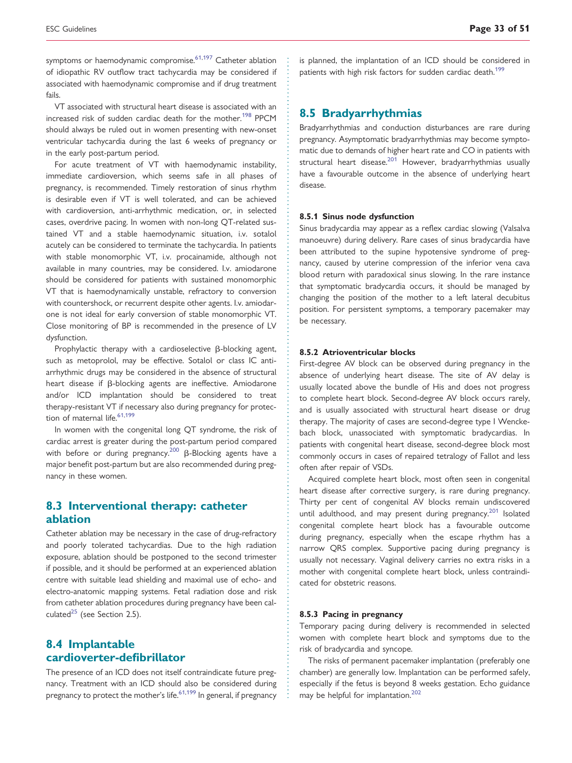symptoms or haemodynamic compromise.[61,197] Catheter ablation of idiopathic RV outflow tract tachycardia may be considered if associated with haemodynamic compromise and if drug treatment fails.

VT associated with structural heart disease is associated with an increased risk of sudden cardiac death for the mother.[198] PPCM should always be ruled out in women presenting with new-onset ventricular tachycardia during the last 6 weeks of pregnancy or in the early post-partum period.

For acute treatment of VT with haemodynamic instability, immediate cardioversion, which seems safe in all phases of pregnancy, is recommended. Timely restoration of sinus rhythm is desirable even if VT is well tolerated, and can be achieved with cardioversion, anti-arrhythmic medication, or, in selected cases, overdrive pacing. In women with non-long QT-related sustained VT and a stable haemodynamic situation, i.v. sotalol acutely can be considered to terminate the tachycardia. In patients with stable monomorphic VT, i.v. procainamide, although not available in many countries, may be considered. I.v. amiodarone should be considered for patients with sustained monomorphic VT that is haemodynamically unstable, refractory to conversion with countershock, or recurrent despite other agents. I.v. amiodarone is not ideal for early conversion of stable monomorphic VT. Close monitoring of BP is recommended in the presence of LV dysfunction.

Prophylactic therapy with a cardioselective β-blocking agent, such as metoprolol, may be effective. Sotalol or class IC anti-arrhythmic drugs may be considered in the absence of structural heart disease if β-blocking agents are ineffective. Amiodarone and/or ICD implantation should be considered to treat therapy-resistant VT if necessary also during pregnancy for protection of maternal life.[61,199]

In women with the congenital long QT syndrome, the risk of cardiac arrest is greater during the post-partum period compared with before or during pregnancy.[200] β-Blocking agents have a major benefit post-partum but are also recommended during pregnancy in these women.

## 8.3 Interventional therapy: catheter ablation

Catheter ablation may be necessary in the case of drug-refractory and poorly tolerated tachycardias. Due to the high radiation exposure, ablation should be postponed to the second trimester if possible, and it should be performed at an experienced ablation centre with suitable lead shielding and maximal use of echo- and electro-anatomic mapping systems. Fetal radiation dose and risk from catheter ablation procedures during pregnancy have been calculated[25] (see Section 2.5).

## 8.4 Implantable cardioverter-defibrillator

The presence of an ICD does not itself contraindicate future pregnancy. Treatment with an ICD should also be considered during pregnancy to protect the mother's life.[61,199] In general, if pregnancy is planned, the implantation of an ICD should be considered in patients with high risk factors for sudden cardiac death.[199]

## 8.5 Bradyarrhythmias

Bradyarrhythmias and conduction disturbances are rare during pregnancy. Asymptomatic bradyarrhythmias may become symptomatic due to demands of higher heart rate and CO in patients with structural heart disease.[201] However, bradyarrhythmias usually have a favourable outcome in the absence of underlying heart disease.

### 8.5.1 Sinus node dysfunction

Sinus bradycardia may appear as a reflex cardiac slowing (Valsalva manoeuvre) during delivery. Rare cases of sinus bradycardia have been attributed to the supine hypotensive syndrome of pregnancy, caused by uterine compression of the inferior vena cava blood return with paradoxical sinus slowing. In the rare instance that symptomatic bradycardia occurs, it should be managed by changing the position of the mother to a left lateral decubitus position. For persistent symptoms, a temporary pacemaker may be necessary.

### 8.5.2 Atrioventricular blocks

First-degree AV block can be observed during pregnancy in the absence of underlying heart disease. The site of AV delay is usually located above the bundle of His and does not progress to complete heart block. Second-degree AV block occurs rarely, and is usually associated with structural heart disease or drug therapy. The majority of cases are second-degree type I Wenckebach block, unassociated with symptomatic bradycardias. In patients with congenital heart disease, second-degree block most commonly occurs in cases of repaired tetralogy of Fallot and less often after repair of VSDs.

Acquired complete heart block, most often seen in congenital heart disease after corrective surgery, is rare during pregnancy. Thirty per cent of congenital AV blocks remain undiscovered until adulthood, and may present during pregnancy.[201] Isolated congenital complete heart block has a favourable outcome during pregnancy, especially when the escape rhythm has a narrow QRS complex. Supportive pacing during pregnancy is usually not necessary. Vaginal delivery carries no extra risks in a mother with congenital complete heart block, unless contraindicated for obstetric reasons.

### 8.5.3 Pacing in pregnancy

Temporary pacing during delivery is recommended in selected women with complete heart block and symptoms due to the risk of bradycardia and syncope.

The risks of permanent pacemaker implantation (preferably one chamber) are generally low. Implantation can be performed safely, especially if the fetus is beyond 8 weeks gestation. Echo guidance may be helpful for implantation.[202]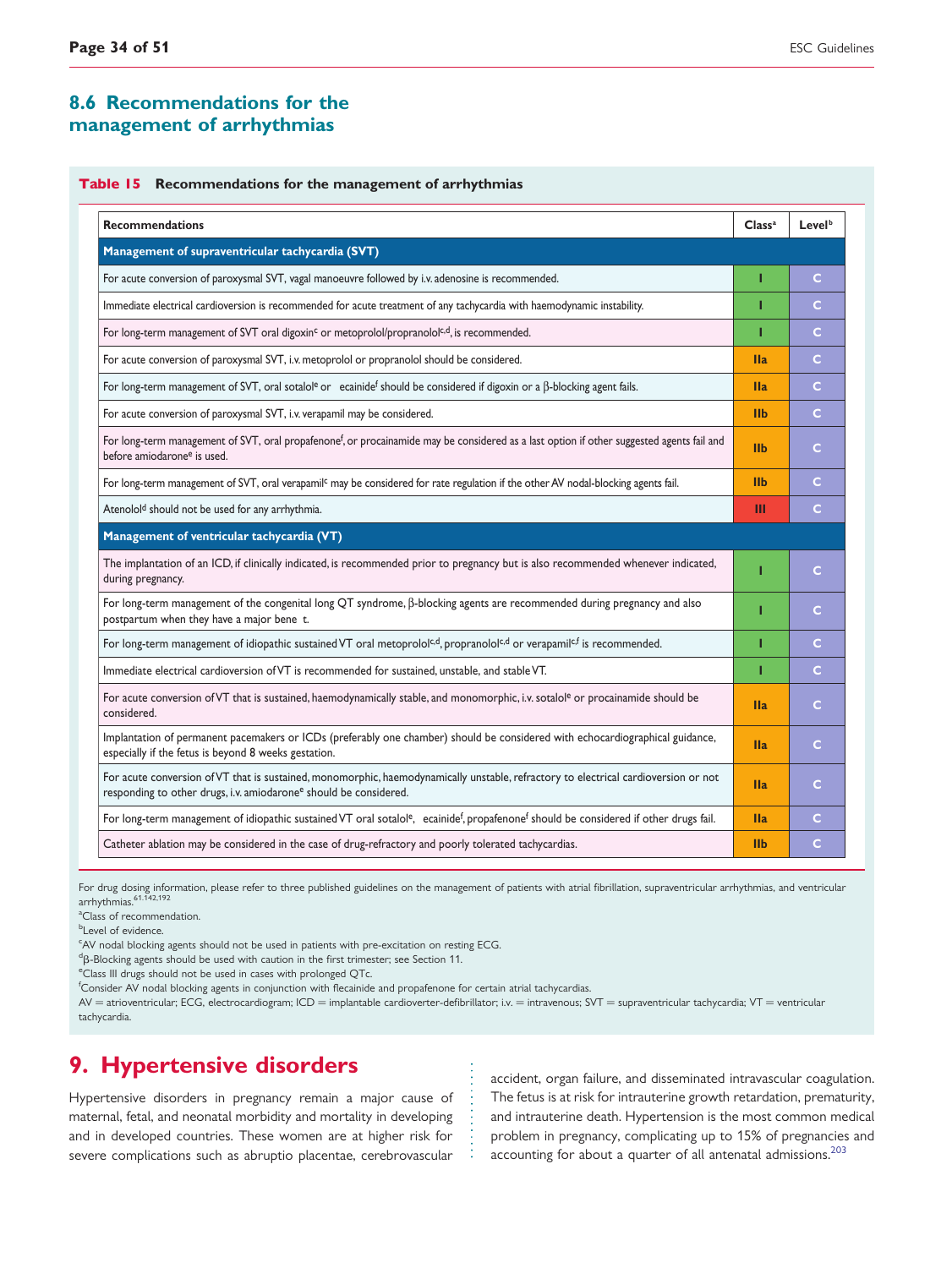## 8.6 Recommendations for the management of arrhythmias

**Table 15** Recommendations for the management of arrhythmias

| Recommendations | Class[a] | Level[b] |
|---|---|---|
| **Management of supraventricular tachycardia (SVT)** | | |
| For acute conversion of paroxysmal SVT, vagal manoeuvre followed by i.v. adenosine is recommended. | I | C |
| Immediate electrical cardioversion is recommended for acute treatment of any tachycardia with haemodynamic instability. | I | C |
| For long-term management of SVT oral digoxin[c] or metoprolol/propranolol[c,d], is recommended. | I | C |
| For acute conversion of paroxysmal SVT, i.v. metoprolol or propranolol should be considered. | IIa | C |
| For long-term management of SVT, oral sotalol[e] or ecainide[f] should be considered if digoxin or a β-blocking agent fails. | IIa | C |
| For acute conversion of paroxysmal SVT, i.v. verapamil may be considered. | IIb | C |
| For long-term management of SVT, oral propafenone[f], or procainamide may be considered as a last option if other suggested agents fail and before amiodarone[e] is used. | IIb | C |
| For long-term management of SVT, oral verapamil[c] may be considered for rate regulation if the other AV nodal-blocking agents fail. | IIb | C |
| Atenolol[d] should not be used for any arrhythmia. | III | C |
| **Management of ventricular tachycardia (VT)** | | |
| The implantation of an ICD, if clinically indicated, is recommended prior to pregnancy but is also recommended whenever indicated, during pregnancy. | I | C |
| For long-term management of the congenital long QT syndrome, β-blocking agents are recommended during pregnancy and also postpartum when they have a major bene t. | I | C |
| For long-term management of idiopathic sustained VT oral metoprolol[c,d], propranolol[c,d] or verapamil[c,f] is recommended. | I | C |
| Immediate electrical cardioversion of VT is recommended for sustained, unstable, and stable VT. | I | C |
| For acute conversion of VT that is sustained, haemodynamically stable, and monomorphic, i.v. sotalol[e] or procainamide should be considered. | IIa | C |
| Implantation of permanent pacemakers or ICDs (preferably one chamber) should be considered with echocardiographical guidance, especially if the fetus is beyond 8 weeks gestation. | IIa | C |
| For acute conversion of VT that is sustained, monomorphic, haemodynamically unstable, refractory to electrical cardioversion or not responding to other drugs, i.v. amiodarone[e] should be considered. | IIa | C |
| For long-term management of idiopathic sustained VT oral sotalol[e], ecainide[f], propafenone[f] should be considered if other drugs fail. | IIa | C |
| Catheter ablation may be considered in the case of drug-refractory and poorly tolerated tachycardias. | IIb | C |

For drug dosing information, please refer to three published guidelines on the management of patients with atrial fibrillation, supraventricular arrhythmias, and ventricular arrhythmias.[61,142,192]

[a]Class of recommendation.

[b]Level of evidence.

[c]AV nodal blocking agents should not be used in patients with pre-excitation on resting ECG.

[d]β-Blocking agents should be used with caution in the first trimester; see Section 11.

[e]Class III drugs should not be used in cases with prolonged QTc.

[f]Consider AV nodal blocking agents in conjunction with flecainide and propafenone for certain atrial tachycardias.

AV = atrioventricular; ECG, electrocardiogram; ICD = implantable cardioverter-defibrillator; i.v. = intravenous; SVT = supraventricular tachycardia; VT = ventricular tachycardia.

# 9. Hypertensive disorders

Hypertensive disorders in pregnancy remain a major cause of maternal, fetal, and neonatal morbidity and mortality in developing and in developed countries. These women are at higher risk for severe complications such as abruptio placentae, cerebrovascular accident, organ failure, and disseminated intravascular coagulation. The fetus is at risk for intrauterine growth retardation, prematurity, and intrauterine death. Hypertension is the most common medical problem in pregnancy, complicating up to 15% of pregnancies and accounting for about a quarter of all antenatal admissions.[203]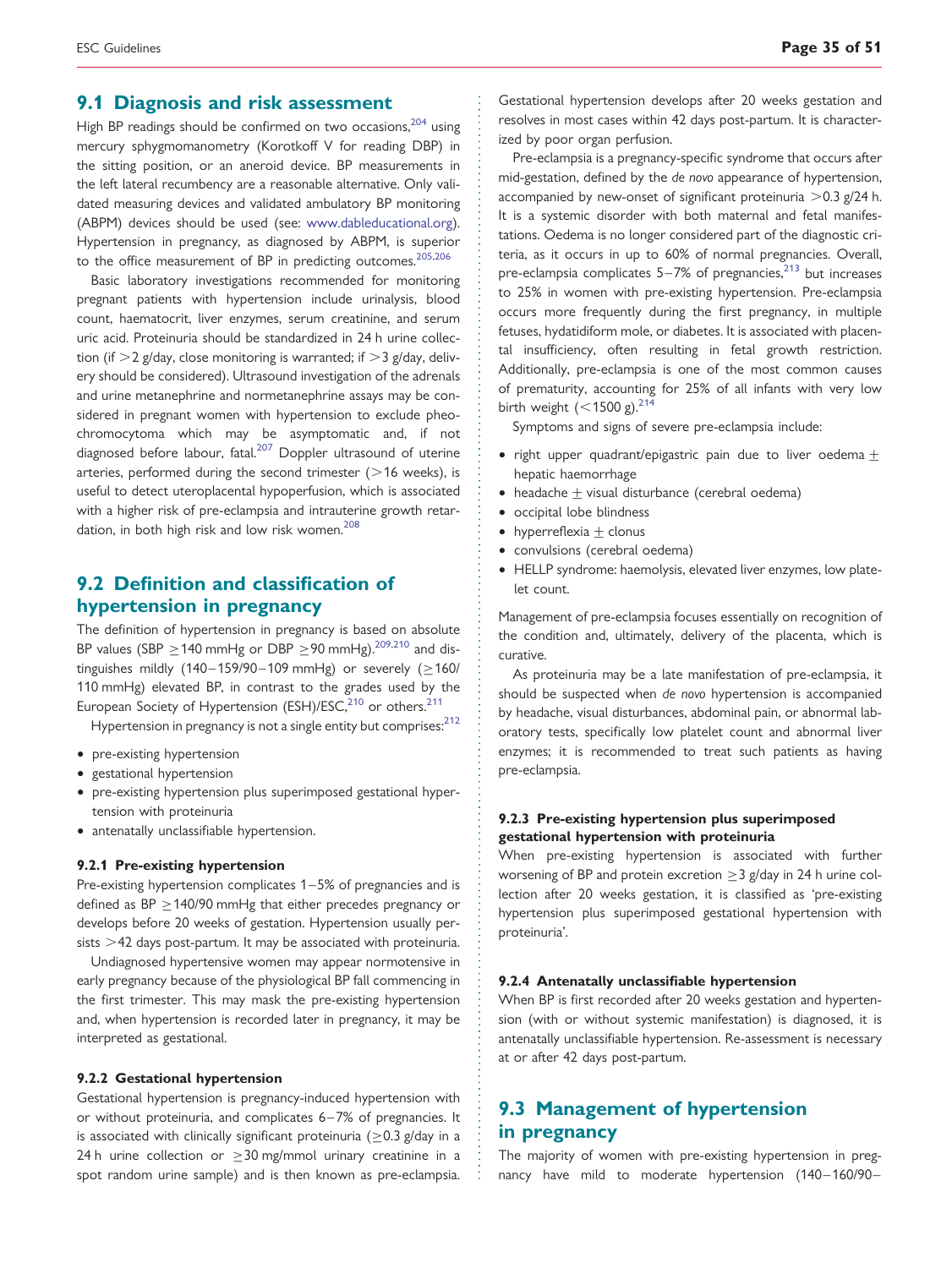## 9.1 Diagnosis and risk assessment

High BP readings should be confirmed on two occasions,[204] using mercury sphygmomanometry (Korotkoff V for reading DBP) in the sitting position, or an aneroid device. BP measurements in the left lateral recumbency are a reasonable alternative. Only validated measuring devices and validated ambulatory BP monitoring (ABPM) devices should be used (see: www.dableducational.org). Hypertension in pregnancy, as diagnosed by ABPM, is superior to the office measurement of BP in predicting outcomes.[205,206]

Basic laboratory investigations recommended for monitoring pregnant patients with hypertension include urinalysis, blood count, haematocrit, liver enzymes, serum creatinine, and serum uric acid. Proteinuria should be standardized in 24 h urine collection (if >2 g/day, close monitoring is warranted; if >3 g/day, delivery should be considered). Ultrasound investigation of the adrenals and urine metanephrine and normetanephrine assays may be considered in pregnant women with hypertension to exclude pheochromocytoma which may be asymptomatic and, if not diagnosed before labour, fatal.[207] Doppler ultrasound of uterine arteries, performed during the second trimester (>16 weeks), is useful to detect uteroplacental hypoperfusion, which is associated with a higher risk of pre-eclampsia and intrauterine growth retardation, in both high risk and low risk women.[208]

## 9.2 Definition and classification of hypertension in pregnancy

The definition of hypertension in pregnancy is based on absolute BP values (SBP ≥140 mmHg or DBP ≥90 mmHg).[209,210] and distinguishes mildly (140–159/90–109 mmHg) or severely (≥160/110 mmHg) elevated BP, in contrast to the grades used by the European Society of Hypertension (ESH)/ESC,[210] or others.[211]

Hypertension in pregnancy is not a single entity but comprises:[212]

- pre-existing hypertension
- gestational hypertension
- pre-existing hypertension plus superimposed gestational hypertension with proteinuria
- antenatally unclassifiable hypertension.

### 9.2.1 Pre-existing hypertension

Pre-existing hypertension complicates 1–5% of pregnancies and is defined as BP ≥140/90 mmHg that either precedes pregnancy or develops before 20 weeks of gestation. Hypertension usually persists >42 days post-partum. It may be associated with proteinuria.

Undiagnosed hypertensive women may appear normotensive in early pregnancy because of the physiological BP fall commencing in the first trimester. This may mask the pre-existing hypertension and, when hypertension is recorded later in pregnancy, it may be interpreted as gestational.

### 9.2.2 Gestational hypertension

Gestational hypertension is pregnancy-induced hypertension with or without proteinuria, and complicates 6–7% of pregnancies. It is associated with clinically significant proteinuria (≥0.3 g/day in a 24 h urine collection or ≥30 mg/mmol urinary creatinine in a spot random urine sample) and is then known as pre-eclampsia. Gestational hypertension develops after 20 weeks gestation and resolves in most cases within 42 days post-partum. It is characterized by poor organ perfusion.

Pre-eclampsia is a pregnancy-specific syndrome that occurs after mid-gestation, defined by the *de novo* appearance of hypertension, accompanied by new-onset of significant proteinuria >0.3 g/24 h. It is a systemic disorder with both maternal and fetal manifestations. Oedema is no longer considered part of the diagnostic criteria, as it occurs in up to 60% of normal pregnancies. Overall, pre-eclampsia complicates 5–7% of pregnancies,[213] but increases to 25% in women with pre-existing hypertension. Pre-eclampsia occurs more frequently during the first pregnancy, in multiple fetuses, hydatidiform mole, or diabetes. It is associated with placental insufficiency, often resulting in fetal growth restriction. Additionally, pre-eclampsia is one of the most common causes of prematurity, accounting for 25% of all infants with very low birth weight (<1500 g).[214]

Symptoms and signs of severe pre-eclampsia include:

- right upper quadrant/epigastric pain due to liver oedema ± hepatic haemorrhage
- headache ± visual disturbance (cerebral oedema)
- occipital lobe blindness
- hyperreflexia ± clonus
- convulsions (cerebral oedema)
- HELLP syndrome: haemolysis, elevated liver enzymes, low platelet count.

Management of pre-eclampsia focuses essentially on recognition of the condition and, ultimately, delivery of the placenta, which is curative.

As proteinuria may be a late manifestation of pre-eclampsia, it should be suspected when *de novo* hypertension is accompanied by headache, visual disturbances, abdominal pain, or abnormal laboratory tests, specifically low platelet count and abnormal liver enzymes; it is recommended to treat such patients as having pre-eclampsia.

### 9.2.3 Pre-existing hypertension plus superimposed gestational hypertension with proteinuria

When pre-existing hypertension is associated with further worsening of BP and protein excretion ≥3 g/day in 24 h urine collection after 20 weeks gestation, it is classified as 'pre-existing hypertension plus superimposed gestational hypertension with proteinuria'.

### 9.2.4 Antenatally unclassifiable hypertension

When BP is first recorded after 20 weeks gestation and hypertension (with or without systemic manifestation) is diagnosed, it is antenatally unclassifiable hypertension. Re-assessment is necessary at or after 42 days post-partum.

## 9.3 Management of hypertension in pregnancy

The majority of women with pre-existing hypertension in pregnancy have mild to moderate hypertension (140–160/90–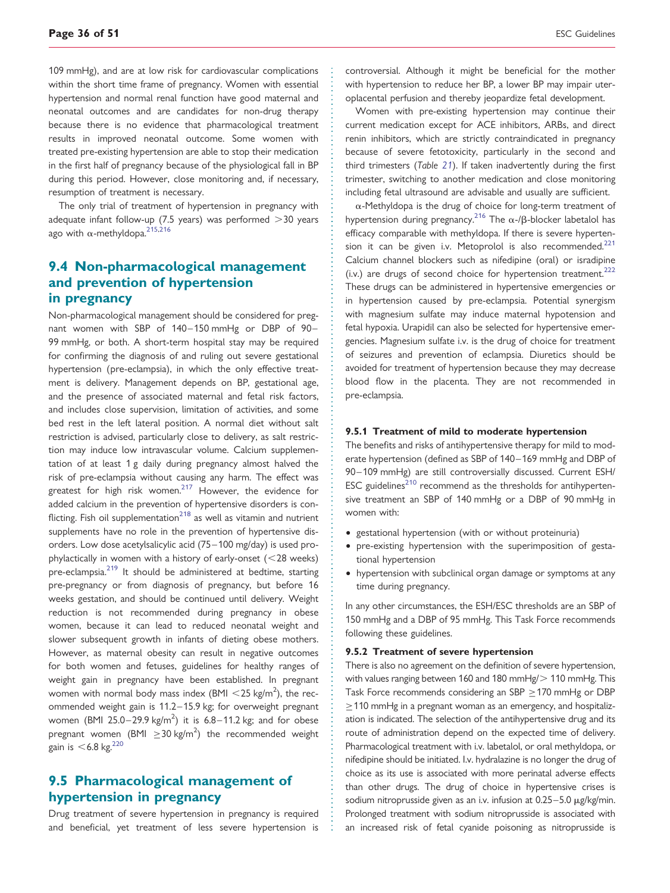109 mmHg), and are at low risk for cardiovascular complications within the short time frame of pregnancy. Women with essential hypertension and normal renal function have good maternal and neonatal outcomes and are candidates for non-drug therapy because there is no evidence that pharmacological treatment results in improved neonatal outcome. Some women with treated pre-existing hypertension are able to stop their medication in the first half of pregnancy because of the physiological fall in BP during this period. However, close monitoring and, if necessary, resumption of treatment is necessary.

The only trial of treatment of hypertension in pregnancy with adequate infant follow-up (7.5 years) was performed >30 years ago with α-methyldopa.[215,216]

## 9.4 Non-pharmacological management and prevention of hypertension in pregnancy

Non-pharmacological management should be considered for pregnant women with SBP of 140–150 mmHg or DBP of 90–99 mmHg, or both. A short-term hospital stay may be required for confirming the diagnosis of and ruling out severe gestational hypertension (pre-eclampsia), in which the only effective treatment is delivery. Management depends on BP, gestational age, and the presence of associated maternal and fetal risk factors, and includes close supervision, limitation of activities, and some bed rest in the left lateral position. A normal diet without salt restriction is advised, particularly close to delivery, as salt restriction may induce low intravascular volume. Calcium supplementation of at least 1 g daily during pregnancy almost halved the risk of pre-eclampsia without causing any harm. The effect was greatest for high risk women.[217] However, the evidence for added calcium in the prevention of hypertensive disorders is conflicting. Fish oil supplementation[218] as well as vitamin and nutrient supplements have no role in the prevention of hypertensive disorders. Low dose acetylsalicylic acid (75–100 mg/day) is used prophylactically in women with a history of early-onset (<28 weeks) pre-eclampsia.[219] It should be administered at bedtime, starting pre-pregnancy or from diagnosis of pregnancy, but before 16 weeks gestation, and should be continued until delivery. Weight reduction is not recommended during pregnancy in obese women, because it can lead to reduced neonatal weight and slower subsequent growth in infants of dieting obese mothers. However, as maternal obesity can result in negative outcomes for both women and fetuses, guidelines for healthy ranges of weight gain in pregnancy have been established. In pregnant women with normal body mass index (BMI <25 kg/m$^2$), the recommended weight gain is 11.2–15.9 kg; for overweight pregnant women (BMI 25.0–29.9 kg/m$^2$) it is 6.8–11.2 kg; and for obese pregnant women (BMI ≥30 kg/m$^2$) the recommended weight gain is <6.8 kg.[220]

## 9.5 Pharmacological management of hypertension in pregnancy

Drug treatment of severe hypertension in pregnancy is required and beneficial, yet treatment of less severe hypertension is controversial. Although it might be beneficial for the mother with hypertension to reduce her BP, a lower BP may impair uteroplacental perfusion and thereby jeopardize fetal development.

Women with pre-existing hypertension may continue their current medication except for ACE inhibitors, ARBs, and direct renin inhibitors, which are strictly contraindicated in pregnancy because of severe fetotoxicity, particularly in the second and third trimesters (*Table 21*). If taken inadvertently during the first trimester, switching to another medication and close monitoring including fetal ultrasound are advisable and usually are sufficient.

α-Methyldopa is the drug of choice for long-term treatment of hypertension during pregnancy.[216] The α-/β-blocker labetalol has efficacy comparable with methyldopa. If there is severe hypertension it can be given i.v. Metoprolol is also recommended.[221] Calcium channel blockers such as nifedipine (oral) or isradipine (i.v.) are drugs of second choice for hypertension treatment.[222] These drugs can be administered in hypertensive emergencies or in hypertension caused by pre-eclampsia. Potential synergism with magnesium sulfate may induce maternal hypotension and fetal hypoxia. Urapidil can also be selected for hypertensive emergencies. Magnesium sulfate i.v. is the drug of choice for treatment of seizures and prevention of eclampsia. Diuretics should be avoided for treatment of hypertension because they may decrease blood flow in the placenta. They are not recommended in pre-eclampsia.

#### 9.5.1 Treatment of mild to moderate hypertension

The benefits and risks of antihypertensive therapy for mild to moderate hypertension (defined as SBP of 140–169 mmHg and DBP of 90–109 mmHg) are still controversially discussed. Current ESH/ESC guidelines[210] recommend as the thresholds for antihypertensive treatment an SBP of 140 mmHg or a DBP of 90 mmHg in women with:

- gestational hypertension (with or without proteinuria)
- pre-existing hypertension with the superimposition of gestational hypertension
- hypertension with subclinical organ damage or symptoms at any time during pregnancy.

In any other circumstances, the ESH/ESC thresholds are an SBP of 150 mmHg and a DBP of 95 mmHg. This Task Force recommends following these guidelines.

#### 9.5.2 Treatment of severe hypertension

There is also no agreement on the definition of severe hypertension, with values ranging between 160 and 180 mmHg/> 110 mmHg. This Task Force recommends considering an SBP ≥170 mmHg or DBP ≥110 mmHg in a pregnant woman as an emergency, and hospitalization is indicated. The selection of the antihypertensive drug and its route of administration depend on the expected time of delivery. Pharmacological treatment with i.v. labetalol, or oral methyldopa, or nifedipine should be initiated. I.v. hydralazine is no longer the drug of choice as its use is associated with more perinatal adverse effects than other drugs. The drug of choice in hypertensive crises is sodium nitroprusside given as an i.v. infusion at 0.25–5.0 μg/kg/min. Prolonged treatment with sodium nitroprusside is associated with an increased risk of fetal cyanide poisoning as nitroprusside is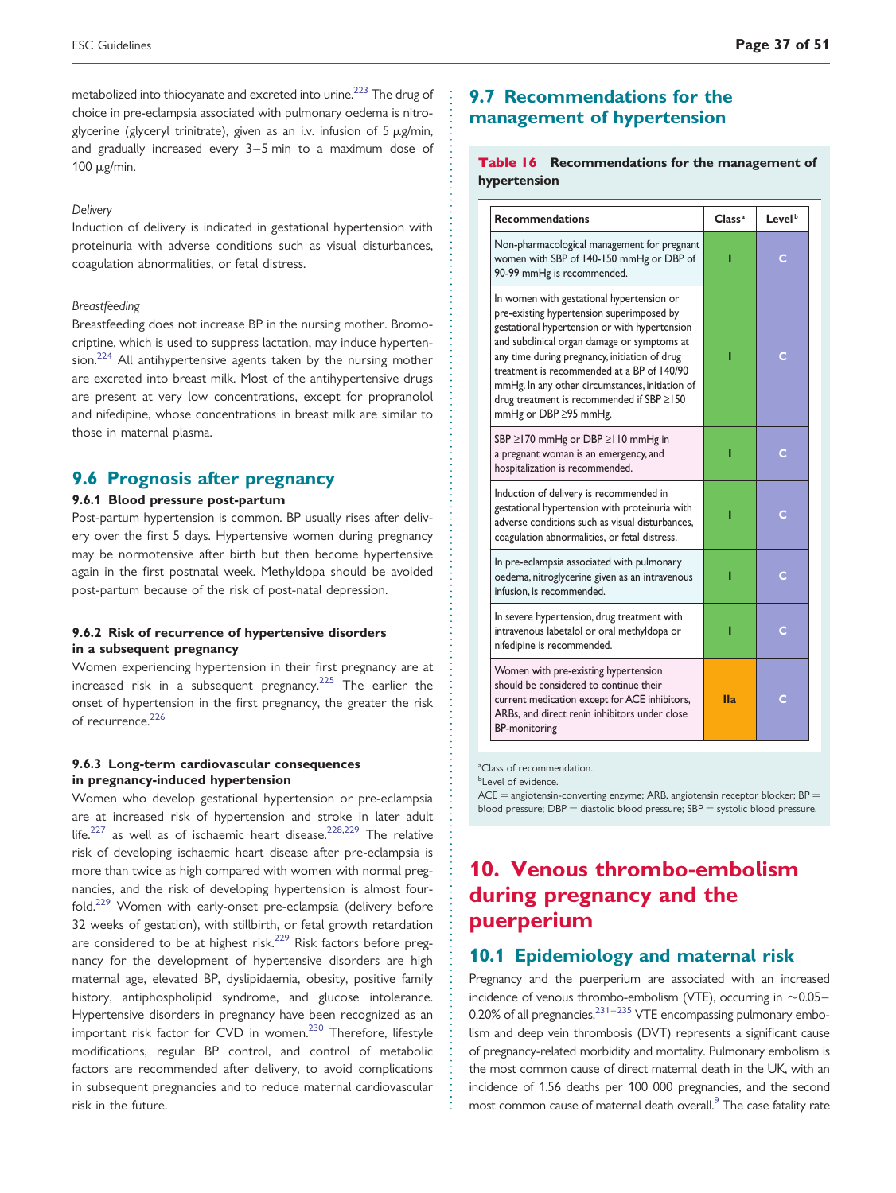metabolized into thiocyanate and excreted into urine.[223] The drug of choice in pre-eclampsia associated with pulmonary oedema is nitroglycerine (glyceryl trinitrate), given as an i.v. infusion of 5 μg/min, and gradually increased every 3–5 min to a maximum dose of 100 μg/min.

*Delivery*

Induction of delivery is indicated in gestational hypertension with proteinuria with adverse conditions such as visual disturbances, coagulation abnormalities, or fetal distress.

*Breastfeeding*

Breastfeeding does not increase BP in the nursing mother. Bromocriptine, which is used to suppress lactation, may induce hypertension.[224] All antihypertensive agents taken by the nursing mother are excreted into breast milk. Most of the antihypertensive drugs are present at very low concentrations, except for propranolol and nifedipine, whose concentrations in breast milk are similar to those in maternal plasma.

## 9.6 Prognosis after pregnancy

### 9.6.1 Blood pressure post-partum

Post-partum hypertension is common. BP usually rises after delivery over the first 5 days. Hypertensive women during pregnancy may be normotensive after birth but then become hypertensive again in the first postnatal week. Methyldopa should be avoided post-partum because of the risk of post-natal depression.

### 9.6.2 Risk of recurrence of hypertensive disorders in a subsequent pregnancy

Women experiencing hypertension in their first pregnancy are at increased risk in a subsequent pregnancy.[225] The earlier the onset of hypertension in the first pregnancy, the greater the risk of recurrence.[226]

### 9.6.3 Long-term cardiovascular consequences in pregnancy-induced hypertension

Women who develop gestational hypertension or pre-eclampsia are at increased risk of hypertension and stroke in later adult life.[227] as well as of ischaemic heart disease.[228,229] The relative risk of developing ischaemic heart disease after pre-eclampsia is more than twice as high compared with women with normal pregnancies, and the risk of developing hypertension is almost fourfold.[229] Women with early-onset pre-eclampsia (delivery before 32 weeks of gestation), with stillbirth, or fetal growth retardation are considered to be at highest risk.[229] Risk factors before pregnancy for the development of hypertensive disorders are high maternal age, elevated BP, dyslipidaemia, obesity, positive family history, antiphospholipid syndrome, and glucose intolerance. Hypertensive disorders in pregnancy have been recognized as an important risk factor for CVD in women.[230] Therefore, lifestyle modifications, regular BP control, and control of metabolic factors are recommended after delivery, to avoid complications in subsequent pregnancies and to reduce maternal cardiovascular risk in the future.

## 9.7 Recommendations for the management of hypertension

**Table 16 Recommendations for the management of hypertension**

| Recommendations | Class[a] | Level[b] |
|---|---|---|
| Non-pharmacological management for pregnant women with SBP of 140-150 mmHg or DBP of 90-99 mmHg is recommended. | I | C |
| In women with gestational hypertension or pre-existing hypertension superimposed by gestational hypertension or with hypertension and subclinical organ damage or symptoms at any time during pregnancy, initiation of drug treatment is recommended at a BP of 140/90 mmHg. In any other circumstances, initiation of drug treatment is recommended if SBP ≥150 mmHg or DBP ≥95 mmHg. | I | C |
| SBP ≥170 mmHg or DBP ≥110 mmHg in a pregnant woman is an emergency, and hospitalization is recommended. | I | C |
| Induction of delivery is recommended in gestational hypertension with proteinuria with adverse conditions such as visual disturbances, coagulation abnormalities, or fetal distress. | I | C |
| In pre-eclampsia associated with pulmonary oedema, nitroglycerine given as an intravenous infusion, is recommended. | I | C |
| In severe hypertension, drug treatment with intravenous labetalol or oral methyldopa or nifedipine is recommended. | I | C |
| Women with pre-existing hypertension should be considered to continue their current medication except for ACE inhibitors, ARBs, and direct renin inhibitors under close BP-monitoring | IIa | C |

[a]Class of recommendation.
[b]Level of evidence.
ACE = angiotensin-converting enzyme; ARB, angiotensin receptor blocker; BP = blood pressure; DBP = diastolic blood pressure; SBP = systolic blood pressure.

# 10. Venous thrombo-embolism during pregnancy and the puerperium

## 10.1 Epidemiology and maternal risk

Pregnancy and the puerperium are associated with an increased incidence of venous thrombo-embolism (VTE), occurring in ~0.05–0.20% of all pregnancies.[231–235] VTE encompassing pulmonary embolism and deep vein thrombosis (DVT) represents a significant cause of pregnancy-related morbidity and mortality. Pulmonary embolism is the most common cause of direct maternal death in the UK, with an incidence of 1.56 deaths per 100 000 pregnancies, and the second most common cause of maternal death overall.[9] The case fatality rate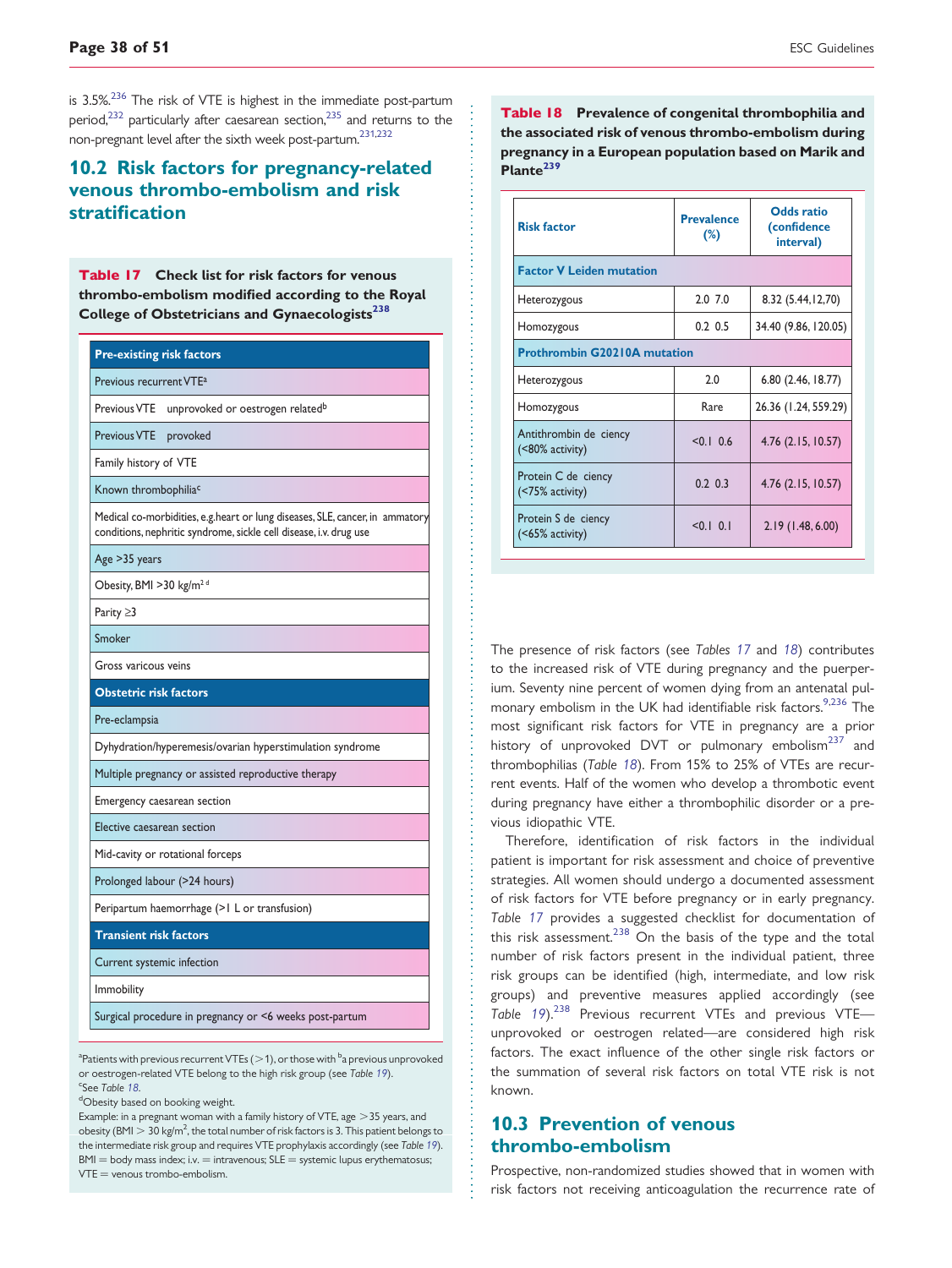is 3.5%.[236] The risk of VTE is highest in the immediate post-partum period,[232] particularly after caesarean section,[235] and returns to the non-pregnant level after the sixth week post-partum.[231,232]

## 10.2 Risk factors for pregnancy-related venous thrombo-embolism and risk stratification

**Table 17 Check list for risk factors for venous thrombo-embolism modified according to the Royal College of Obstetricians and Gynaecologists[238]**

| Pre-existing risk factors |
| --- |
| Previous recurrent VTE[a] |
| Previous VTE unprovoked or oestrogen related[b] |
| Previous VTE provoked |
| Family history of VTE |
| Known thrombophilia[c] |
| Medical co-morbidities, e.g.heart or lung diseases, SLE, cancer, in ammatory conditions, nephritic syndrome, sickle cell disease, i.v. drug use |
| Age >35 years |
| Obesity, BMI >30 kg/m$^2$ [d] |
| Parity ≥3 |
| Smoker |
| Gross varicous veins |
| **Obstetric risk factors** |
| Pre-eclampsia |
| Dyhydration/hyperemesis/ovarian hyperstimulation syndrome |
| Multiple pregnancy or assisted reproductive therapy |
| Emergency caesarean section |
| Elective caesarean section |
| Mid-cavity or rotational forceps |
| Prolonged labour (>24 hours) |
| Peripartum haemorrhage (>1 L or transfusion) |
| **Transient risk factors** |
| Current systemic infection |
| Immobility |
| Surgical procedure in pregnancy or <6 weeks post-partum |

[a]Patients with previous recurrent VTEs (>1), or those with [b]a previous unprovoked or oestrogen-related VTE belong to the high risk group (see Table 19).
[c]See Table 18.
[d]Obesity based on booking weight.
Example: in a pregnant woman with a family history of VTE, age >35 years, and obesity (BMI > 30 kg/m$^2$, the total number of risk factors is 3. This patient belongs to the intermediate risk group and requires VTE prophylaxis accordingly (see Table 19).
BMI = body mass index; i.v. = intravenous; SLE = systemic lupus erythematosus; VTE = venous trombo-embolism.

**Table 18 Prevalence of congenital thrombophilia and the associated risk of venous thrombo-embolism during pregnancy in a European population based on Marik and Plante[239]**

| Risk factor | Prevalence (%) | Odds ratio (confidence interval) |
| --- | --- | --- |
| **Factor V Leiden mutation** | | |
| Heterozygous | 2.0 7.0 | 8.32 (5.44,12,70) |
| Homozygous | 0.2 0.5 | 34.40 (9.86, 120.05) |
| **Prothrombin G20210A mutation** | | |
| Heterozygous | 2.0 | 6.80 (2.46, 18.77) |
| Homozygous | Rare | 26.36 (1.24, 559.29) |
| Antithrombin de ciency (<80% activity) | <0.1 0.6 | 4.76 (2.15, 10.57) |
| Protein C de ciency (<75% activity) | 0.2 0.3 | 4.76 (2.15, 10.57) |
| Protein S de ciency (<65% activity) | <0.1 0.1 | 2.19 (1.48, 6.00) |

The presence of risk factors (see Tables 17 and 18) contributes to the increased risk of VTE during pregnancy and the puerperium. Seventy nine percent of women dying from an antenatal pulmonary embolism in the UK had identifiable risk factors.[9,236] The most significant risk factors for VTE in pregnancy are a prior history of unprovoked DVT or pulmonary embolism[237] and thrombophilias (Table 18). From 15% to 25% of VTEs are recurrent events. Half of the women who develop a thrombotic event during pregnancy have either a thrombophilic disorder or a previous idiopathic VTE.

Therefore, identification of risk factors in the individual patient is important for risk assessment and choice of preventive strategies. All women should undergo a documented assessment of risk factors for VTE before pregnancy or in early pregnancy. Table 17 provides a suggested checklist for documentation of this risk assessment.[238] On the basis of the type and the total number of risk factors present in the individual patient, three risk groups can be identified (high, intermediate, and low risk groups) and preventive measures applied accordingly (see Table 19).[238] Previous recurrent VTEs and previous VTE—unprovoked or oestrogen related—are considered high risk factors. The exact influence of the other single risk factors or the summation of several risk factors on total VTE risk is not known.

## 10.3 Prevention of venous thrombo-embolism

Prospective, non-randomized studies showed that in women with risk factors not receiving anticoagulation the recurrence rate of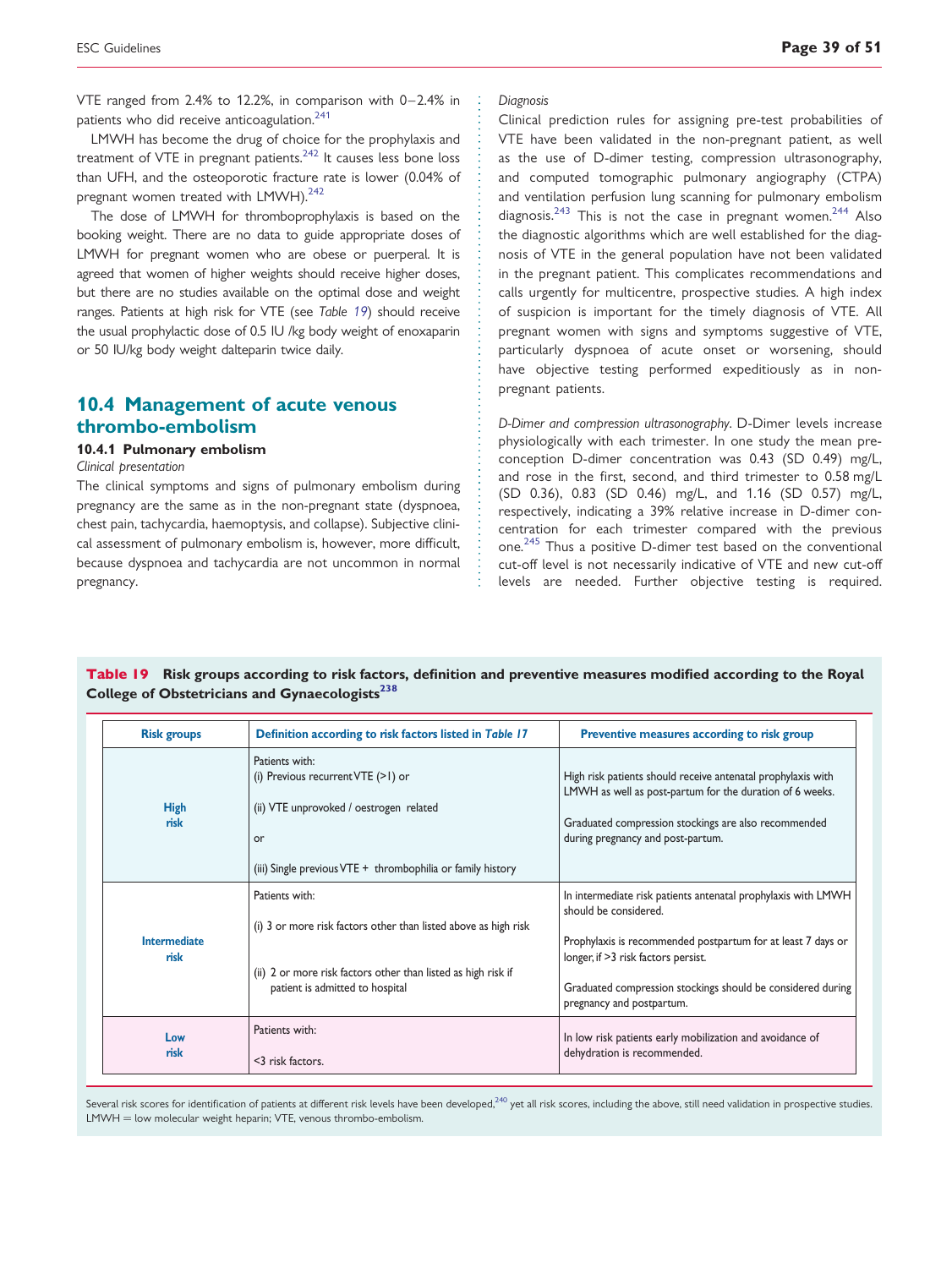VTE ranged from 2.4% to 12.2%, in comparison with 0–2.4% in patients who did receive anticoagulation.[241]

LMWH has become the drug of choice for the prophylaxis and treatment of VTE in pregnant patients.[242] It causes less bone loss than UFH, and the osteoporotic fracture rate is lower (0.04% of pregnant women treated with LMWH).[242]

The dose of LMWH for thromboprophylaxis is based on the booking weight. There are no data to guide appropriate doses of LMWH for pregnant women who are obese or puerperal. It is agreed that women of higher weights should receive higher doses, but there are no studies available on the optimal dose and weight ranges. Patients at high risk for VTE (see *Table 19*) should receive the usual prophylactic dose of 0.5 IU /kg body weight of enoxaparin or 50 IU/kg body weight dalteparin twice daily.

## 10.4 Management of acute venous thrombo-embolism

### 10.4.1 Pulmonary embolism

*Clinical presentation*

The clinical symptoms and signs of pulmonary embolism during pregnancy are the same as in the non-pregnant state (dyspnoea, chest pain, tachycardia, haemoptysis, and collapse). Subjective clinical assessment of pulmonary embolism is, however, more difficult, because dyspnoea and tachycardia are not uncommon in normal pregnancy.

*Diagnosis*

Clinical prediction rules for assigning pre-test probabilities of VTE have been validated in the non-pregnant patient, as well as the use of D-dimer testing, compression ultrasonography, and computed tomographic pulmonary angiography (CTPA) and ventilation perfusion lung scanning for pulmonary embolism diagnosis.[243] This is not the case in pregnant women.[244] Also the diagnostic algorithms which are well established for the diagnosis of VTE in the general population have not been validated in the pregnant patient. This complicates recommendations and calls urgently for multicentre, prospective studies. A high index of suspicion is important for the timely diagnosis of VTE. All pregnant women with signs and symptoms suggestive of VTE, particularly dyspnoea of acute onset or worsening, should have objective testing performed expeditiously as in non-pregnant patients.

*D-Dimer and compression ultrasonography.* D-Dimer levels increase physiologically with each trimester. In one study the mean pre-conception D-dimer concentration was 0.43 (SD 0.49) mg/L, and rose in the first, second, and third trimester to 0.58 mg/L (SD 0.36), 0.83 (SD 0.46) mg/L, and 1.16 (SD 0.57) mg/L, respectively, indicating a 39% relative increase in D-dimer concentration for each trimester compared with the previous one.[245] Thus a positive D-dimer test based on the conventional cut-off level is not necessarily indicative of VTE and new cut-off levels are needed. Further objective testing is required.

**Table 19 Risk groups according to risk factors, definition and preventive measures modified according to the Royal College of Obstetricians and Gynaecologists[238]**

| Risk groups | Definition according to risk factors listed in *Table 17* | Preventive measures according to risk group |
|---|---|---|
| High risk | Patients with:<br>(i) Previous recurrent VTE (>1) or<br>(ii) VTE unprovoked / oestrogen related<br>or<br>(iii) Single previous VTE + thrombophilia or family history | High risk patients should receive antenatal prophylaxis with LMWH as well as post-partum for the duration of 6 weeks.<br>Graduated compression stockings are also recommended during pregnancy and post-partum. |
| Intermediate risk | Patients with:<br>(i) 3 or more risk factors other than listed above as high risk<br>(ii) 2 or more risk factors other than listed as high risk if patient is admitted to hospital | In intermediate risk patients antenatal prophylaxis with LMWH should be considered.<br>Prophylaxis is recommended postpartum for at least 7 days or longer, if >3 risk factors persist.<br>Graduated compression stockings should be considered during pregnancy and postpartum. |
| Low risk | Patients with:<br><3 risk factors. | In low risk patients early mobilization and avoidance of dehydration is recommended. |

Several risk scores for identification of patients at different risk levels have been developed,[240] yet all risk scores, including the above, still need validation in prospective studies.
LMWH = low molecular weight heparin; VTE, venous thrombo-embolism.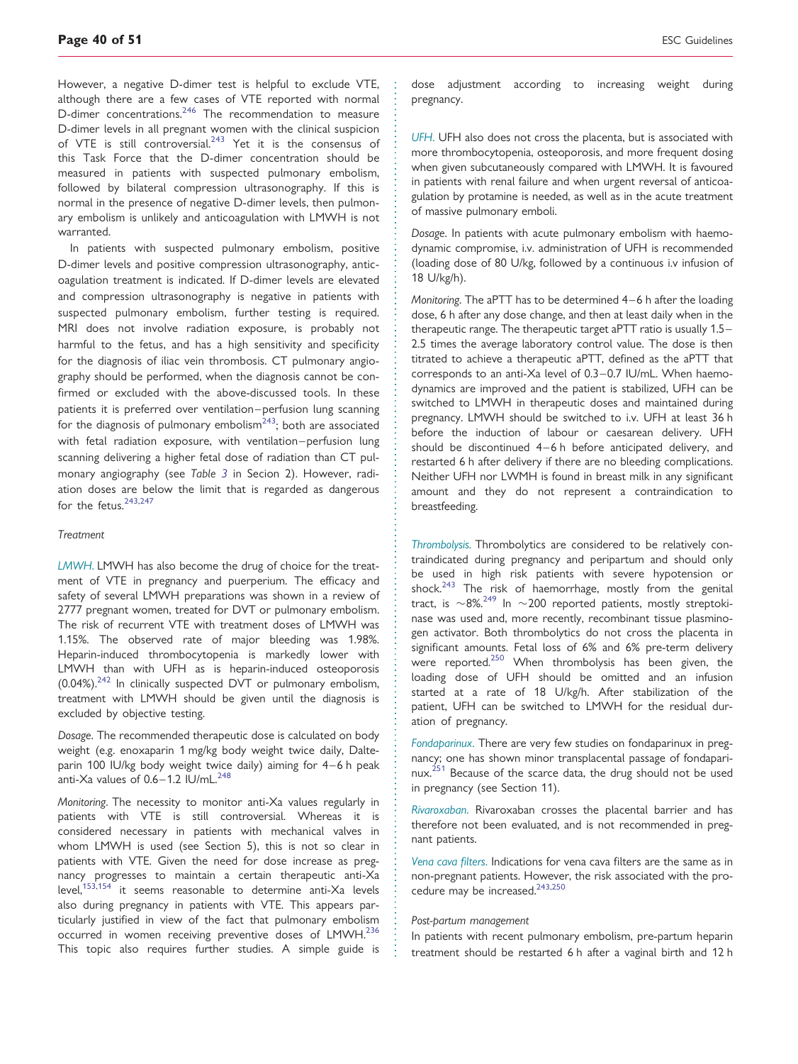However, a negative D-dimer test is helpful to exclude VTE, although there are a few cases of VTE reported with normal D-dimer concentrations.[246] The recommendation to measure D-dimer levels in all pregnant women with the clinical suspicion of VTE is still controversial.[243] Yet it is the consensus of this Task Force that the D-dimer concentration should be measured in patients with suspected pulmonary embolism, followed by bilateral compression ultrasonography. If this is normal in the presence of negative D-dimer levels, then pulmonary embolism is unlikely and anticoagulation with LMWH is not warranted.

In patients with suspected pulmonary embolism, positive D-dimer levels and positive compression ultrasonography, anticoagulation treatment is indicated. If D-dimer levels are elevated and compression ultrasonography is negative in patients with suspected pulmonary embolism, further testing is required. MRI does not involve radiation exposure, is probably not harmful to the fetus, and has a high sensitivity and specificity for the diagnosis of iliac vein thrombosis. CT pulmonary angiography should be performed, when the diagnosis cannot be confirmed or excluded with the above-discussed tools. In these patients it is preferred over ventilation–perfusion lung scanning for the diagnosis of pulmonary embolism[243]; both are associated with fetal radiation exposure, with ventilation–perfusion lung scanning delivering a higher fetal dose of radiation than CT pulmonary angiography (see *Table 3* in Secion 2). However, radiation doses are below the limit that is regarded as dangerous for the fetus.[243,247]

*Treatment*

*LMWH.* LMWH has also become the drug of choice for the treatment of VTE in pregnancy and puerperium. The efficacy and safety of several LMWH preparations was shown in a review of 2777 pregnant women, treated for DVT or pulmonary embolism. The risk of recurrent VTE with treatment doses of LMWH was 1.15%. The observed rate of major bleeding was 1.98%. Heparin-induced thrombocytopenia is markedly lower with LMWH than with UFH as is heparin-induced osteoporosis (0.04%).[242] In clinically suspected DVT or pulmonary embolism, treatment with LMWH should be given until the diagnosis is excluded by objective testing.

*Dosage.* The recommended therapeutic dose is calculated on body weight (e.g. enoxaparin 1 mg/kg body weight twice daily, Dalteparin 100 IU/kg body weight twice daily) aiming for 4–6 h peak anti-Xa values of 0.6–1.2 IU/mL.[248]

*Monitoring.* The necessity to monitor anti-Xa values regularly in patients with VTE is still controversial. Whereas it is considered necessary in patients with mechanical valves in whom LMWH is used (see Section 5), this is not so clear in patients with VTE. Given the need for dose increase as pregnancy progresses to maintain a certain therapeutic anti-Xa level,[153,154] it seems reasonable to determine anti-Xa levels also during pregnancy in patients with VTE. This appears particularly justified in view of the fact that pulmonary embolism occurred in women receiving preventive doses of LMWH.[236] This topic also requires further studies. A simple guide is dose adjustment according to increasing weight during pregnancy.

*UFH.* UFH also does not cross the placenta, but is associated with more thrombocytopenia, osteoporosis, and more frequent dosing when given subcutaneously compared with LMWH. It is favoured in patients with renal failure and when urgent reversal of anticoagulation by protamine is needed, as well as in the acute treatment of massive pulmonary emboli.

*Dosage.* In patients with acute pulmonary embolism with haemodynamic compromise, i.v. administration of UFH is recommended (loading dose of 80 U/kg, followed by a continuous i.v infusion of 18 U/kg/h).

*Monitoring.* The aPTT has to be determined 4–6 h after the loading dose, 6 h after any dose change, and then at least daily when in the therapeutic range. The therapeutic target aPTT ratio is usually 1.5–2.5 times the average laboratory control value. The dose is then titrated to achieve a therapeutic aPTT, defined as the aPTT that corresponds to an anti-Xa level of 0.3–0.7 IU/mL. When haemodynamics are improved and the patient is stabilized, UFH can be switched to LMWH in therapeutic doses and maintained during pregnancy. LMWH should be switched to i.v. UFH at least 36 h before the induction of labour or caesarean delivery. UFH should be discontinued 4–6 h before anticipated delivery, and restarted 6 h after delivery if there are no bleeding complications. Neither UFH nor LWMH is found in breast milk in any significant amount and they do not represent a contraindication to breastfeeding.

*Thrombolysis.* Thrombolytics are considered to be relatively contraindicated during pregnancy and peripartum and should only be used in high risk patients with severe hypotension or shock.[243] The risk of haemorrhage, mostly from the genital tract, is ~8%.[249] In ~200 reported patients, mostly streptokinase was used and, more recently, recombinant tissue plasminogen activator. Both thrombolytics do not cross the placenta in significant amounts. Fetal loss of 6% and 6% pre-term delivery were reported.[250] When thrombolysis has been given, the loading dose of UFH should be omitted and an infusion started at a rate of 18 U/kg/h. After stabilization of the patient, UFH can be switched to LMWH for the residual duration of pregnancy.

*Fondaparinux.* There are very few studies on fondaparinux in pregnancy; one has shown minor transplacental passage of fondaparinux.[251] Because of the scarce data, the drug should not be used in pregnancy (see Section 11).

*Rivaroxaban.* Rivaroxaban crosses the placental barrier and has therefore not been evaluated, and is not recommended in pregnant patients.

*Vena cava filters.* Indications for vena cava filters are the same as in non-pregnant patients. However, the risk associated with the procedure may be increased.[243,250]

*Post-partum management*

In patients with recent pulmonary embolism, pre-partum heparin treatment should be restarted 6 h after a vaginal birth and 12 h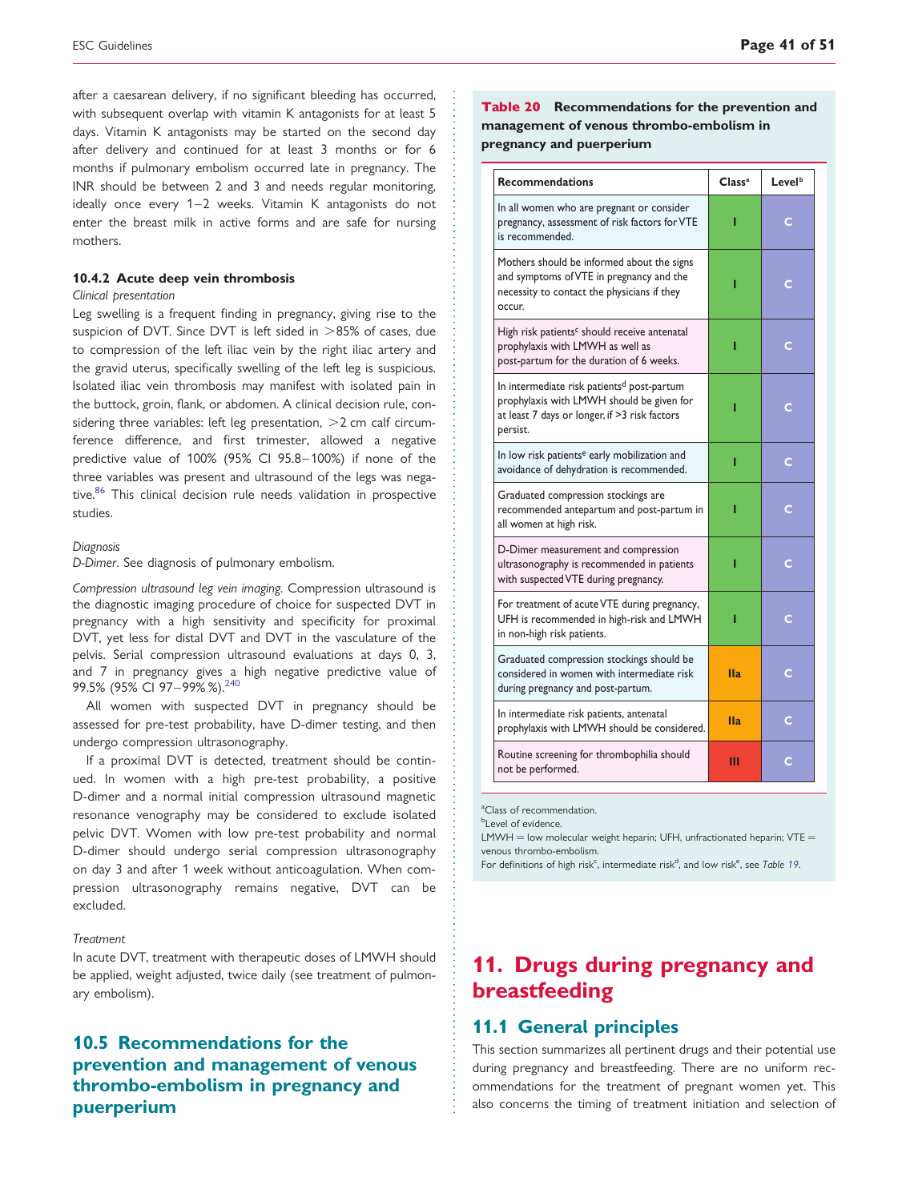after a caesarean delivery, if no significant bleeding has occurred, with subsequent overlap with vitamin K antagonists for at least 5 days. Vitamin K antagonists may be started on the second day after delivery and continued for at least 3 months or for 6 months if pulmonary embolism occurred late in pregnancy. The INR should be between 2 and 3 and needs regular monitoring, ideally once every 1–2 weeks. Vitamin K antagonists do not enter the breast milk in active forms and are safe for nursing mothers.

### 10.4.2 Acute deep vein thrombosis

*Clinical presentation*

Leg swelling is a frequent finding in pregnancy, giving rise to the suspicion of DVT. Since DVT is left sided in >85% of cases, due to compression of the left iliac vein by the right iliac artery and the gravid uterus, specifically swelling of the left leg is suspicious. Isolated iliac vein thrombosis may manifest with isolated pain in the buttock, groin, flank, or abdomen. A clinical decision rule, considering three variables: left leg presentation, >2 cm calf circumference difference, and first trimester, allowed a negative predictive value of 100% (95% CI 95.8–100%) if none of the three variables was present and ultrasound of the legs was negative.[86] This clinical decision rule needs validation in prospective studies.

*Diagnosis*

*D-Dimer*. See diagnosis of pulmonary embolism.

*Compression ultrasound leg vein imaging*. Compression ultrasound is the diagnostic imaging procedure of choice for suspected DVT in pregnancy with a high sensitivity and specificity for proximal DVT, yet less for distal DVT and DVT in the vasculature of the pelvis. Serial compression ultrasound evaluations at days 0, 3, and 7 in pregnancy gives a high negative predictive value of 99.5% (95% CI 97–99%).[240]

All women with suspected DVT in pregnancy should be assessed for pre-test probability, have D-dimer testing, and then undergo compression ultrasonography.

If a proximal DVT is detected, treatment should be continued. In women with a high pre-test probability, a positive D-dimer and a normal initial compression ultrasound magnetic resonance venography may be considered to exclude isolated pelvic DVT. Women with low pre-test probability and normal D-dimer should undergo serial compression ultrasonography on day 3 and after 1 week without anticoagulation. When compression ultrasonography remains negative, DVT can be excluded.

*Treatment*

In acute DVT, treatment with therapeutic doses of LMWH should be applied, weight adjusted, twice daily (see treatment of pulmonary embolism).

## 10.5 Recommendations for the prevention and management of venous thrombo-embolism in pregnancy and puerperium

**Table 20 Recommendations for the prevention and management of venous thrombo-embolism in pregnancy and puerperium**

| Recommendations | Class[a] | Level[b] |
|---|---|---|
| In all women who are pregnant or consider pregnancy, assessment of risk factors for VTE is recommended. | I | C |
| Mothers should be informed about the signs and symptoms of VTE in pregnancy and the necessity to contact the physicians if they occur. | I | C |
| High risk patients[c] should receive antenatal prophylaxis with LMWH as well as post-partum for the duration of 6 weeks. | I | C |
| In intermediate risk patients[d] post-partum prophylaxis with LMWH should be given for at least 7 days or longer, if >3 risk factors persist. | I | C |
| In low risk patients[e] early mobilization and avoidance of dehydration is recommended. | I | C |
| Graduated compression stockings are recommended antepartum and post-partum in all women at high risk. | I | C |
| D-Dimer measurement and compression ultrasonography is recommended in patients with suspected VTE during pregnancy. | I | C |
| For treatment of acute VTE during pregnancy, UFH is recommended in high-risk and LMWH in non-high risk patients. | I | C |
| Graduated compression stockings should be considered in women with intermediate risk during pregnancy and post-partum. | IIa | C |
| In intermediate risk patients, antenatal prophylaxis with LMWH should be considered. | IIa | C |
| Routine screening for thrombophilia should not be performed. | III | C |

[a]Class of recommendation.
[b]Level of evidence.
LMWH = low molecular weight heparin; UFH, unfractionated heparin; VTE = venous thrombo-embolism.
For definitions of high risk[c], intermediate risk[d], and low risk[e], see *Table 19*.

# 11. Drugs during pregnancy and breastfeeding

## 11.1 General principles

This section summarizes all pertinent drugs and their potential use during pregnancy and breastfeeding. There are no uniform recommendations for the treatment of pregnant women yet. This also concerns the timing of treatment initiation and selection of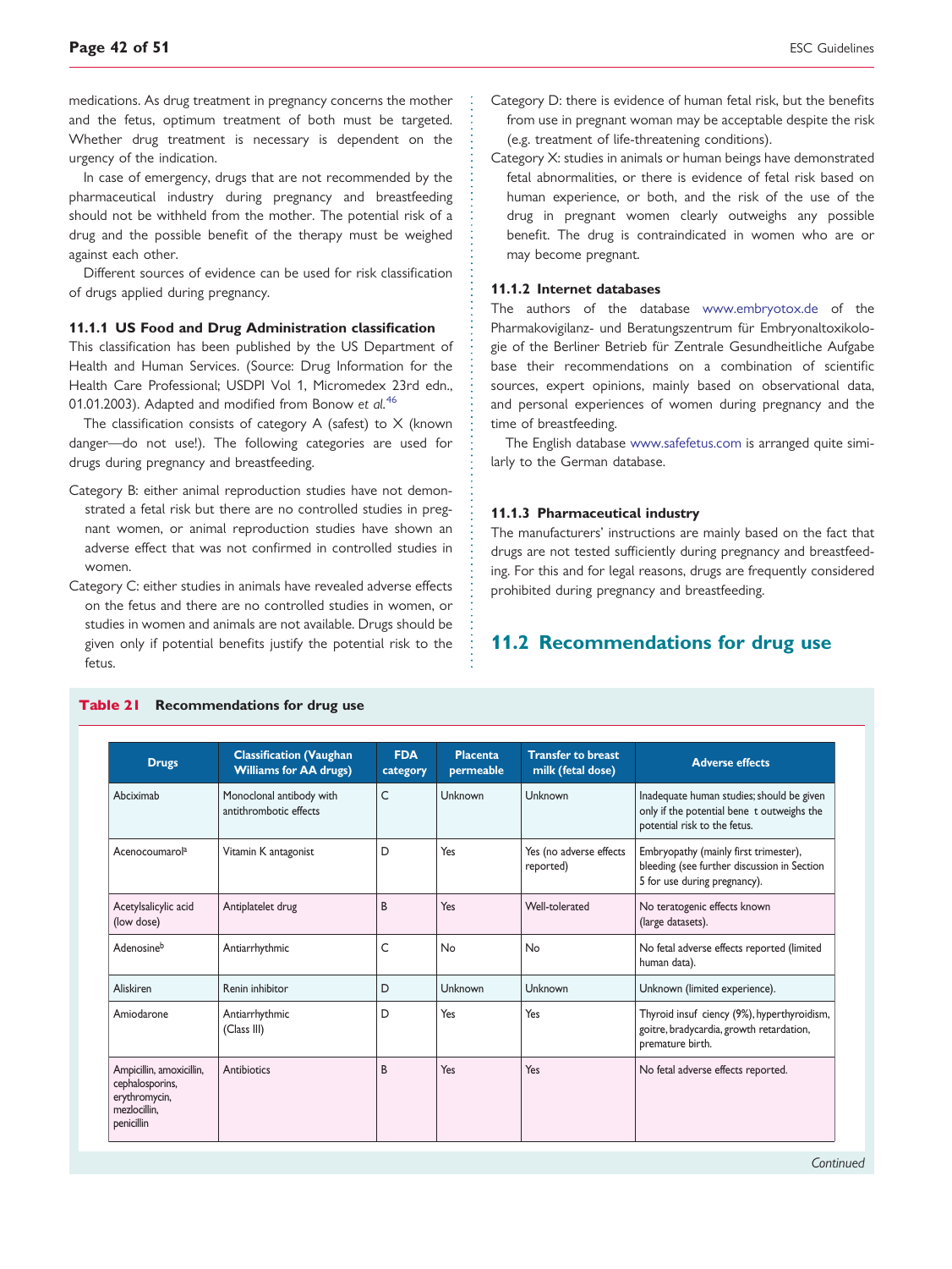medications. As drug treatment in pregnancy concerns the mother and the fetus, optimum treatment of both must be targeted. Whether drug treatment is necessary is dependent on the urgency of the indication.

In case of emergency, drugs that are not recommended by the pharmaceutical industry during pregnancy and breastfeeding should not be withheld from the mother. The potential risk of a drug and the possible benefit of the therapy must be weighed against each other.

Different sources of evidence can be used for risk classification of drugs applied during pregnancy.

#### 11.1.1 US Food and Drug Administration classification

This classification has been published by the US Department of Health and Human Services. (Source: Drug Information for the Health Care Professional; USDPI Vol 1, Micromedex 23rd edn., 01.01.2003). Adapted and modified from Bonow *et al.*[46]

The classification consists of category A (safest) to X (known danger—do not use!). The following categories are used for drugs during pregnancy and breastfeeding.

Category B: either animal reproduction studies have not demonstrated a fetal risk but there are no controlled studies in pregnant women, or animal reproduction studies have shown an adverse effect that was not confirmed in controlled studies in women.

Category C: either studies in animals have revealed adverse effects on the fetus and there are no controlled studies in women, or studies in women and animals are not available. Drugs should be given only if potential benefits justify the potential risk to the fetus.

Category D: there is evidence of human fetal risk, but the benefits from use in pregnant woman may be acceptable despite the risk (e.g. treatment of life-threatening conditions).

Category X: studies in animals or human beings have demonstrated fetal abnormalities, or there is evidence of fetal risk based on human experience, or both, and the risk of the use of the drug in pregnant women clearly outweighs any possible benefit. The drug is contraindicated in women who are or may become pregnant.

#### 11.1.2 Internet databases

The authors of the database www.embryotox.de of the Pharmakovigilanz- und Beratungszentrum für Embryonaltoxikologie of the Berliner Betrieb für Zentrale Gesundheitliche Aufgabe base their recommendations on a combination of scientific sources, expert opinions, mainly based on observational data, and personal experiences of women during pregnancy and the time of breastfeeding.

The English database www.safefetus.com is arranged quite similarly to the German database.

#### 11.1.3 Pharmaceutical industry

The manufacturers' instructions are mainly based on the fact that drugs are not tested sufficiently during pregnancy and breastfeeding. For this and for legal reasons, drugs are frequently considered prohibited during pregnancy and breastfeeding.

## 11.2 Recommendations for drug use

**Table 21 Recommendations for drug use**

| Drugs | Classification (Vaughan Williams for AA drugs) | FDA category | Placenta permeable | Transfer to breast milk (fetal dose) | Adverse effects |
|---|---|---|---|---|---|
| Abciximab | Monoclonal antibody with antithrombotic effects | C | Unknown | Unknown | Inadequate human studies; should be given only if the potential benefit outweighs the potential risk to the fetus. |
| Acenocoumarol[a] | Vitamin K antagonist | D | Yes | Yes (no adverse effects reported) | Embryopathy (mainly first trimester), bleeding (see further discussion in Section 5 for use during pregnancy). |
| Acetylsalicylic acid (low dose) | Antiplatelet drug | B | Yes | Well-tolerated | No teratogenic effects known (large datasets). |
| Adenosine[b] | Antiarrhythmic | C | No | No | No fetal adverse effects reported (limited human data). |
| Aliskiren | Renin inhibitor | D | Unknown | Unknown | Unknown (limited experience). |
| Amiodarone | Antiarrhythmic (Class III) | D | Yes | Yes | Thyroid insufficiency (9%), hyperthyroidism, goitre, bradycardia, growth retardation, premature birth. |
| Ampicillin, amoxicillin, cephalosporins, erythromycin, mezlocillin, penicillin | Antibiotics | B | Yes | Yes | No fetal adverse effects reported. |

*Continued*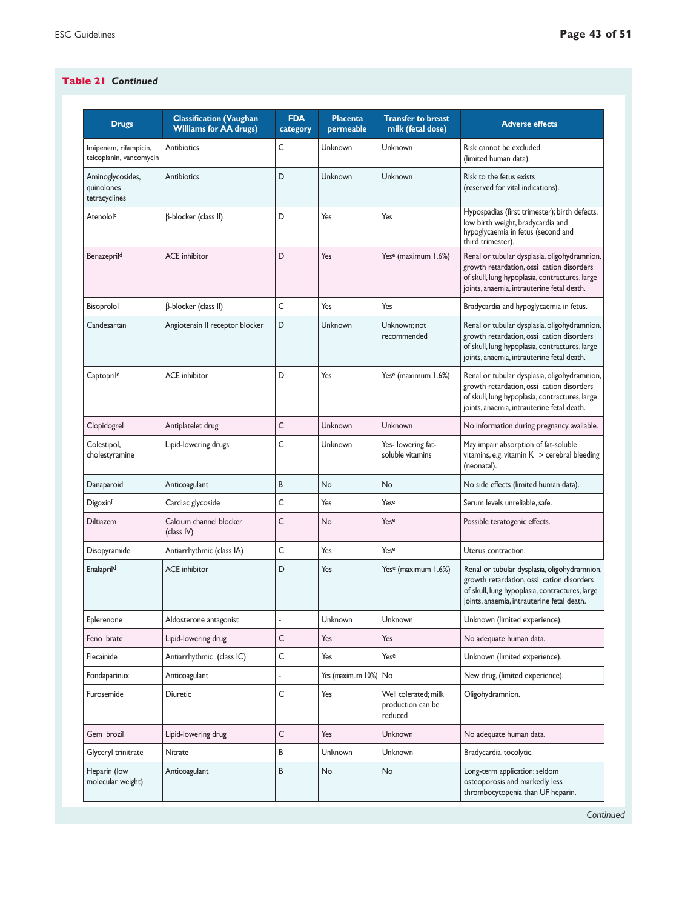**Table 21** *Continued*

| Drugs | Classification (Vaughan Williams for AA drugs) | FDA category | Placenta permeable | Transfer to breast milk (fetal dose) | Adverse effects |
|---|---|---|---|---|---|
| Imipenem, rifampicin, teicoplanin, vancomycin | Antibiotics | C | Unknown | Unknown | Risk cannot be excluded (limited human data). |
| Aminoglycosides, quinolones tetracyclines | Antibiotics | D | Unknown | Unknown | Risk to the fetus exists (reserved for vital indications). |
| Atenolol[c] | β-blocker (class II) | D | Yes | Yes | Hypospadias (first trimester); birth defects, low birth weight, bradycardia and hypoglycaemia in fetus (second and third trimester). |
| Benazepril[d] | ACE inhibitor | D | Yes | Yes[e] (maximum 1.6%) | Renal or tubular dysplasia, oligohydramnion, growth retardation, ossi cation disorders of skull, lung hypoplasia, contractures, large joints, anaemia, intrauterine fetal death. |
| Bisoprolol | β-blocker (class II) | C | Yes | Yes | Bradycardia and hypoglycaemia in fetus. |
| Candesartan | Angiotensin II receptor blocker | D | Unknown | Unknown; not recommended | Renal or tubular dysplasia, oligohydramnion, growth retardation, ossi cation disorders of skull, lung hypoplasia, contractures, large joints, anaemia, intrauterine fetal death. |
| Captopril[d] | ACE inhibitor | D | Yes | Yes[e] (maximum 1.6%) | Renal or tubular dysplasia, oligohydramnion, growth retardation, ossi cation disorders of skull, lung hypoplasia, contractures, large joints, anaemia, intrauterine fetal death. |
| Clopidogrel | Antiplatelet drug | C | Unknown | Unknown | No information during pregnancy available. |
| Colestipol, cholestyramine | Lipid-lowering drugs | C | Unknown | Yes- lowering fat-soluble vitamins | May impair absorption of fat-soluble vitamins, e.g. vitamin K > cerebral bleeding (neonatal). |
| Danaparoid | Anticoagulant | B | No | No | No side effects (limited human data). |
| Digoxin[f] | Cardiac glycoside | C | Yes | Yes[e] | Serum levels unreliable, safe. |
| Diltiazem | Calcium channel blocker (class IV) | C | No | Yes[e] | Possible teratogenic effects. |
| Disopyramide | Antiarrhythmic (class IA) | C | Yes | Yes[e] | Uterus contraction. |
| Enalapril[d] | ACE inhibitor | D | Yes | Yes[e] (maximum 1.6%) | Renal or tubular dysplasia, oligohydramnion, growth retardation, ossi cation disorders of skull, lung hypoplasia, contractures, large joints, anaemia, intrauterine fetal death. |
| Eplerenone | Aldosterone antagonist | - | Unknown | Unknown | Unknown (limited experience). |
| Feno brate | Lipid-lowering drug | C | Yes | Yes | No adequate human data. |
| Flecainide | Antiarrhythmic (class IC) | C | Yes | Yes[e] | Unknown (limited experience). |
| Fondaparinux | Anticoagulant | - | Yes (maximum 10%) | No | New drug, (limited experience). |
| Furosemide | Diuretic | C | Yes | Well tolerated; milk production can be reduced | Oligohydramnion. |
| Gem brozil | Lipid-lowering drug | C | Yes | Unknown | No adequate human data. |
| Glyceryl trinitrate | Nitrate | B | Unknown | Unknown | Bradycardia, tocolytic. |
| Heparin (low molecular weight) | Anticoagulant | B | No | No | Long-term application: seldom osteoporosis and markedly less thrombocytopenia than UF heparin. |

*Continued*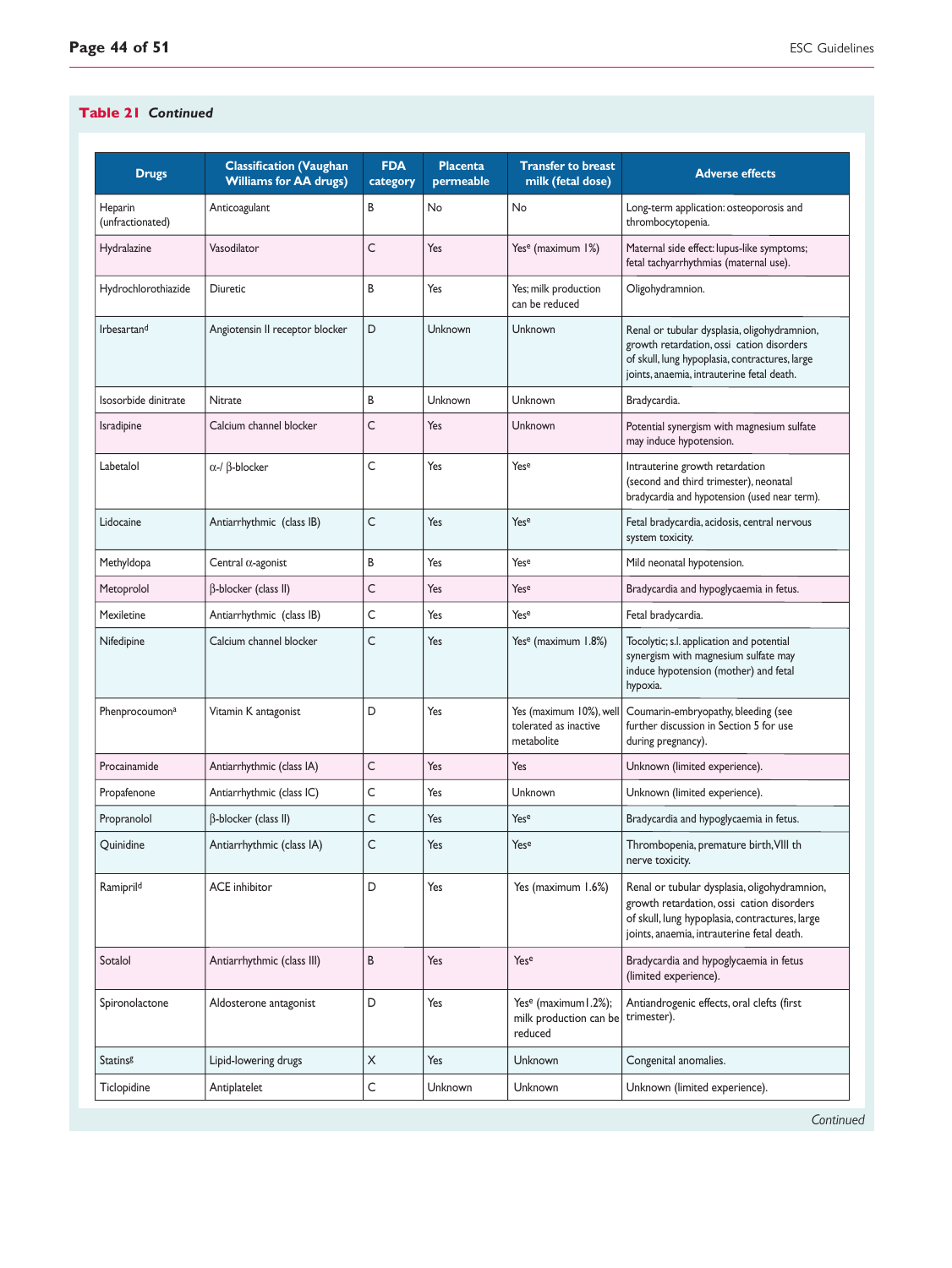**Table 21** *Continued*

| Drugs | Classification (Vaughan Williams for AA drugs) | FDA category | Placenta permeable | Transfer to breast milk (fetal dose) | Adverse effects |
|---|---|---|---|---|---|
| Heparin (unfractionated) | Anticoagulant | B | No | No | Long-term application: osteoporosis and thrombocytopenia. |
| Hydralazine | Vasodilator | C | Yes | Yes[e] (maximum 1%) | Maternal side effect: lupus-like symptoms; fetal tachyarrhythmias (maternal use). |
| Hydrochlorothiazide | Diuretic | B | Yes | Yes; milk production can be reduced | Oligohydramnion. |
| Irbesartan[d] | Angiotensin II receptor blocker | D | Unknown | Unknown | Renal or tubular dysplasia, oligohydramnion, growth retardation, ossi cation disorders of skull, lung hypoplasia, contractures, large joints, anaemia, intrauterine fetal death. |
| Isosorbide dinitrate | Nitrate | B | Unknown | Unknown | Bradycardia. |
| Isradipine | Calcium channel blocker | C | Yes | Unknown | Potential synergism with magnesium sulfate may induce hypotension. |
| Labetalol | α-/ β-blocker | C | Yes | Yes[e] | Intrauterine growth retardation (second and third trimester), neonatal bradycardia and hypotension (used near term). |
| Lidocaine | Antiarrhythmic (class IB) | C | Yes | Yes[e] | Fetal bradycardia, acidosis, central nervous system toxicity. |
| Methyldopa | Central α-agonist | B | Yes | Yes[e] | Mild neonatal hypotension. |
| Metoprolol | β-blocker (class II) | C | Yes | Yes[e] | Bradycardia and hypoglycaemia in fetus. |
| Mexiletine | Antiarrhythmic (class IB) | C | Yes | Yes[e] | Fetal bradycardia. |
| Nifedipine | Calcium channel blocker | C | Yes | Yes[e] (maximum 1.8%) | Tocolytic; s.l. application and potential synergism with magnesium sulfate may induce hypotension (mother) and fetal hypoxia. |
| Phenprocoumon[a] | Vitamin K antagonist | D | Yes | Yes (maximum 10%), well tolerated as inactive metabolite | Coumarin-embryopathy, bleeding (see further discussion in Section 5 for use during pregnancy). |
| Procainamide | Antiarrhythmic (class IA) | C | Yes | Yes | Unknown (limited experience). |
| Propafenone | Antiarrhythmic (class IC) | C | Yes | Unknown | Unknown (limited experience). |
| Propranolol | β-blocker (class II) | C | Yes | Yes[e] | Bradycardia and hypoglycaemia in fetus. |
| Quinidine | Antiarrhythmic (class IA) | C | Yes | Yes[e] | Thrombopenia, premature birth, VIII th nerve toxicity. |
| Ramipril[d] | ACE inhibitor | D | Yes | Yes (maximum 1.6%) | Renal or tubular dysplasia, oligohydramnion, growth retardation, ossi cation disorders of skull, lung hypoplasia, contractures, large joints, anaemia, intrauterine fetal death. |
| Sotalol | Antiarrhythmic (class III) | B | Yes | Yes[e] | Bradycardia and hypoglycaemia in fetus (limited experience). |
| Spironolactone | Aldosterone antagonist | D | Yes | Yes[e] (maximum1.2%); milk production can be reduced | Antiandrogenic effects, oral clefts (first trimester). |
| Statins[g] | Lipid-lowering drugs | X | Yes | Unknown | Congenital anomalies. |
| Ticlopidine | Antiplatelet | C | Unknown | Unknown | Unknown (limited experience). |

*Continued*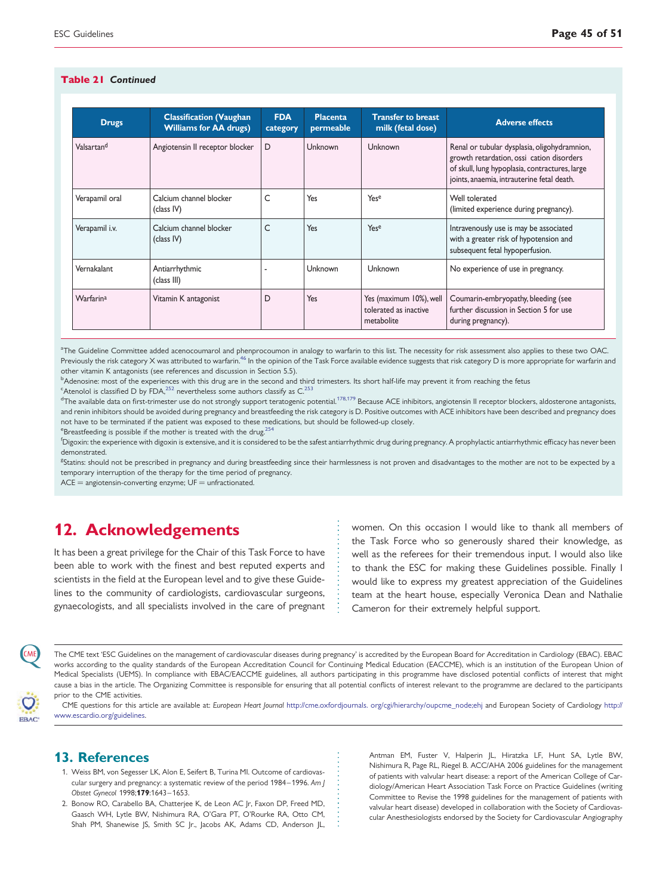**Table 21** ***Continued***

| Drugs | Classification (Vaughan Williams for AA drugs) | FDA category | Placenta permeable | Transfer to breast milk (fetal dose) | Adverse effects |
|---|---|---|---|---|---|
| Valsartan[d] | Angiotensin II receptor blocker | D | Unknown | Unknown | Renal or tubular dysplasia, oligohydramnion, growth retardation, ossi cation disorders of skull, lung hypoplasia, contractures, large joints, anaemia, intrauterine fetal death. |
| Verapamil oral | Calcium channel blocker (class IV) | C | Yes | Yes[e] | Well tolerated (limited experience during pregnancy). |
| Verapamil i.v. | Calcium channel blocker (class IV) | C | Yes | Yes[e] | Intravenously use is may be associated with a greater risk of hypotension and subsequent fetal hypoperfusion. |
| Vernakalant | Antiarrhythmic (class III) | - | Unknown | Unknown | No experience of use in pregnancy. |
| Warfarin[a] | Vitamin K antagonist | D | Yes | Yes (maximum 10%), well tolerated as inactive metabolite | Coumarin-embryopathy, bleeding (see further discussion in Section 5 for use during pregnancy). |

[a]The Guideline Committee added acenocoumarol and phenprocoumon in analogy to warfarin to this list. The necessity for risk assessment also applies to these two OAC. Previously the risk category X was attributed to warfarin.[46] In the opinion of the Task Force available evidence suggests that risk category D is more appropriate for warfarin and other vitamin K antagonists (see references and discussion in Section 5.5).
[b]Adenosine: most of the experiences with this drug are in the second and third trimesters. Its short half-life may prevent it from reaching the fetus
[c]Atenolol is classified D by FDA,[252] nevertheless some authors classify as C.[253]
[d]The available data on first-trimester use do not strongly support teratogenic potential.[178,179] Because ACE inhibitors, angiotensin II receptor blockers, aldosterone antagonists, and renin inhibitors should be avoided during pregnancy and breastfeeding the risk category is D. Positive outcomes with ACE inhibitors have been described and pregnancy does not have to be terminated if the patient was exposed to these medications, but should be followed-up closely.
[e]Breastfeeding is possible if the mother is treated with the drug.[254]
[f]Digoxin: the experience with digoxin is extensive, and it is considered to be the safest antiarrhythmic drug during pregnancy. A prophylactic antiarrhythmic efficacy has never been demonstrated.
[g]Statins: should not be prescribed in pregnancy and during breastfeeding since their harmlessness is not proven and disadvantages to the mother are not to be expected by a temporary interruption of the therapy for the time period of pregnancy.
ACE = angiotensin-converting enzyme; UF = unfractionated.

# 12. Acknowledgements

It has been a great privilege for the Chair of this Task Force to have been able to work with the finest and best reputed experts and scientists in the field at the European level and to give these Guidelines to the community of cardiologists, cardiovascular surgeons, gynaecologists, and all specialists involved in the care of pregnant women. On this occasion I would like to thank all members of the Task Force who so generously shared their knowledge, as well as the referees for their tremendous input. I would also like to thank the ESC for making these Guidelines possible. Finally I would like to express my greatest appreciation of the Guidelines team at the heart house, especially Veronica Dean and Nathalie Cameron for their extremely helpful support.

The CME text 'ESC Guidelines on the management of cardiovascular diseases during pregnancy' is accredited by the European Board for Accreditation in Cardiology (EBAC). EBAC works according to the quality standards of the European Accreditation Council for Continuing Medical Education (EACCME), which is an institution of the European Union of Medical Specialists (UEMS). In compliance with EBAC/EACCME guidelines, all authors participating in this programme have disclosed potential conflicts of interest that might cause a bias in the article. The Organizing Committee is responsible for ensuring that all potential conflicts of interest relevant to the programme are declared to the participants prior to the CME activities.

CME questions for this article are available at: *European Heart Journal* http://cme.oxfordjournals. org/cgi/hierarchy/oupcme_node;ehj and European Society of Cardiology http://www.escardio.org/guidelines.

# 13. References

1. Weiss BM, von Segesser LK, Alon E, Seifert B, Turina MI. Outcome of cardiovascular surgery and pregnancy: a systematic review of the period 1984–1996. *Am J Obstet Gynecol* 1998;**179**:1643–1653.
2. Bonow RO, Carabello BA, Chatterjee K, de Leon AC Jr, Faxon DP, Freed MD, Gaasch WH, Lytle BW, Nishimura RA, O'Gara PT, O'Rourke RA, Otto CM, Shah PM, Shanewise JS, Smith SC Jr., Jacobs AK, Adams CD, Anderson JL, Antman EM, Fuster V, Halperin JL, Hiratzka LF, Hunt SA, Lytle BW, Nishimura R, Page RL, Riegel B. ACC/AHA 2006 guidelines for the management of patients with valvular heart disease: a report of the American College of Cardiology/American Heart Association Task Force on Practice Guidelines (writing Committee to Revise the 1998 guidelines for the management of patients with valvular heart disease) developed in collaboration with the Society of Cardiovascular Anesthesiologists endorsed by the Society for Cardiovascular Angiography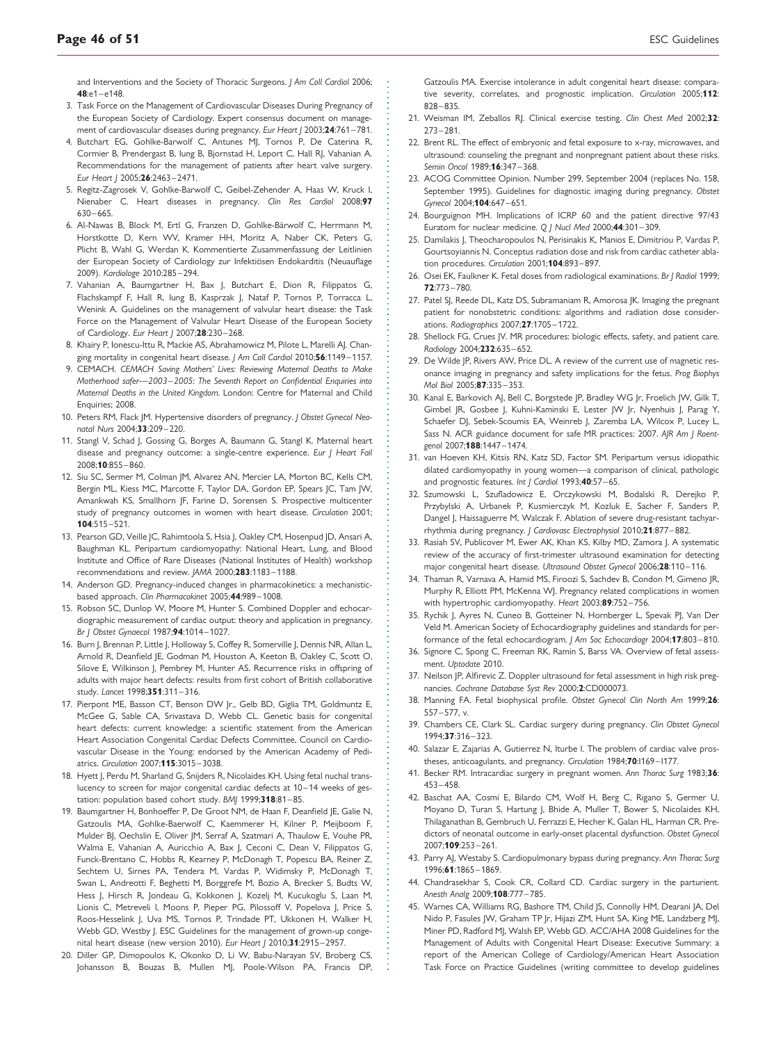and Interventions and the Society of Thoracic Surgeons. *J Am Coll Cardiol* 2006; **48**:e1–e148.

3. Task Force on the Management of Cardiovascular Diseases During Pregnancy of the European Society of Cardiology. Expert consensus document on management of cardiovascular diseases during pregnancy. *Eur Heart J* 2003;**24**:761–781.
4. Butchart EG, Gohlke-Barwolf C, Antunes MJ, Tornos P, De Caterina R, Cormier B, Prendergast B, Iung B, Bjornstad H, Leport C, Hall RJ, Vahanian A. Recommendations for the management of patients after heart valve surgery. *Eur Heart J* 2005;**26**:2463–2471.
5. Regitz-Zagrosek V, Gohlke-Barwolf C, Geibel-Zehender A, Haas W, Kruck I, Nienaber C. Heart diseases in pregnancy. *Clin Res Cardiol* 2008;**97** 630–665.
6. Al-Nawas B, Block M, Ertl G, Franzen D, Gohlke-Bärwolf C, Herrmann M, Horstkotte D, Kern WV, Kramer HH, Moritz A, Naber CK, Peters G, Plicht B, Wahl G, Werdan K. Kommentierte Zusammenfassung der Leitlinien der European Society of Cardiology zur Infektiösen Endokarditis (Neuauflage 2009). *Kardiologe* 2010:285–294.
7. Vahanian A, Baumgartner H, Bax J, Butchart E, Dion R, Filippatos G, Flachskampf F, Hall R, Iung B, Kasprzak J, Nataf P, Tornos P, Torracca L, Wenink A. Guidelines on the management of valvular heart disease: the Task Force on the Management of Valvular Heart Disease of the European Society of Cardiology. *Eur Heart J* 2007;**28**:230–268.
8. Khairy P, Ionescu-Ittu R, Mackie AS, Abrahamowicz M, Pilote L, Marelli AJ. Changing mortality in congenital heart disease. *J Am Coll Cardiol* 2010;**56**:1149–1157.
9. CEMACH. *CEMACH Saving Mothers' Lives: Reviewing Maternal Deaths to Make Motherhood safer—2003–2005: The Seventh Report on Confidential Enquiries into Maternal Deaths in the United Kingdom.* London: Centre for Maternal and Child Enquiries; 2008.
10. Peters RM, Flack JM. Hypertensive disorders of pregnancy. *J Obstet Gynecol Neonatal Nurs* 2004;**33**:209–220.
11. Stangl V, Schad J, Gossing G, Borges A, Baumann G, Stangl K. Maternal heart disease and pregnancy outcome: a single-centre experience. *Eur J Heart Fail* 2008;**10**:855–860.
12. Siu SC, Sermer M, Colman JM, Alvarez AN, Mercier LA, Morton BC, Kells CM, Bergin ML, Kiess MC, Marcotte F, Taylor DA, Gordon EP, Spears JC, Tam JW, Amankwah KS, Smallhorn JF, Farine D, Sorensen S. Prospective multicenter study of pregnancy outcomes in women with heart disease. *Circulation* 2001; **104**:515–521.
13. Pearson GD, Veille JC, Rahimtoola S, Hsia J, Oakley CM, Hosenpud JD, Ansari A, Baughman KL. Peripartum cardiomyopathy: National Heart, Lung, and Blood Institute and Office of Rare Diseases (National Institutes of Health) workshop recommendations and review. *JAMA* 2000;**283**:1183–1188.
14. Anderson GD. Pregnancy-induced changes in pharmacokinetics: a mechanistic-based approach. *Clin Pharmacokinet* 2005;**44**:989–1008.
15. Robson SC, Dunlop W, Moore M, Hunter S. Combined Doppler and echocardiographic measurement of cardiac output: theory and application in pregnancy. *Br J Obstet Gynaecol* 1987;**94**:1014–1027.
16. Burn J, Brennan P, Little J, Holloway S, Coffey R, Somerville J, Dennis NR, Allan L, Arnold R, Deanfield JE, Godman M, Houston A, Keeton B, Oakley C, Scott O, Silove E, Wilkinson J, Pembrey M, Hunter AS. Recurrence risks in offspring of adults with major heart defects: results from first cohort of British collaborative study. *Lancet* 1998;**351**:311–316.
17. Pierpont ME, Basson CT, Benson DW Jr., Gelb BD, Giglia TM, Goldmuntz E, McGee G, Sable CA, Srivastava D, Webb CL. Genetic basis for congenital heart defects: current knowledge: a scientific statement from the American Heart Association Congenital Cardiac Defects Committee, Council on Cardiovascular Disease in the Young: endorsed by the American Academy of Pediatrics. *Circulation* 2007;**115**:3015–3038.
18. Hyett J, Perdu M, Sharland G, Snijders R, Nicolaides KH. Using fetal nuchal translucency to screen for major congenital cardiac defects at 10–14 weeks of gestation: population based cohort study. *BMJ* 1999;**318**:81–85.
19. Baumgartner H, Bonhoeffer P, De Groot NM, de Haan F, Deanfield JE, Galie N, Gatzoulis MA, Gohlke-Baerwolf C, Kaemmerer H, Kilner P, Meijboom F, Mulder BJ, Oechslin E, Oliver JM, Serraf A, Szatmari A, Thaulow E, Vouhe PR, Walma E, Vahanian A, Auricchio A, Bax J, Ceconi C, Dean V, Filippatos G, Funck-Brentano C, Hobbs R, Kearney P, McDonagh T, Popescu BA, Reiner Z, Sechtem U, Sirnes PA, Tendera M, Vardas P, Widimsky P, McDonagh T, Swan L, Andreotti F, Beghetti M, Borggrefe M, Bozio A, Brecker S, Budts W, Hess J, Hirsch R, Jondeau G, Kokkonen J, Kozelj M, Kucukoglu S, Laan M, Lionis C, Metreveli I, Moons P, Pieper PG, Pilossoff V, Popelova J, Price S, Roos-Hesselink J, Uva MS, Tornos P, Trindade PT, Ukkonen H, Walker H, Webb GD, Westby J. ESC Guidelines for the management of grown-up congenital heart disease (new version 2010). *Eur Heart J* 2010;**31**:2915–2957.
20. Diller GP, Dimopoulos K, Okonko D, Li W, Babu-Narayan SV, Broberg CS, Johansson B, Bouzas B, Mullen MJ, Poole-Wilson PA, Francis DP, Gatzoulis MA. Exercise intolerance in adult congenital heart disease: comparative severity, correlates, and prognostic implication. *Circulation* 2005;**112**: 828–835.
21. Weisman IM, Zeballos RJ. Clinical exercise testing. *Clin Chest Med* 2002;**32**: 273–281.
22. Brent RL. The effect of embryonic and fetal exposure to x-ray, microwaves, and ultrasound: counseling the pregnant and nonpregnant patient about these risks. *Semin Oncol* 1989;**16**:347–368.
23. ACOG Committee Opinion. Number 299, September 2004 (replaces No. 158, September 1995). Guidelines for diagnostic imaging during pregnancy. *Obstet Gynecol* 2004;**104**:647–651.
24. Bourguignon MH. Implications of ICRP 60 and the patient directive 97/43 Euratom for nuclear medicine. *Q J Nucl Med* 2000;**44**:301–309.
25. Damilakis J, Theocharopoulos N, Perisinakis K, Manios E, Dimitriou P, Vardas P, Gourtsoyiannis N. Conceptus radiation dose and risk from cardiac catheter ablation procedures. *Circulation* 2001;**104**:893–897.
26. Osei EK, Faulkner K. Fetal doses from radiological examinations. *Br J Radiol* 1999; **72**:773–780.
27. Patel SJ, Reede DL, Katz DS, Subramaniam R, Amorosa JK. Imaging the pregnant patient for nonobstetric conditions: algorithms and radiation dose considerations. *Radiographics* 2007;**27**:1705–1722.
28. Shellock FG, Crues JV. MR procedures: biologic effects, safety, and patient care. *Radiology* 2004;**232**:635–652.
29. De Wilde JP, Rivers AW, Price DL. A review of the current use of magnetic resonance imaging in pregnancy and safety implications for the fetus. *Prog Biophys Mol Biol* 2005;**87**:335–353.
30. Kanal E, Barkovich AJ, Bell C, Borgstede JP, Bradley WG Jr, Froelich JW, Gilk T, Gimbel JR, Gosbee J, Kuhni-Kaminski E, Lester JW Jr, Nyenhuis J, Parag Y, Schaefer DJ, Sebek-Scoumis EA, Weinreb J, Zaremba LA, Wilcox P, Lucey L, Sass N. ACR guidance document for safe MR practices: 2007. *AJR Am J Roentgenol* 2007;**188**:1447–1474.
31. van Hoeven KH, Kitsis RN, Katz SD, Factor SM. Peripartum versus idiopathic dilated cardiomyopathy in young women—a comparison of clinical, pathologic and prognostic features. *Int J Cardiol* 1993;**40**:57–65.
32. Szumowski L, Szufladowicz E, Orczykowski M, Bodalski R, Derejko P, Przybylski A, Urbanek P, Kusmierczyk M, Kozluk E, Sacher F, Sanders P, Dangel J, Haissaguerre M, Walczak F. Ablation of severe drug-resistant tachyarrhythmia during pregnancy. *J Cardiovasc Electrophysiol* 2010;**21**:877–882.
33. Rasiah SV, Publicover M, Ewer AK, Khan KS, Kilby MD, Zamora J. A systematic review of the accuracy of first-trimester ultrasound examination for detecting major congenital heart disease. *Ultrasound Obstet Gynecol* 2006;**28**:110–116.
34. Thaman R, Varnava A, Hamid MS, Firoozi S, Sachdev B, Condon M, Gimeno JR, Murphy R, Elliott PM, McKenna WJ. Pregnancy related complications in women with hypertrophic cardiomyopathy. *Heart* 2003;**89**:752–756.
35. Rychik J, Ayres N, Cuneo B, Gotteiner N, Hornberger L, Spevak PJ, Van Der Veld M. American Society of Echocardiography guidelines and standards for performance of the fetal echocardiogram. *J Am Soc Echocardiogr* 2004;**17**:803–810.
36. Signore C, Spong C, Freeman RK, Ramin S, Barss VA. Overview of fetal assessment. *Uptodate* 2010.
37. Neilson JP, Alfirevic Z. Doppler ultrasound for fetal assessment in high risk pregnancies. *Cochrane Database Syst Rev* 2000;**2**:CD000073.
38. Manning FA. Fetal biophysical profile. *Obstet Gynecol Clin North Am* 1999;**26**: 557–577, v.
39. Chambers CE, Clark SL. Cardiac surgery during pregnancy. *Clin Obstet Gynecol* 1994;**37**:316–323.
40. Salazar E, Zajarias A, Gutierrez N, Iturbe I. The problem of cardiac valve prostheses, anticoagulants, and pregnancy. *Circulation* 1984;**70**:I169–I177.
41. Becker RM. Intracardiac surgery in pregnant women. *Ann Thorac Surg* 1983;**36**: 453–458.
42. Baschat AA, Cosmi E, Bilardo CM, Wolf H, Berg C, Rigano S, Germer U, Moyano D, Turan S, Hartung J, Bhide A, Muller T, Bower S, Nicolaides KH, Thilaganathan B, Gembruch U, Ferrazzi E, Hecher K, Galan HL, Harman CR. Predictors of neonatal outcome in early-onset placental dysfunction. *Obstet Gynecol* 2007;**109**:253–261.
43. Parry AJ, Westaby S. Cardiopulmonary bypass during pregnancy. *Ann Thorac Surg* 1996;**61**:1865–1869.
44. Chandrasekhar S, Cook CR, Collard CD. Cardiac surgery in the parturient. *Anesth Analg* 2009;**108**:777–785.
45. Warnes CA, Williams RG, Bashore TM, Child JS, Connolly HM, Dearani JA, Del Nido P, Fasules JW, Graham TP Jr, Hijazi ZM, Hunt SA, King ME, Landzberg MJ, Miner PD, Radford MJ, Walsh EP, Webb GD. ACC/AHA 2008 Guidelines for the Management of Adults with Congenital Heart Disease: Executive Summary: a report of the American College of Cardiology/American Heart Association Task Force on Practice Guidelines (writing committee to develop guidelines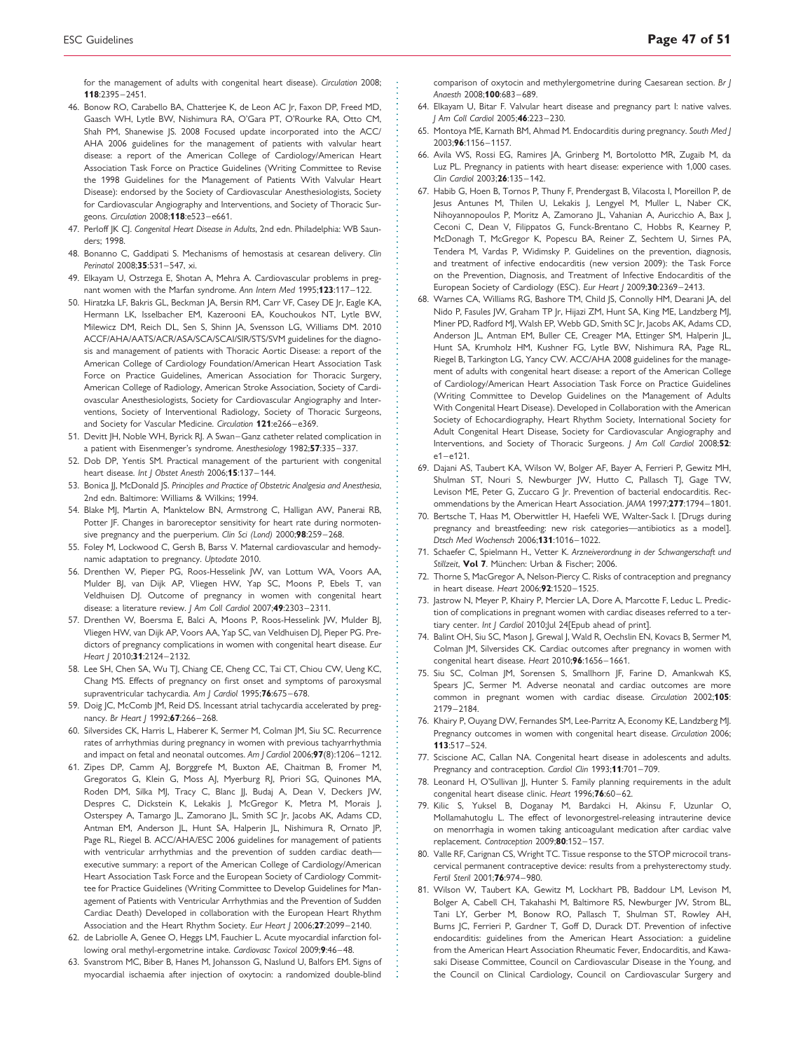for the management of adults with congenital heart disease). *Circulation* 2008; **118**:2395–2451.

46. Bonow RO, Carabello BA, Chatterjee K, de Leon AC Jr, Faxon DP, Freed MD, Gaasch WH, Lytle BW, Nishimura RA, O'Gara PT, O'Rourke RA, Otto CM, Shah PM, Shanewise JS. 2008 Focused update incorporated into the ACC/AHA 2006 guidelines for the management of patients with valvular heart disease: a report of the American College of Cardiology/American Heart Association Task Force on Practice Guidelines (Writing Committee to Revise the 1998 Guidelines for the Management of Patients With Valvular Heart Disease): endorsed by the Society of Cardiovascular Anesthesiologists, Society for Cardiovascular Angiography and Interventions, and Society of Thoracic Surgeons. *Circulation* 2008;**118**:e523–e661.
47. Perloff JK CJ. *Congenital Heart Disease in Adults*, 2nd edn. Philadelphia: WB Saunders; 1998.
48. Bonanno C, Gaddipati S. Mechanisms of hemostasis at cesarean delivery. *Clin Perinatol* 2008;**35**:531–547, xi.
49. Elkayam U, Ostrzega E, Shotan A, Mehra A. Cardiovascular problems in pregnant women with the Marfan syndrome. *Ann Intern Med* 1995;**123**:117–122.
50. Hiratzka LF, Bakris GL, Beckman JA, Bersin RM, Carr VF, Casey DE Jr, Eagle KA, Hermann LK, Isselbacher EM, Kazerooni EA, Kouchoukos NT, Lytle BW, Milewicz DM, Reich DL, Sen S, Shinn JA, Svensson LG, Williams DM. 2010 ACCF/AHA/AATS/ACR/ASA/SCA/SCAI/SIR/STS/SVM guidelines for the diagnosis and management of patients with Thoracic Aortic Disease: a report of the American College of Cardiology Foundation/American Heart Association Task Force on Practice Guidelines, American Association for Thoracic Surgery, American College of Radiology, American Stroke Association, Society of Cardiovascular Anesthesiologists, Society for Cardiovascular Angiography and Interventions, Society of Interventional Radiology, Society of Thoracic Surgeons, and Society for Vascular Medicine. *Circulation* **121**:e266–e369.
51. Devitt JH, Noble WH, Byrick RJ. A Swan–Ganz catheter related complication in a patient with Eisenmenger's syndrome. *Anesthesiology* 1982;**57**:335–337.
52. Dob DP, Yentis SM. Practical management of the parturient with congenital heart disease. *Int J Obstet Anesth* 2006;**15**:137–144.
53. Bonica JJ, McDonald JS. *Principles and Practice of Obstetric Analgesia and Anesthesia*, 2nd edn. Baltimore: Williams & Wilkins; 1994.
54. Blake MJ, Martin A, Manktelow BN, Armstrong C, Halligan AW, Panerai RB, Potter JF. Changes in baroreceptor sensitivity for heart rate during normotensive pregnancy and the puerperium. *Clin Sci (Lond)* 2000;**98**:259–268.
55. Foley M, Lockwood C, Gersh B, Barss V. Maternal cardiovascular and hemodynamic adaptation to pregnancy. *Uptodate* 2010.
56. Drenthen W, Pieper PG, Roos-Hesselink JW, van Lottum WA, Voors AA, Mulder BJ, van Dijk AP, Vliegen HW, Yap SC, Moons P, Ebels T, van Veldhuisen DJ. Outcome of pregnancy in women with congenital heart disease: a literature review. *J Am Coll Cardiol* 2007;**49**:2303–2311.
57. Drenthen W, Boersma E, Balci A, Moons P, Roos-Hesselink JW, Mulder BJ, Vliegen HW, van Dijk AP, Voors AA, Yap SC, van Veldhuisen DJ, Pieper PG. Predictors of pregnancy complications in women with congenital heart disease. *Eur Heart J* 2010;**31**:2124–2132.
58. Lee SH, Chen SA, Wu TJ, Chiang CE, Cheng CC, Tai CT, Chiou CW, Ueng KC, Chang MS. Effects of pregnancy on first onset and symptoms of paroxysmal supraventricular tachycardia. *Am J Cardiol* 1995;**76**:675–678.
59. Doig JC, McComb JM, Reid DS. Incessant atrial tachycardia accelerated by pregnancy. *Br Heart J* 1992;**67**:266–268.
60. Silversides CK, Harris L, Haberer K, Sermer M, Colman JM, Siu SC. Recurrence rates of arrhythmias during pregnancy in women with previous tachyarrhythmia and impact on fetal and neonatal outcomes. *Am J Cardiol* 2006;**97**(8):1206–1212.
61. Zipes DP, Camm AJ, Borggrefe M, Buxton AE, Chaitman B, Fromer M, Gregoratos G, Klein G, Moss AJ, Myerburg RJ, Priori SG, Quinones MA, Roden DM, Silka MJ, Tracy C, Blanc JJ, Budaj A, Dean V, Deckers JW, Despres C, Dickstein K, Lekakis J, McGregor K, Metra M, Morais J, Osterspey A, Tamargo JL, Zamorano JL, Smith SC Jr, Jacobs AK, Adams CD, Antman EM, Anderson JL, Hunt SA, Halperin JL, Nishimura R, Ornato JP, Page RL, Riegel B. ACC/AHA/ESC 2006 guidelines for management of patients with ventricular arrhythmias and the prevention of sudden cardiac death—executive summary: a report of the American College of Cardiology/American Heart Association Task Force and the European Society of Cardiology Committee for Practice Guidelines (Writing Committee to Develop Guidelines for Management of Patients with Ventricular Arrhythmias and the Prevention of Sudden Cardiac Death) Developed in collaboration with the European Heart Rhythm Association and the Heart Rhythm Society. *Eur Heart J* 2006;**27**:2099–2140.
62. de Labriolle A, Genee O, Heggs LM, Fauchier L. Acute myocardial infarction following oral methyl-ergometrine intake. *Cardiovasc Toxicol* 2009;**9**:46–48.
63. Svanstrom MC, Biber B, Hanes M, Johansson G, Naslund U, Balfors EM. Signs of myocardial ischaemia after injection of oxytocin: a randomized double-blind comparison of oxytocin and methylergometrine during Caesarean section. *Br J Anaesth* 2008;**100**:683–689.
64. Elkayam U, Bitar F. Valvular heart disease and pregnancy part I: native valves. *J Am Coll Cardiol* 2005;**46**:223–230.
65. Montoya ME, Karnath BM, Ahmad M. Endocarditis during pregnancy. *South Med J* 2003;**96**:1156–1157.
66. Avila WS, Rossi EG, Ramires JA, Grinberg M, Bortolotto MR, Zugaib M, da Luz PL. Pregnancy in patients with heart disease: experience with 1,000 cases. *Clin Cardiol* 2003;**26**:135–142.
67. Habib G, Hoen B, Tornos P, Thuny F, Prendergast B, Vilacosta I, Moreillon P, de Jesus Antunes M, Thilen U, Lekakis J, Lengyel M, Muller L, Naber CK, Nihoyannopoulos P, Moritz A, Zamorano JL, Vahanian A, Auricchio A, Bax J, Ceconi C, Dean V, Filippatos G, Funck-Brentano C, Hobbs R, Kearney P, McDonagh T, McGregor K, Popescu BA, Reiner Z, Sechtem U, Sirnes PA, Tendera M, Vardas P, Widimsky P. Guidelines on the prevention, diagnosis, and treatment of infective endocarditis (new version 2009): the Task Force on the Prevention, Diagnosis, and Treatment of Infective Endocarditis of the European Society of Cardiology (ESC). *Eur Heart J* 2009;**30**:2369–2413.
68. Warnes CA, Williams RG, Bashore TM, Child JS, Connolly HM, Dearani JA, del Nido P, Fasules JW, Graham TP Jr, Hijazi ZM, Hunt SA, King ME, Landzberg MJ, Miner PD, Radford MJ, Walsh EP, Webb GD, Smith SC Jr, Jacobs AK, Adams CD, Anderson JL, Antman EM, Buller CE, Creager MA, Ettinger SM, Halperin JL, Hunt SA, Krumholz HM, Kushner FG, Lytle BW, Nishimura RA, Page RL, Riegel B, Tarkington LG, Yancy CW. ACC/AHA 2008 guidelines for the management of adults with congenital heart disease: a report of the American College of Cardiology/American Heart Association Task Force on Practice Guidelines (Writing Committee to Develop Guidelines on the Management of Adults With Congenital Heart Disease). Developed in Collaboration with the American Society of Echocardiography, Heart Rhythm Society, International Society for Adult Congenital Heart Disease, Society for Cardiovascular Angiography and Interventions, and Society of Thoracic Surgeons. *J Am Coll Cardiol* 2008;**52**: e1–e121.
69. Dajani AS, Taubert KA, Wilson W, Bolger AF, Bayer A, Ferrieri P, Gewitz MH, Shulman ST, Nouri S, Newburger JW, Hutto C, Pallasch TJ, Gage TW, Levison ME, Peter G, Zuccaro G Jr. Prevention of bacterial endocarditis. Recommendations by the American Heart Association. *JAMA* 1997;**277**:1794–1801.
70. Bertsche T, Haas M, Oberwittler H, Haefeli WE, Walter-Sack I. [Drugs during pregnancy and breastfeeding: new risk categories—antibiotics as a model]. *Dtsch Med Wochensch* 2006;**131**:1016–1022.
71. Schaefer C, Spielmann H., Vetter K. *Arzneiverordnung in der Schwangerschaft und Stillzeit*, **Vol 7**. München: Urban & Fischer; 2006.
72. Thorne S, MacGregor A, Nelson-Piercy C. Risks of contraception and pregnancy in heart disease. *Heart* 2006;**92**:1520–1525.
73. Jastrow N, Meyer P, Khairy P, Mercier LA, Dore A, Marcotte F, Leduc L. Prediction of complications in pregnant women with cardiac diseases referred to a tertiary center. *Int J Cardiol* 2010;Jul 24[Epub ahead of print].
74. Balint OH, Siu SC, Mason J, Grewal J, Wald R, Oechslin EN, Kovacs B, Sermer M, Colman JM, Silversides CK. Cardiac outcomes after pregnancy in women with congenital heart disease. *Heart* 2010;**96**:1656–1661.
75. Siu SC, Colman JM, Sorensen S, Smallhorn JF, Farine D, Amankwah KS, Spears JC, Sermer M. Adverse neonatal and cardiac outcomes are more common in pregnant women with cardiac disease. *Circulation* 2002;**105**: 2179–2184.
76. Khairy P, Ouyang DW, Fernandes SM, Lee-Parritz A, Economy KE, Landzberg MJ. Pregnancy outcomes in women with congenital heart disease. *Circulation* 2006; **113**:517–524.
77. Sciscione AC, Callan NA. Congenital heart disease in adolescents and adults. Pregnancy and contraception. *Cardiol Clin* 1993;**11**:701–709.
78. Leonard H, O'Sullivan JJ, Hunter S. Family planning requirements in the adult congenital heart disease clinic. *Heart* 1996;**76**:60–62.
79. Kilic S, Yuksel B, Doganay M, Bardakci H, Akinsu F, Uzunlar O, Mollamahutoglu L. The effect of levonorgestrel-releasing intrauterine device on menorrhagia in women taking anticoagulant medication after cardiac valve replacement. *Contraception* 2009;**80**:152–157.
80. Valle RF, Carignan CS, Wright TC. Tissue response to the STOP microcoil transcervical permanent contraceptive device: results from a prehysterectomy study. *Fertil Steril* 2001;**76**:974–980.
81. Wilson W, Taubert KA, Gewitz M, Lockhart PB, Baddour LM, Levison M, Bolger A, Cabell CH, Takahashi M, Baltimore RS, Newburger JW, Strom BL, Tani LY, Gerber M, Bonow RO, Pallasch T, Shulman ST, Rowley AH, Burns JC, Ferrieri P, Gardner T, Goff D, Durack DT. Prevention of infective endocarditis: guidelines from the American Heart Association: a guideline from the American Heart Association Rheumatic Fever, Endocarditis, and Kawasaki Disease Committee, Council on Cardiovascular Disease in the Young, and the Council on Clinical Cardiology, Council on Cardiovascular Surgery and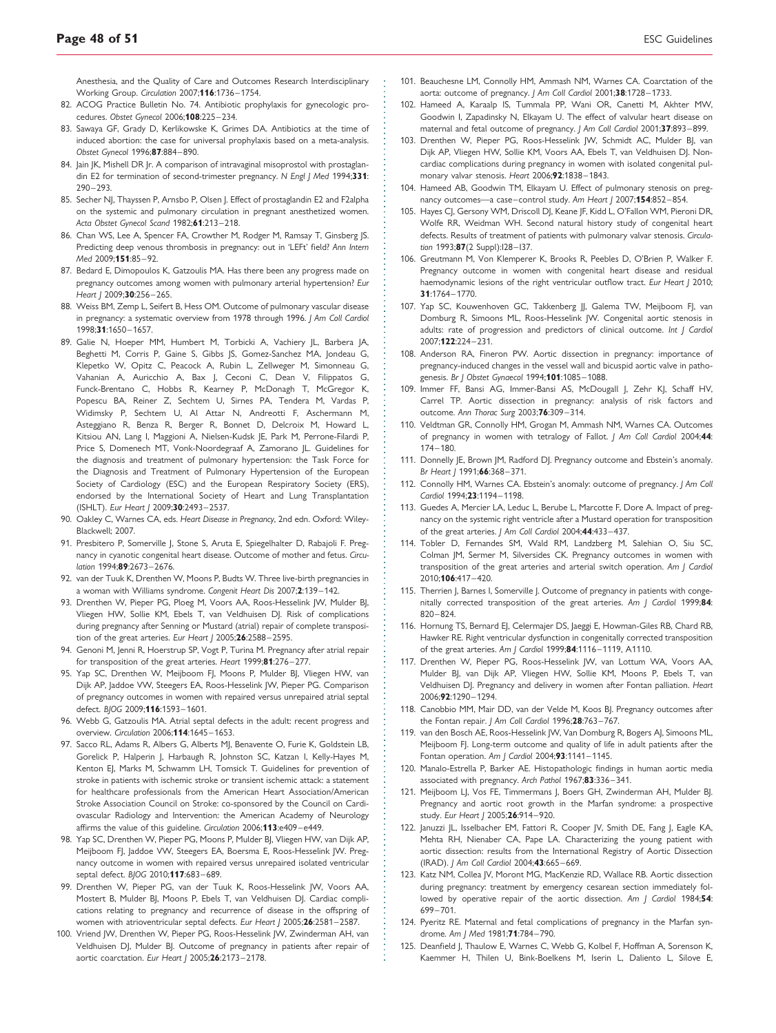Anesthesia, and the Quality of Care and Outcomes Research Interdisciplinary Working Group. *Circulation* 2007;**116**:1736–1754.

82. ACOG Practice Bulletin No. 74. Antibiotic prophylaxis for gynecologic procedures. *Obstet Gynecol* 2006;**108**:225–234.
83. Sawaya GF, Grady D, Kerlikowske K, Grimes DA. Antibiotics at the time of induced abortion: the case for universal prophylaxis based on a meta-analysis. *Obstet Gynecol* 1996;**87**:884–890.
84. Jain JK, Mishell DR Jr. A comparison of intravaginal misoprostol with prostaglandin E2 for termination of second-trimester pregnancy. *N Engl J Med* 1994;**331**: 290–293.
85. Secher NJ, Thayssen P, Arnsbo P, Olsen J. Effect of prostaglandin E2 and F2alpha on the systemic and pulmonary circulation in pregnant anesthetized women. *Acta Obstet Gynecol Scand* 1982;**61**:213–218.
86. Chan WS, Lee A, Spencer FA, Crowther M, Rodger M, Ramsay T, Ginsberg JS. Predicting deep venous thrombosis in pregnancy: out in 'LEFt' field? *Ann Intern Med* 2009;**151**:85–92.
87. Bedard E, Dimopoulos K, Gatzoulis MA. Has there been any progress made on pregnancy outcomes among women with pulmonary arterial hypertension? *Eur Heart J* 2009;**30**:256–265.
88. Weiss BM, Zemp L, Seifert B, Hess OM. Outcome of pulmonary vascular disease in pregnancy: a systematic overview from 1978 through 1996. *J Am Coll Cardiol* 1998;**31**:1650–1657.
89. Galie N, Hoeper MM, Humbert M, Torbicki A, Vachiery JL, Barbera JA, Beghetti M, Corris P, Gaine S, Gibbs JS, Gomez-Sanchez MA, Jondeau G, Klepetko W, Opitz C, Peacock A, Rubin L, Zellweger M, Simonneau G, Vahanian A, Auricchio A, Bax J, Ceconi C, Dean V, Filippatos G, Funck-Brentano C, Hobbs R, Kearney P, McDonagh T, McGregor K, Popescu BA, Reiner Z, Sechtem U, Sirnes PA, Tendera M, Vardas P, Widimsky P, Sechtem U, Al Attar N, Andreotti F, Aschermann M, Asteggiano R, Benza R, Berger R, Bonnet D, Delcroix M, Howard L, Kitsiou AN, Lang I, Maggioni A, Nielsen-Kudsk JE, Park M, Perrone-Filardi P, Price S, Domenech MT, Vonk-Noordegraaf A, Zamorano JL. Guidelines for the diagnosis and treatment of pulmonary hypertension: the Task Force for the Diagnosis and Treatment of Pulmonary Hypertension of the European Society of Cardiology (ESC) and the European Respiratory Society (ERS), endorsed by the International Society of Heart and Lung Transplantation (ISHLT). *Eur Heart J* 2009;**30**:2493–2537.
90. Oakley C, Warnes CA, eds. *Heart Disease in Pregnancy*, 2nd edn. Oxford: Wiley-Blackwell; 2007.
91. Presbitero P, Somerville J, Stone S, Aruta E, Spiegelhalter D, Rabajoli F. Pregnancy in cyanotic congenital heart disease. Outcome of mother and fetus. *Circulation* 1994;**89**:2673–2676.
92. van der Tuuk K, Drenthen W, Moons P, Budts W. Three live-birth pregnancies in a woman with Williams syndrome. *Congenit Heart Dis* 2007;**2**:139–142.
93. Drenthen W, Pieper PG, Ploeg M, Voors AA, Roos-Hesselink JW, Mulder BJ, Vliegen HW, Sollie KM, Ebels T, van Veldhuisen DJ. Risk of complications during pregnancy after Senning or Mustard (atrial) repair of complete transposition of the great arteries. *Eur Heart J* 2005;**26**:2588–2595.
94. Genoni M, Jenni R, Hoerstrup SP, Vogt P, Turina M. Pregnancy after atrial repair for transposition of the great arteries. *Heart* 1999;**81**:276–277.
95. Yap SC, Drenthen W, Meijboom FJ, Moons P, Mulder BJ, Vliegen HW, van Dijk AP, Jaddoe VW, Steegers EA, Roos-Hesselink JW, Pieper PG. Comparison of pregnancy outcomes in women with repaired versus unrepaired atrial septal defect. *BJOG* 2009;**116**:1593–1601.
96. Webb G, Gatzoulis MA. Atrial septal defects in the adult: recent progress and overview. *Circulation* 2006;**114**:1645–1653.
97. Sacco RL, Adams R, Albers G, Alberts MJ, Benavente O, Furie K, Goldstein LB, Gorelick P, Halperin J, Harbaugh R, Johnston SC, Katzan I, Kelly-Hayes M, Kenton EJ, Marks M, Schwamm LH, Tomsick T. Guidelines for prevention of stroke in patients with ischemic stroke or transient ischemic attack: a statement for healthcare professionals from the American Heart Association/American Stroke Association Council on Stroke: co-sponsored by the Council on Cardiovascular Radiology and Intervention: the American Academy of Neurology affirms the value of this guideline. *Circulation* 2006;**113**:e409–e449.
98. Yap SC, Drenthen W, Pieper PG, Moons P, Mulder BJ, Vliegen HW, van Dijk AP, Meijboom FJ, Jaddoe VW, Steegers EA, Boersma E, Roos-Hesselink JW. Pregnancy outcome in women with repaired versus unrepaired isolated ventricular septal defect. *BJOG* 2010;**117**:683–689.
99. Drenthen W, Pieper PG, van der Tuuk K, Roos-Hesselink JW, Voors AA, Mostert B, Mulder BJ, Moons P, Ebels T, van Veldhuisen DJ. Cardiac complications relating to pregnancy and recurrence of disease in the offspring of women with atrioventricular septal defects. *Eur Heart J* 2005;**26**:2581–2587.
100. Vriend JW, Drenthen W, Pieper PG, Roos-Hesselink JW, Zwinderman AH, van Veldhuisen DJ, Mulder BJ. Outcome of pregnancy in patients after repair of aortic coarctation. *Eur Heart J* 2005;**26**:2173–2178.
101. Beauchesne LM, Connolly HM, Ammash NM, Warnes CA. Coarctation of the aorta: outcome of pregnancy. *J Am Coll Cardiol* 2001;**38**:1728–1733.
102. Hameed A, Karaalp IS, Tummala PP, Wani OR, Canetti M, Akhter MW, Goodwin I, Zapadinsky N, Elkayam U. The effect of valvular heart disease on maternal and fetal outcome of pregnancy. *J Am Coll Cardiol* 2001;**37**:893–899.
103. Drenthen W, Pieper PG, Roos-Hesselink JW, Schmidt AC, Mulder BJ, van Dijk AP, Vliegen HW, Sollie KM, Voors AA, Ebels T, van Veldhuisen DJ. Non-cardiac complications during pregnancy in women with isolated congenital pulmonary valvar stenosis. *Heart* 2006;**92**:1838–1843.
104. Hameed AB, Goodwin TM, Elkayam U. Effect of pulmonary stenosis on pregnancy outcomes—a case–control study. *Am Heart J* 2007;**154**:852–854.
105. Hayes CJ, Gersony WM, Driscoll DJ, Keane JF, Kidd L, O'Fallon WM, Pieroni DR, Wolfe RR, Weidman WH. Second natural history study of congenital heart defects. Results of treatment of patients with pulmonary valvar stenosis. *Circulation* 1993;**87**(2 Suppl):I28–I37.
106. Greutmann M, Von Klemperer K, Brooks R, Peebles D, O'Brien P, Walker F. Pregnancy outcome in women with congenital heart disease and residual haemodynamic lesions of the right ventricular outflow tract. *Eur Heart J* 2010; **31**:1764–1770.
107. Yap SC, Kouwenhoven GC, Takkenberg JJ, Galema TW, Meijboom FJ, van Domburg R, Simoons ML, Roos-Hesselink JW. Congenital aortic stenosis in adults: rate of progression and predictors of clinical outcome. *Int J Cardiol* 2007;**122**:224–231.
108. Anderson RA, Fineron PW. Aortic dissection in pregnancy: importance of pregnancy-induced changes in the vessel wall and bicuspid aortic valve in pathogenesis. *Br J Obstet Gynaecol* 1994;**101**:1085–1088.
109. Immer FF, Bansi AG, Immer-Bansi AS, McDougall J, Zehr KJ, Schaff HV, Carrel TP. Aortic dissection in pregnancy: analysis of risk factors and outcome. *Ann Thorac Surg* 2003;**76**:309–314.
110. Veldtman GR, Connolly HM, Grogan M, Ammash NM, Warnes CA. Outcomes of pregnancy in women with tetralogy of Fallot. *J Am Coll Cardiol* 2004;**44**: 174–180.
111. Donnelly JE, Brown JM, Radford DJ. Pregnancy outcome and Ebstein's anomaly. *Br Heart J* 1991;**66**:368–371.
112. Connolly HM, Warnes CA. Ebstein's anomaly: outcome of pregnancy. *J Am Coll Cardiol* 1994;**23**:1194–1198.
113. Guedes A, Mercier LA, Leduc L, Berube L, Marcotte F, Dore A. Impact of pregnancy on the systemic right ventricle after a Mustard operation for transposition of the great arteries. *J Am Coll Cardiol* 2004;**44**:433–437.
114. Tobler D, Fernandes SM, Wald RM, Landzberg M, Salehian O, Siu SC, Colman JM, Sermer M, Silversides CK. Pregnancy outcomes in women with transposition of the great arteries and arterial switch operation. *Am J Cardiol* 2010;**106**:417–420.
115. Therrien J, Barnes I, Somerville J. Outcome of pregnancy in patients with congenitally corrected transposition of the great arteries. *Am J Cardiol* 1999;**84**: 820–824.
116. Hornung TS, Bernard EJ, Celermajer DS, Jaeggi E, Howman-Giles RB, Chard RB, Hawker RE. Right ventricular dysfunction in congenitally corrected transposition of the great arteries. *Am J Cardiol* 1999;**84**:1116–1119, A1110.
117. Drenthen W, Pieper PG, Roos-Hesselink JW, van Lottum WA, Voors AA, Mulder BJ, van Dijk AP, Vliegen HW, Sollie KM, Moons P, Ebels T, van Veldhuisen DJ. Pregnancy and delivery in women after Fontan palliation. *Heart* 2006;**92**:1290–1294.
118. Canobbio MM, Mair DD, van der Velde M, Koos BJ. Pregnancy outcomes after the Fontan repair. *J Am Coll Cardiol* 1996;**28**:763–767.
119. van den Bosch AE, Roos-Hesselink JW, Van Domburg R, Bogers AJ, Simoons ML, Meijboom FJ. Long-term outcome and quality of life in adult patients after the Fontan operation. *Am J Cardiol* 2004;**93**:1141–1145.
120. Manalo-Estrella P, Barker AE. Histopathologic findings in human aortic media associated with pregnancy. *Arch Pathol* 1967;**83**:336–341.
121. Meijboom LJ, Vos FE, Timmermans J, Boers GH, Zwinderman AH, Mulder BJ. Pregnancy and aortic root growth in the Marfan syndrome: a prospective study. *Eur Heart J* 2005;**26**:914–920.
122. Januzzi JL, Isselbacher EM, Fattori R, Cooper JV, Smith DE, Fang J, Eagle KA, Mehta RH, Nienaber CA, Pape LA. Characterizing the young patient with aortic dissection: results from the International Registry of Aortic Dissection (IRAD). *J Am Coll Cardiol* 2004;**43**:665–669.
123. Katz NM, Collea JV, Moront MG, MacKenzie RD, Wallace RB. Aortic dissection during pregnancy: treatment by emergency cesarean section immediately followed by operative repair of the aortic dissection. *Am J Cardiol* 1984;**54**: 699–701.
124. Pyeritz RE. Maternal and fetal complications of pregnancy in the Marfan syndrome. *Am J Med* 1981;**71**:784–790.
125. Deanfield J, Thaulow E, Warnes C, Webb G, Kolbel F, Hoffman A, Sorenson K, Kaemmer H, Thilen U, Bink-Boelkens M, Iserin L, Daliento L, Silove E,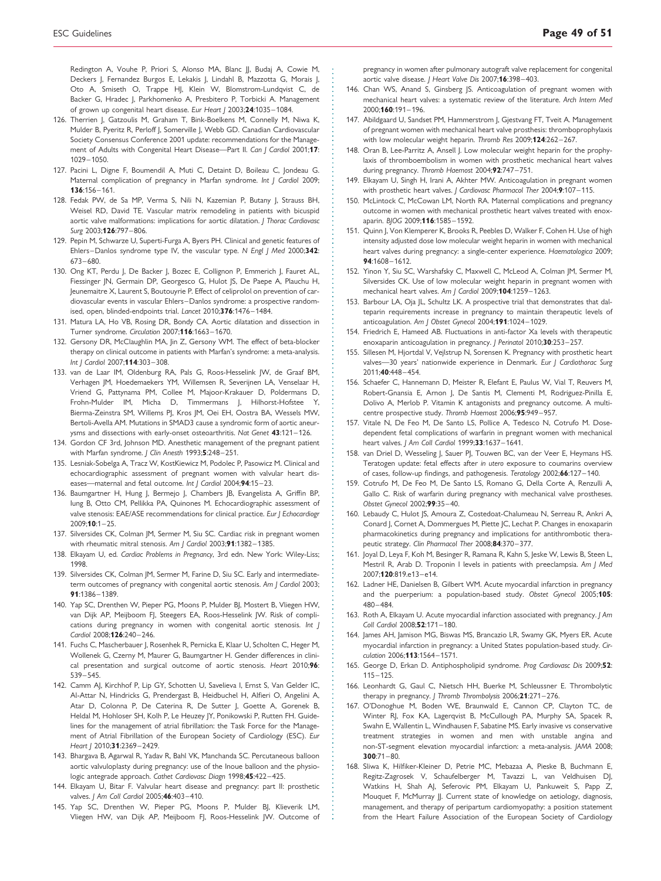Redington A, Vouhe P, Priori S, Alonso MA, Blanc JJ, Budaj A, Cowie M, Deckers J, Fernandez Burgos E, Lekakis J, Lindahl B, Mazzotta G, Morais J, Oto A, Smiseth O, Trappe HJ, Klein W, Blomstrom-Lundqvist C, de Backer G, Hradec J, Parkhomenko A, Presbitero P, Torbicki A. Management of grown up congenital heart disease. *Eur Heart J* 2003;**24**:1035–1084.

126. Therrien J, Gatzoulis M, Graham T, Bink-Boelkens M, Connelly M, Niwa K, Mulder B, Pyeritz R, Perloff J, Somerville J, Webb GD. Canadian Cardiovascular Society Consensus Conference 2001 update: recommendations for the Management of Adults with Congenital Heart Disease—Part II. *Can J Cardiol* 2001;**17**: 1029–1050.
127. Pacini L, Digne F, Boumendil A, Muti C, Detaint D, Boileau C, Jondeau G. Maternal complication of pregnancy in Marfan syndrome. *Int J Cardiol* 2009; **136**:156–161.
128. Fedak PW, de Sa MP, Verma S, Nili N, Kazemian P, Butany J, Strauss BH, Weisel RD, David TE. Vascular matrix remodeling in patients with bicuspid aortic valve malformations: implications for aortic dilatation. *J Thorac Cardiovasc Surg* 2003;**126**:797–806.
129. Pepin M, Schwarze U, Superti-Furga A, Byers PH. Clinical and genetic features of Ehlers–Danlos syndrome type IV, the vascular type. *N Engl J Med* 2000;**342**: 673–680.
130. Ong KT, Perdu J, De Backer J, Bozec E, Collignon P, Emmerich J, Fauret AL, Fiessinger JN, Germain DP, Georgesco G, Hulot JS, De Paepe A, Plauchu H, Jeunemaitre X, Laurent S, Boutouyrie P. Effect of celiprolol on prevention of cardiovascular events in vascular Ehlers–Danlos syndrome: a prospective randomised, open, blinded-endpoints trial. *Lancet* 2010;**376**:1476–1484.
131. Matura LA, Ho VB, Rosing DR, Bondy CA. Aortic dilatation and dissection in Turner syndrome. *Circulation* 2007;**116**:1663–1670.
132. Gersony DR, McClaughlin MA, Jin Z, Gersony WM. The effect of beta-blocker therapy on clinical outcome in patients with Marfan's syndrome: a meta-analysis. *Int J Cardiol* 2007;**114**:303–308.
133. van de Laar IM, Oldenburg RA, Pals G, Roos-Hesselink JW, de Graaf BM, Verhagen JM, Hoedemaekers YM, Willemsen R, Severijnen LA, Venselaar H, Vriend G, Pattynama PM, Collee M, Majoor-Krakauer D, Poldermans D, Frohn-Mulder IM, Micha D, Timmermans J, Hilhorst-Hofstee Y, Bierma-Zeinstra SM, Willems PJ, Kros JM, Oei EH, Oostra BA, Wessels MW, Bertoli-Avella AM. Mutations in SMAD3 cause a syndromic form of aortic aneurysms and dissections with early-onset osteoarthritis. *Nat Genet* **43**:121–126.
134. Gordon CF 3rd, Johnson MD. Anesthetic management of the pregnant patient with Marfan syndrome. *J Clin Anesth* 1993;**5**:248–251.
135. Lesniak-Sobelga A, Tracz W, KostKiewicz M, Podolec P, Pasowicz M. Clinical and echocardiographic assessment of pregnant women with valvular heart diseases—maternal and fetal outcome. *Int J Cardiol* 2004;**94**:15–23.
136. Baumgartner H, Hung J, Bermejo J, Chambers JB, Evangelista A, Griffin BP, Iung B, Otto CM, Pellikka PA, Quinones M. Echocardiographic assessment of valve stenosis: EAE/ASE recommendations for clinical practice. *Eur J Echocardiogr* 2009;**10**:1–25.
137. Silversides CK, Colman JM, Sermer M, Siu SC. Cardiac risk in pregnant women with rheumatic mitral stenosis. *Am J Cardiol* 2003;**91**:1382–1385.
138. Elkayam U, ed. *Cardiac Problems in Pregnancy*, 3rd edn. New York: Wiley-Liss; 1998.
139. Silversides CK, Colman JM, Sermer M, Farine D, Siu SC. Early and intermediate-term outcomes of pregnancy with congenital aortic stenosis. *Am J Cardiol* 2003; **91**:1386–1389.
140. Yap SC, Drenthen W, Pieper PG, Moons P, Mulder BJ, Mostert B, Vliegen HW, van Dijk AP, Meijboom FJ, Steegers EA, Roos-Hesselink JW. Risk of complications during pregnancy in women with congenital aortic stenosis. *Int J Cardiol* 2008;**126**:240–246.
141. Fuchs C, Mascherbauer J, Rosenhek R, Pernicka E, Klaar U, Scholten C, Heger M, Wollenek G, Czerny M, Maurer G, Baumgartner H. Gender differences in clinical presentation and surgical outcome of aortic stenosis. *Heart* 2010;**96**: 539–545.
142. Camm AJ, Kirchhof P, Lip GY, Schotten U, Savelieva I, Ernst S, Van Gelder IC, Al-Attar N, Hindricks G, Prendergast B, Heidbuchel H, Alfieri O, Angelini A, Atar D, Colonna P, De Caterina R, De Sutter J, Goette A, Gorenek B, Heldal M, Hohloser SH, Kolh P, Le Heuzey JY, Ponikowski P, Rutten FH. Guidelines for the management of atrial fibrillation: the Task Force for the Management of Atrial Fibrillation of the European Society of Cardiology (ESC). *Eur Heart J* 2010;**31**:2369–2429.
143. Bhargava B, Agarwal R, Yadav R, Bahl VK, Manchanda SC. Percutaneous balloon aortic valvuloplasty during pregnancy: use of the Inoue balloon and the physiologic antegrade approach. *Cathet Cardiovasc Diagn* 1998;**45**:422–425.
144. Elkayam U, Bitar F. Valvular heart disease and pregnancy: part II: prosthetic valves. *J Am Coll Cardiol* 2005;**46**:403–410.
145. Yap SC, Drenthen W, Pieper PG, Moons P, Mulder BJ, Klieverik LM, Vliegen HW, van Dijk AP, Meijboom FJ, Roos-Hesselink JW. Outcome of pregnancy in women after pulmonary autograft valve replacement for congenital aortic valve disease. *J Heart Valve Dis* 2007;**16**:398–403.
146. Chan WS, Anand S, Ginsberg JS. Anticoagulation of pregnant women with mechanical heart valves: a systematic review of the literature. *Arch Intern Med* 2000;**160**:191–196.
147. Abildgaard U, Sandset PM, Hammerstrom J, Gjestvang FT, Tveit A. Management of pregnant women with mechanical heart valve prosthesis: thromboprophylaxis with low molecular weight heparin. *Thromb Res* 2009;**124**:262–267.
148. Oran B, Lee-Parritz A, Ansell J. Low molecular weight heparin for the prophylaxis of thromboembolism in women with prosthetic mechanical heart valves during pregnancy. *Thromb Haemost* 2004;**92**:747–751.
149. Elkayam U, Singh H, Irani A, Akhter MW. Anticoagulation in pregnant women with prosthetic heart valves. *J Cardiovasc Pharmacol Ther* 2004;**9**:107–115.
150. McLintock C, McCowan LM, North RA. Maternal complications and pregnancy outcome in women with mechanical prosthetic heart valves treated with enoxaparin. *BJOG* 2009;**116**:1585–1592.
151. Quinn J, Von Klemperer K, Brooks R, Peebles D, Walker F, Cohen H. Use of high intensity adjusted dose low molecular weight heparin in women with mechanical heart valves during pregnancy: a single-center experience. *Haematologica* 2009; **94**:1608–1612.
152. Yinon Y, Siu SC, Warshafsky C, Maxwell C, McLeod A, Colman JM, Sermer M, Silversides CK. Use of low molecular weight heparin in pregnant women with mechanical heart valves. *Am J Cardiol* 2009;**104**:1259–1263.
153. Barbour LA, Oja JL, Schultz LK. A prospective trial that demonstrates that dalteparin requirements increase in pregnancy to maintain therapeutic levels of anticoagulation. *Am J Obstet Gynecol* 2004;**191**:1024–1029.
154. Friedrich E, Hameed AB. Fluctuations in anti-factor Xa levels with therapeutic enoxaparin anticoagulation in pregnancy. *J Perinatol* 2010;**30**:253–257.
155. Sillesen M, Hjortdal V, Vejlstrup N, Sorensen K. Pregnancy with prosthetic heart valves—30 years' nationwide experience in Denmark. *Eur J Cardiothorac Surg* 2011;**40**:448–454.
156. Schaefer C, Hannemann D, Meister R, Elefant E, Paulus W, Vial T, Reuvers M, Robert-Gnansia E, Arnon J, De Santis M, Clementi M, Rodriguez-Pinilla E, Dolivo A, Merlob P. Vitamin K antagonists and pregnancy outcome. A multi-centre prospective study. *Thromb Haemost* 2006;**95**:949–957.
157. Vitale N, De Feo M, De Santo LS, Pollice A, Tedesco N, Cotrufo M. Dose-dependent fetal complications of warfarin in pregnant women with mechanical heart valves. *J Am Coll Cardiol* 1999;**33**:1637–1641.
158. van Driel D, Wesseling J, Sauer PJ, Touwen BC, van der Veer E, Heymans HS. Teratogen update: fetal effects after *in utero* exposure to coumarins overview of cases, follow-up findings, and pathogenesis. *Teratology* 2002;**66**:127–140.
159. Cotrufo M, De Feo M, De Santo LS, Romano G, Della Corte A, Renzulli A, Gallo C. Risk of warfarin during pregnancy with mechanical valve prostheses. *Obstet Gynecol* 2002;**99**:35–40.
160. Lebaudy C, Hulot JS, Amoura Z, Costedoat-Chalumeau N, Serreau R, Ankri A, Conard J, Cornet A, Dommergues M, Piette JC, Lechat P. Changes in enoxaparin pharmacokinetics during pregnancy and implications for antithrombotic therapeutic strategy. *Clin Pharmacol Ther* 2008;**84**:370–377.
161. Joyal D, Leya F, Koh M, Besinger R, Ramana R, Kahn S, Jeske W, Lewis B, Steen L, Mestril R, Arab D. Troponin I levels in patients with preeclampsia. *Am J Med* 2007;**120**:819.e13–e14.
162. Ladner HE, Danielsen B, Gilbert WM. Acute myocardial infarction in pregnancy and the puerperium: a population-based study. *Obstet Gynecol* 2005;**105**: 480–484.
163. Roth A, Elkayam U. Acute myocardial infarction associated with pregnancy. *J Am Coll Cardiol* 2008;**52**:171–180.
164. James AH, Jamison MG, Biswas MS, Brancazio LR, Swamy GK, Myers ER. Acute myocardial infarction in pregnancy: a United States population-based study. *Circulation* 2006;**113**:1564–1571.
165. George D, Erkan D. Antiphospholipid syndrome. *Prog Cardiovasc Dis* 2009;**52**: 115–125.
166. Leonhardt G, Gaul C, Nietsch HH, Buerke M, Schleussner E. Thrombolytic therapy in pregnancy. *J Thromb Thrombolysis* 2006;**21**:271–276.
167. O'Donoghue M, Boden WE, Braunwald E, Cannon CP, Clayton TC, de Winter RJ, Fox KA, Lagerqvist B, McCullough PA, Murphy SA, Spacek R, Swahn E, Wallentin L, Windhausen F, Sabatine MS. Early invasive vs conservative treatment strategies in women and men with unstable angina and non-ST-segment elevation myocardial infarction: a meta-analysis. *JAMA* 2008; **300**:71–80.
168. Sliwa K, Hilfiker-Kleiner D, Petrie MC, Mebazaa A, Pieske B, Buchmann E, Regitz-Zagrosek V, Schaufelberger M, Tavazzi L, van Veldhuisen DJ, Watkins H, Shah AJ, Seferovic PM, Elkayam U, Pankuweit S, Papp Z, Mouquet F, McMurray JJ. Current state of knowledge on aetiology, diagnosis, management, and therapy of peripartum cardiomyopathy: a position statement from the Heart Failure Association of the European Society of Cardiology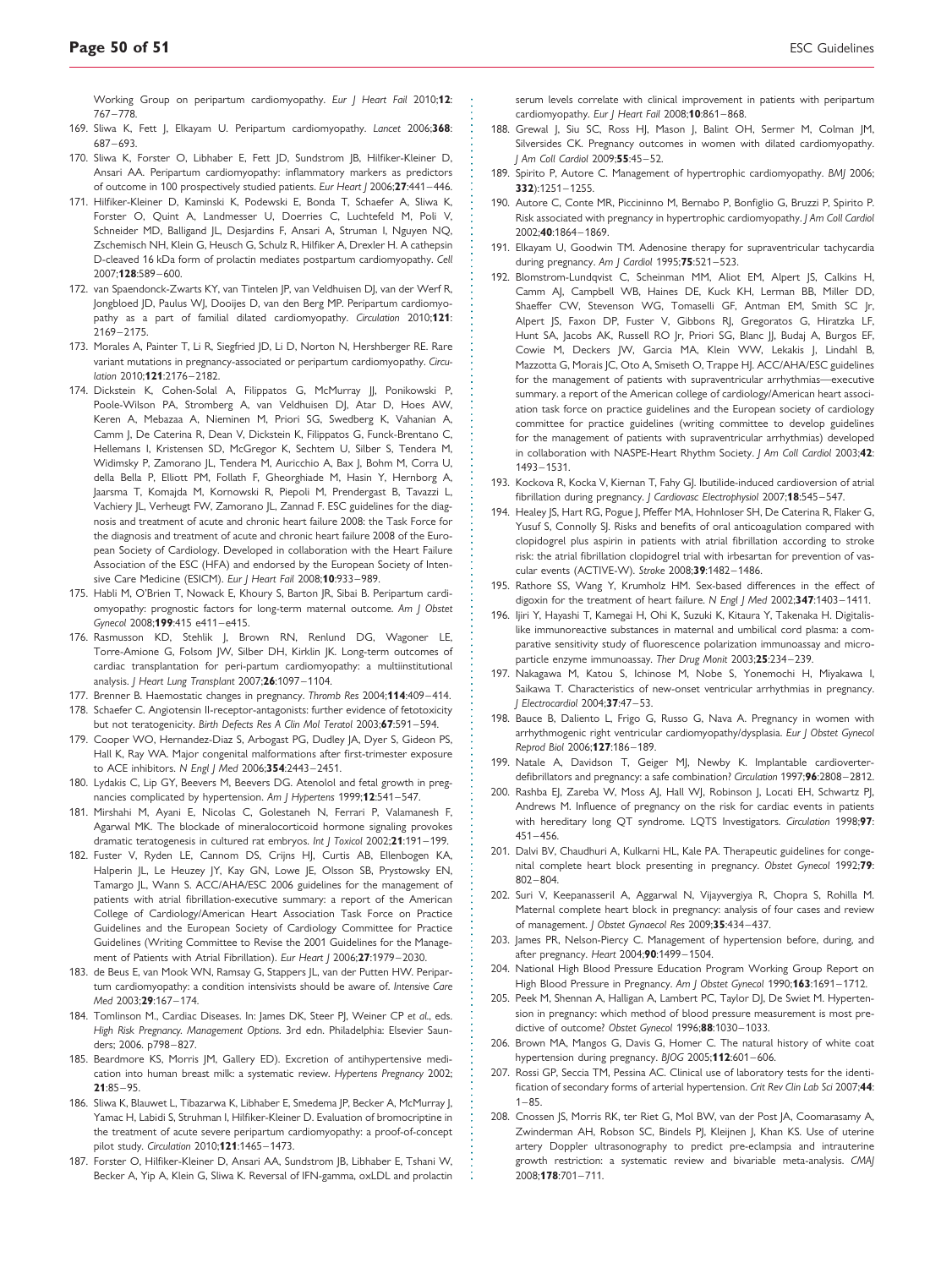Working Group on peripartum cardiomyopathy. *Eur J Heart Fail* 2010;**12**:767–778.

169. Sliwa K, Fett J, Elkayam U. Peripartum cardiomyopathy. *Lancet* 2006;**368**:687–693.
170. Sliwa K, Forster O, Libhaber E, Fett JD, Sundstrom JB, Hilfiker-Kleiner D, Ansari AA. Peripartum cardiomyopathy: inflammatory markers as predictors of outcome in 100 prospectively studied patients. *Eur Heart J* 2006;**27**:441–446.
171. Hilfiker-Kleiner D, Kaminski K, Podewski E, Bonda T, Schaefer A, Sliwa K, Forster O, Quint A, Landmesser U, Doerries C, Luchtefeld M, Poli V, Schneider MD, Balligand JL, Desjardins F, Ansari A, Struman I, Nguyen NQ, Zschemisch NH, Klein G, Heusch G, Schulz R, Hilfiker A, Drexler H. A cathepsin D-cleaved 16 kDa form of prolactin mediates postpartum cardiomyopathy. *Cell* 2007;**128**:589–600.
172. van Spaendonck-Zwarts KY, van Tintelen JP, van Veldhuisen DJ, van der Werf R, Jongbloed JD, Paulus WJ, Dooijes D, van den Berg MP. Peripartum cardiomyopathy as a part of familial dilated cardiomyopathy. *Circulation* 2010;**121**:2169–2175.
173. Morales A, Painter T, Li R, Siegfried JD, Li D, Norton N, Hershberger RE. Rare variant mutations in pregnancy-associated or peripartum cardiomyopathy. *Circulation* 2010;**121**:2176–2182.
174. Dickstein K, Cohen-Solal A, Filippatos G, McMurray JJ, Ponikowski P, Poole-Wilson PA, Stromberg A, van Veldhuisen DJ, Atar D, Hoes AW, Keren A, Mebazaa A, Nieminen M, Priori SG, Swedberg K, Vahanian A, Camm J, De Caterina R, Dean V, Dickstein K, Filippatos G, Funck-Brentano C, Hellemans I, Kristensen SD, McGregor K, Sechtem U, Silber S, Tendera M, Widimsky P, Zamorano JL, Tendera M, Auricchio A, Bax J, Bohm M, Corra U, della Bella P, Elliott PM, Follath F, Gheorghiade M, Hasin Y, Hernborg A, Jaarsma T, Komajda M, Kornowski R, Piepoli M, Prendergast B, Tavazzi L, Vachiery JL, Verheugt FW, Zamorano JL, Zannad F. ESC guidelines for the diagnosis and treatment of acute and chronic heart failure 2008: the Task Force for the diagnosis and treatment of acute and chronic heart failure 2008 of the European Society of Cardiology. Developed in collaboration with the Heart Failure Association of the ESC (HFA) and endorsed by the European Society of Intensive Care Medicine (ESICM). *Eur J Heart Fail* 2008;**10**:933–989.
175. Habli M, O'Brien T, Nowack E, Khoury S, Barton JR, Sibai B. Peripartum cardiomyopathy: prognostic factors for long-term maternal outcome. *Am J Obstet Gynecol* 2008;**199**:415 e411–e415.
176. Rasmusson KD, Stehlik J, Brown RN, Renlund DG, Wagoner LE, Torre-Amione G, Folsom JW, Silber DH, Kirklin JK. Long-term outcomes of cardiac transplantation for peri-partum cardiomyopathy: a multiinstitutional analysis. *J Heart Lung Transplant* 2007;**26**:1097–1104.
177. Brenner B. Haemostatic changes in pregnancy. *Thromb Res* 2004;**114**:409–414.
178. Schaefer C. Angiotensin II-receptor-antagonists: further evidence of fetotoxicity but not teratogenicity. *Birth Defects Res A Clin Mol Teratol* 2003;**67**:591–594.
179. Cooper WO, Hernandez-Diaz S, Arbogast PG, Dudley JA, Dyer S, Gideon PS, Hall K, Ray WA. Major congenital malformations after first-trimester exposure to ACE inhibitors. *N Engl J Med* 2006;**354**:2443–2451.
180. Lydakis C, Lip GY, Beevers M, Beevers DG. Atenolol and fetal growth in pregnancies complicated by hypertension. *Am J Hypertens* 1999;**12**:541–547.
181. Mirshahi M, Ayani E, Nicolas C, Golestaneh N, Ferrari P, Valamanesh F, Agarwal MK. The blockade of mineralocorticoid hormone signaling provokes dramatic teratogenesis in cultured rat embryos. *Int J Toxicol* 2002;**21**:191–199.
182. Fuster V, Ryden LE, Cannom DS, Crijns HJ, Curtis AB, Ellenbogen KA, Halperin JL, Le Heuzey JY, Kay GN, Lowe JE, Olsson SB, Prystowsky EN, Tamargo JL, Wann S. ACC/AHA/ESC 2006 guidelines for the management of patients with atrial fibrillation-executive summary: a report of the American College of Cardiology/American Heart Association Task Force on Practice Guidelines and the European Society of Cardiology Committee for Practice Guidelines (Writing Committee to Revise the 2001 Guidelines for the Management of Patients with Atrial Fibrillation). *Eur Heart J* 2006;**27**:1979–2030.
183. de Beus E, van Mook WN, Ramsay G, Stappers JL, van der Putten HW. Peripartum cardiomyopathy: a condition intensivists should be aware of. *Intensive Care Med* 2003;**29**:167–174.
184. Tomlinson M., Cardiac Diseases. In: James DK, Steer PJ, Weiner CP *et al*., eds. *High Risk Pregnancy. Management Options*. 3rd edn. Philadelphia: Elsevier Saunders; 2006. p798–827.
185. Beardmore KS, Morris JM, Gallery ED). Excretion of antihypertensive medication into human breast milk: a systematic review. *Hypertens Pregnancy* 2002;**21**:85–95.
186. Sliwa K, Blauwet L, Tibazarwa K, Libhaber E, Smedema JP, Becker A, McMurray J, Yamac H, Labidi S, Struhman I, Hilfiker-Kleiner D. Evaluation of bromocriptine in the treatment of acute severe peripartum cardiomyopathy: a proof-of-concept pilot study. *Circulation* 2010;**121**:1465–1473.
187. Forster O, Hilfiker-Kleiner D, Ansari AA, Sundstrom JB, Libhaber E, Tshani W, Becker A, Yip A, Klein G, Sliwa K. Reversal of IFN-gamma, oxLDL and prolactin serum levels correlate with clinical improvement in patients with peripartum cardiomyopathy. *Eur J Heart Fail* 2008;**10**:861–868.
188. Grewal J, Siu SC, Ross HJ, Mason J, Balint OH, Sermer M, Colman JM, Silversides CK. Pregnancy outcomes in women with dilated cardiomyopathy. *J Am Coll Cardiol* 2009;**55**:45–52.
189. Spirito P, Autore C. Management of hypertrophic cardiomyopathy. *BMJ* 2006;**332**):1251–1255.
190. Autore C, Conte MR, Piccininno M, Bernabo P, Bonfiglio G, Bruzzi P, Spirito P. Risk associated with pregnancy in hypertrophic cardiomyopathy. *J Am Coll Cardiol* 2002;**40**:1864–1869.
191. Elkayam U, Goodwin TM. Adenosine therapy for supraventricular tachycardia during pregnancy. *Am J Cardiol* 1995;**75**:521–523.
192. Blomstrom-Lundqvist C, Scheinman MM, Aliot EM, Alpert JS, Calkins H, Camm AJ, Campbell WB, Haines DE, Kuck KH, Lerman BB, Miller DD, Shaeffer CW, Stevenson WG, Tomaselli GF, Antman EM, Smith SC Jr, Alpert JS, Faxon DP, Fuster V, Gibbons RJ, Gregoratos G, Hiratzka LF, Hunt SA, Jacobs AK, Russell RO Jr, Priori SG, Blanc JJ, Budaj A, Burgos EF, Cowie M, Deckers JW, Garcia MA, Klein WW, Lekakis J, Lindahl B, Mazzotta G, Morais JC, Oto A, Smiseth O, Trappe HJ. ACC/AHA/ESC guidelines for the management of patients with supraventricular arrhythmias—executive summary. a report of the American college of cardiology/American heart association task force on practice guidelines and the European society of cardiology committee for practice guidelines (writing committee to develop guidelines for the management of patients with supraventricular arrhythmias) developed in collaboration with NASPE-Heart Rhythm Society. *J Am Coll Cardiol* 2003;**42**:1493–1531.
193. Kockova R, Kocka V, Kiernan T, Fahy GJ. Ibutilide-induced cardioversion of atrial fibrillation during pregnancy. *J Cardiovasc Electrophysiol* 2007;**18**:545–547.
194. Healey JS, Hart RG, Pogue J, Pfeffer MA, Hohnloser SH, De Caterina R, Flaker G, Yusuf S, Connolly SJ. Risks and benefits of oral anticoagulation compared with clopidogrel plus aspirin in patients with atrial fibrillation according to stroke risk: the atrial fibrillation clopidogrel trial with irbesartan for prevention of vascular events (ACTIVE-W). *Stroke* 2008;**39**:1482–1486.
195. Rathore SS, Wang Y, Krumholz HM. Sex-based differences in the effect of digoxin for the treatment of heart failure. *N Engl J Med* 2002;**347**:1403–1411.
196. Ijiri Y, Hayashi T, Kamegai H, Ohi K, Suzuki K, Kitaura Y, Takenaka H. Digitalis-like immunoreactive substances in maternal and umbilical cord plasma: a comparative sensitivity study of fluorescence polarization immunoassay and microparticle enzyme immunoassay. *Ther Drug Monit* 2003;**25**:234–239.
197. Nakagawa M, Katou S, Ichinose M, Nobe S, Yonemochi H, Miyakawa I, Saikawa T. Characteristics of new-onset ventricular arrhythmias in pregnancy. *J Electrocardiol* 2004;**37**:47–53.
198. Bauce B, Daliento L, Frigo G, Russo G, Nava A. Pregnancy in women with arrhythmogenic right ventricular cardiomyopathy/dysplasia. *Eur J Obstet Gynecol Reprod Biol* 2006;**127**:186–189.
199. Natale A, Davidson T, Geiger MJ, Newby K. Implantable cardioverter-defibrillators and pregnancy: a safe combination? *Circulation* 1997;**96**:2808–2812.
200. Rashba EJ, Zareba W, Moss AJ, Hall WJ, Robinson J, Locati EH, Schwartz PJ, Andrews M. Influence of pregnancy on the risk for cardiac events in patients with hereditary long QT syndrome. LQTS Investigators. *Circulation* 1998;**97**:451–456.
201. Dalvi BV, Chaudhuri A, Kulkarni HL, Kale PA. Therapeutic guidelines for congenital complete heart block presenting in pregnancy. *Obstet Gynecol* 1992;**79**:802–804.
202. Suri V, Keepanasseril A, Aggarwal N, Vijayvergiya R, Chopra S, Rohilla M. Maternal complete heart block in pregnancy: analysis of four cases and review of management. *J Obstet Gynaecol Res* 2009;**35**:434–437.
203. James PR, Nelson-Piercy C. Management of hypertension before, during, and after pregnancy. *Heart* 2004;**90**:1499–1504.
204. National High Blood Pressure Education Program Working Group Report on High Blood Pressure in Pregnancy. *Am J Obstet Gynecol* 1990;**163**:1691–1712.
205. Peek M, Shennan A, Halligan A, Lambert PC, Taylor DJ, De Swiet M. Hypertension in pregnancy: which method of blood pressure measurement is most predictive of outcome? *Obstet Gynecol* 1996;**88**:1030–1033.
206. Brown MA, Mangos G, Davis G, Homer C. The natural history of white coat hypertension during pregnancy. *BJOG* 2005;**112**:601–606.
207. Rossi GP, Seccia TM, Pessina AC. Clinical use of laboratory tests for the identification of secondary forms of arterial hypertension. *Crit Rev Clin Lab Sci* 2007;**44**:1–85.
208. Cnossen JS, Morris RK, ter Riet G, Mol BW, van der Post JA, Coomarasamy A, Zwinderman AH, Robson SC, Bindels PJ, Kleijnen J, Khan KS. Use of uterine artery Doppler ultrasonography to predict pre-eclampsia and intrauterine growth restriction: a systematic review and bivariable meta-analysis. *CMAJ* 2008;**178**:701–711.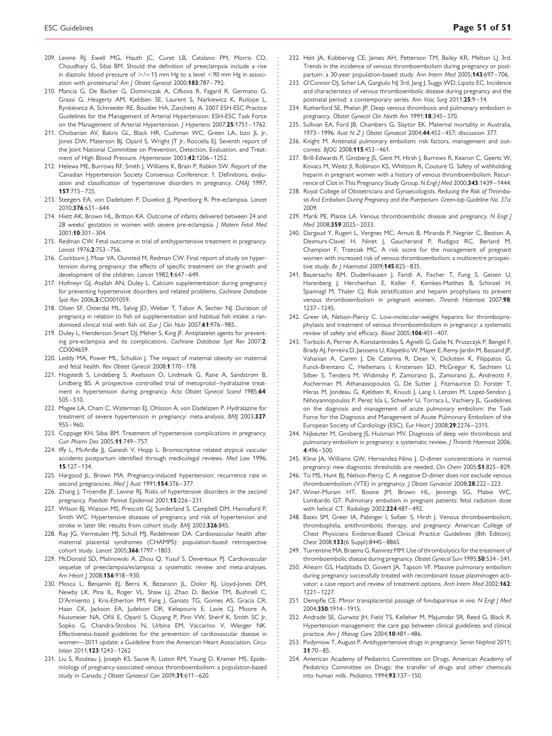209. Levine RJ, Ewell MG, Hauth JC, Curet LB, Catalano PM, Morris CD, Choudhary G, Sibai BM. Should the definition of preeclampsia include a rise in diastolic blood pressure of >/=15 mm Hg to a level <90 mm Hg in association with proteinuria? *Am J Obstet Gynecol* 2000;**183**:787–792.

210. Mancia G, De Backer G, Dominiczak A, Cifkova R, Fagard R, Germano G, Grassi G, Heagerty AM, Kjeldsen SE, Laurent S, Narkiewicz K, Ruilope L, Rynkiewicz A, Schmieder RE, Boudier HA, Zanchetti A. 2007 ESH-ESC Practice Guidelines for the Management of Arterial Hypertension: ESH-ESC Task Force on the Management of Arterial Hypertension. *J Hypertens* 2007;**25**:1751–1762.

211. Chobanian AV, Bakris GL, Black HR, Cushman WC, Green LA, Izzo JL Jr, Jones DW, Materson BJ, Oparil S, Wright JT Jr, Roccella EJ. Seventh report of the Joint National Committee on Prevention, Detection, Evaluation, and Treatment of High Blood Pressure. *Hypertension* 2003;**42**:1206–1252.

212. Helewa ME, Burrows RF, Smith J, Williams K, Brain P, Rabkin SW. Report of the Canadian Hypertension Society Consensus Conference: 1. Definitions, evaluation and classification of hypertensive disorders in pregnancy. *CMAJ* 1997; **157**:715–725.

213. Steegers EA, von Dadelszen P, Duvekot JJ, Pijnenborg R. Pre-eclampsia. *Lancet* 2010;**376**:631–644.

214. Hiett AK, Brown HL, Britton KA. Outcome of infants delivered between 24 and 28 weeks' gestation in women with severe pre-eclampsia. *J Matern Fetal Med* 2001;**10**:301–304.

215. Redman CW. Fetal outcome in trial of antihypertensive treatment in pregnancy. *Lancet* 1976;**2**:753–756.

216. Cockburn J, Moar VA, Ounsted M, Redman CW. Final report of study on hypertension during pregnancy: the effects of specific treatment on the growth and development of the children. *Lancet* 1982;**1**:647–649.

217. Hofmeyr GJ, Atallah AN, Duley L. Calcium supplementation during pregnancy for preventing hypertensive disorders and related problems. *Cochrane Database Syst Rev* 2006;**3**:CD001059.

218. Olsen SF, Osterdal ML, Salvig JD, Weber T, Tabor A, Secher NJ. Duration of pregnancy in relation to fish oil supplementation and habitual fish intake: a randomised clinical trial with fish oil. *Eur J Clin Nutr* 2007;**61**:976–985.

219. Duley L, Henderson-Smart DJ, Meher S, King JF. Antiplatelet agents for preventing pre-eclampsia and its complications. *Cochrane Database Syst Rev* 2007;**2**: CD004659.

220. Leddy MA, Power ML, Schulkin J. The impact of maternal obesity on maternal and fetal health. *Rev Obstet Gynecol* 2008;**1**:170–178.

221. Hogstedt S, Lindeberg S, Axelsson O, Lindmark G, Rane A, Sandstrom B, Lindberg BS. A prospective controlled trial of metoprolol–hydralazine treatment in hypertension during pregnancy. *Acta Obstet Gynecol Scand* 1985;**64**: 505–510.

222. Magee LA, Cham C, Waterman EJ, Ohlsson A, von Dadelszen P. Hydralazine for treatment of severe hypertension in pregnancy: meta-analysis. *BMJ* 2003;**327**: 955–960.

223. Coppage KH, Sibai BM. Treatment of hypertensive complications in pregnancy. *Curr Pharm Des* 2005;**11**:749–757.

224. Iffy L, McArdle JJ, Ganesh V, Hopp L. Bromocriptine related atypical vascular accidents postpartum identified through medicolegal reviews. *Med Law* 1996; **15**:127–134.

225. Hargood JL, Brown MA. Pregnancy-induced hypertension: recurrence rate in second pregnancies. *Med J Aust* 1991;**154**:376–377.

226. Zhang J, Troendle JF, Levine RJ. Risks of hypertensive disorders in the second pregnancy. *Paediatr Perinat Epidemiol* 2001;**15**:226–231.

227. Wilson BJ, Watson MS, Prescott GJ, Sunderland S, Campbell DM, Hannaford P, Smith WC. Hypertensive diseases of pregnancy and risk of hypertension and stroke in later life: results from cohort study. *BMJ* 2003;**326**:845.

228. Ray JG, Vermeulen MJ, Schull MJ, Redelmeier DA. Cardiovascular health after maternal placental syndromes (CHAMPS): population-based retrospective cohort study. *Lancet* 2005;**366**:1797–1803.

229. McDonald SD, Malinowski A, Zhou Q, Yusuf S, Devereaux PJ. Cardiovascular sequelae of preeclampsia/eclampsia: a systematic review and meta-analyses. *Am Heart J* 2008;**156**:918–930.

230. Mosca L, Benjamin EJ, Berra K, Bezanson JL, Dolor RJ, Lloyd-Jones DM, Newby LK, Pina IL, Roger VL, Shaw LJ, Zhao D, Beckie TM, Bushnell C, D'Armiento J, Kris-Etherton PM, Fang J, Ganiats TG, Gomes AS, Gracia CR, Haan CK, Jackson EA, Judelson DR, Kelepouris E, Lavie CJ, Moore A, Nussmeier NA, Ofili E, Oparil S, Ouyang P, Pinn VW, Sherif K, Smith SC Jr, Sopko G, Chandra-Strobos N, Urbina EM, Vaccarino V, Wenger NK. Effectiveness-based guidelines for the prevention of cardiovascular disease in women—2011 update: a Guideline from the American Heart Association. *Circulation* 2011;**123**:1243–1262

231. Liu S, Rouleau J, Joseph KS, Sauve R, Liston RM, Young D, Kramer MS. Epidemiology of pregnancy-associated venous thromboembolism: a population-based study in Canada. *J Obstet Gynaecol Can* 2009;**31**:611–620.

232. Heit JA, Kobbervig CE, James AH, Petterson TM, Bailey KR, Melton LJ 3rd. Trends in the incidence of venous thromboembolism during pregnancy or postpartum: a 30-year population-based study. *Ann Intern Med* 2005;**143**:697–706.

233. O'Connor DJ, Scher LA, Gargiulo NJ 3rd, Jang J, Suggs WD, Lipsitz EC. Incidence and characteristics of venous thromboembolic disease during pregnancy and the postnatal period: a contemporary series. *Ann Vasc Surg* 2011;**25**:9–14.

234. Rutherford SE, Phelan JP. Deep venous thrombosis and pulmonary embolism in pregnancy. *Obstet Gynecol Clin North Am* 1991;**18**:345–370.

235. Sullivan EA, Ford JB, Chambers G, Slaytor EK. Maternal mortality in Australia, 1973–1996. *Aust N Z J Obstet Gynaecol* 2004;**44**:452–457; discussion 377.

236. Knight M. Antenatal pulmonary embolism: risk factors, management and outcomes. *BJOG* 2008;**115**:453–461.

237. Brill-Edwards P, Ginsberg JS, Gent M, Hirsh J, Burrows R, Kearon C, Geerts W, Kovacs M, Weitz JI, Robinson KS, Whittom R, Couture G. Safety of withholding heparin in pregnant women with a history of venous thromboembolism. Recurrence of Clot in This Pregnancy Study Group. *N Engl J Med* 2000;**343**:1439–1444.

238. Royal College of Obstetricians and Gynaecologists. *Reducing the Risk of Thrombosis And Embolism During Pregnancy and the Puerperium. Green-top Guideline No. 37a:* 2009.

239. Marik PE, Plante LA. Venous thromboembolic disease and pregnancy. *N Engl J Med* 2008;**359**:2025–2033.

240. Dargaud Y, Rugeri L, Vergnes MC, Arnuti B, Miranda P, Negrier C, Bestion A, Desmurs-Clavel H, Ninet J, Gaucherand P, Rudigoz RC, Berland M, Champion F, Trzeciak MC. A risk score for the management of pregnant women with increased risk of venous thromboembolism: a multicentre prospective study. *Br J Haematol* 2009;**145**:825–835.

241. Bauersachs RM, Dudenhausen J, Faridi A, Fischer T, Fung S, Geisen U, Harenberg J, Herchenhan E, Keller F, Kemkes-Matthes B, Schinzel H, Spannagl M, Thaler CJ. Risk stratification and heparin prophylaxis to prevent venous thromboembolism in pregnant women. *Thromb Haemost* 2007;**98**: 1237–1245.

242. Greer IA, Nelson-Piercy C. Low-molecular-weight heparins for thromboprophylaxis and treatment of venous thromboembolism in pregnancy: a systematic review of safety and efficacy. *Blood* 2005;**106**:401–407.

243. Torbicki A, Perrier A, Konstantinides S, Agnelli G, Galie N, Pruszczyk P, Bengel F, Brady AJ, Ferreira D, Janssens U, Klepetko W, Mayer E, Remy-Jardin M, Bassand JP, Vahanian A, Camm J, De Caterina R, Dean V, Dickstein K, Filippatos G, Funck-Brentano C, Hellemans I, Kristensen SD, McGregor K, Sechtem U, Silber S, Tendera M, Widimsky P, Zamorano JL, Zamorano JL, Andreotti F, Ascherman M, Athanassopoulos G, De Sutter J, Fitzmaurice D, Forster T, Heras M, Jondeau G, Kjeldsen K, Knuuti J, Lang I, Lenzen M, Lopez-Sendon J, Nihoyannopoulos P, Perez Isla L, Schwehr U, Torraca L, Vachiery JL. Guidelines on the diagnosis and management of acute pulmonary embolism: the Task Force for the Diagnosis and Management of Acute Pulmonary Embolism of the European Society of Cardiology (ESC). *Eur Heart J* 2008;**29**:2276–2315.

244. Nijkeuter M, Ginsberg JS, Huisman MV. Diagnosis of deep vein thrombosis and pulmonary embolism in pregnancy: a systematic review. *J Thromb Haemost* 2006; **4**:496–500.

245. Kline JA, Williams GW, Hernandez-Nino J. D-dimer concentrations in normal pregnancy: new diagnostic thresholds are needed. *Clin Chem* 2005;**51**:825–829.

246. To MS, Hunt BJ, Nelson-Piercy C. A negative D-dimer does not exclude venous thromboembolism (VTE) in pregnancy. *J Obstet Gynaecol* 2008;**28**:222–223.

247. Winer-Muram HT, Boone JM, Brown HL, Jennings SG, Mabie WC, Lombardo GT. Pulmonary embolism in pregnant patients: fetal radiation dose with helical CT. *Radiology* 2002;**224**:487–492.

248. Bates SM, Greer IA, Pabinger I, Sofaer S, Hirsh J. Venous thromboembolism, thrombophilia, antithrombotic therapy, and pregnancy: American College of Chest Physicians Evidence-Based Clinical Practice Guidelines (8th Edition). *Chest* 2008;**133**(6 Suppl):844S–886S.

249. Turrentine MA, Braems G, Ramirez MM. Use of thrombolytics for the treatment of thromboembolic disease during pregnancy. *Obstet Gynecol Surv* 1995;**50**:534–541.

250. Ahearn GS, Hadjiliadis D, Govert JA, Tapson VF. Massive pulmonary embolism during pregnancy successfully treated with recombinant tissue plasminogen activator: a case report and review of treatment options. *Arch Intern Med* 2002;**162**: 1221–1227.

251. Dempfle CE. Minor transplacental passage of fondaparinux *in vivo*. *N Engl J Med* 2004;**350**:1914–1915.

252. Andrade SE, Gurwitz JH, Field TS, Kelleher M, Majumdar SR, Reed G, Black R. Hypertension management: the care gap between clinical guidelines and clinical practice. *Am J Manag Care* 2004;**10**:481–486.

253. Podymow T, August P. Antihypertensive drugs in pregnancy. *Semin Nephrol* 2011; **31**:70–85.

254. American Academy of Pediatrics Committee on Drugs. American Academy of Pediatrics Committee on Drugs: the transfer of drugs and other chemicals into human milk. *Pediatrics* 1994;**93**:137–150.